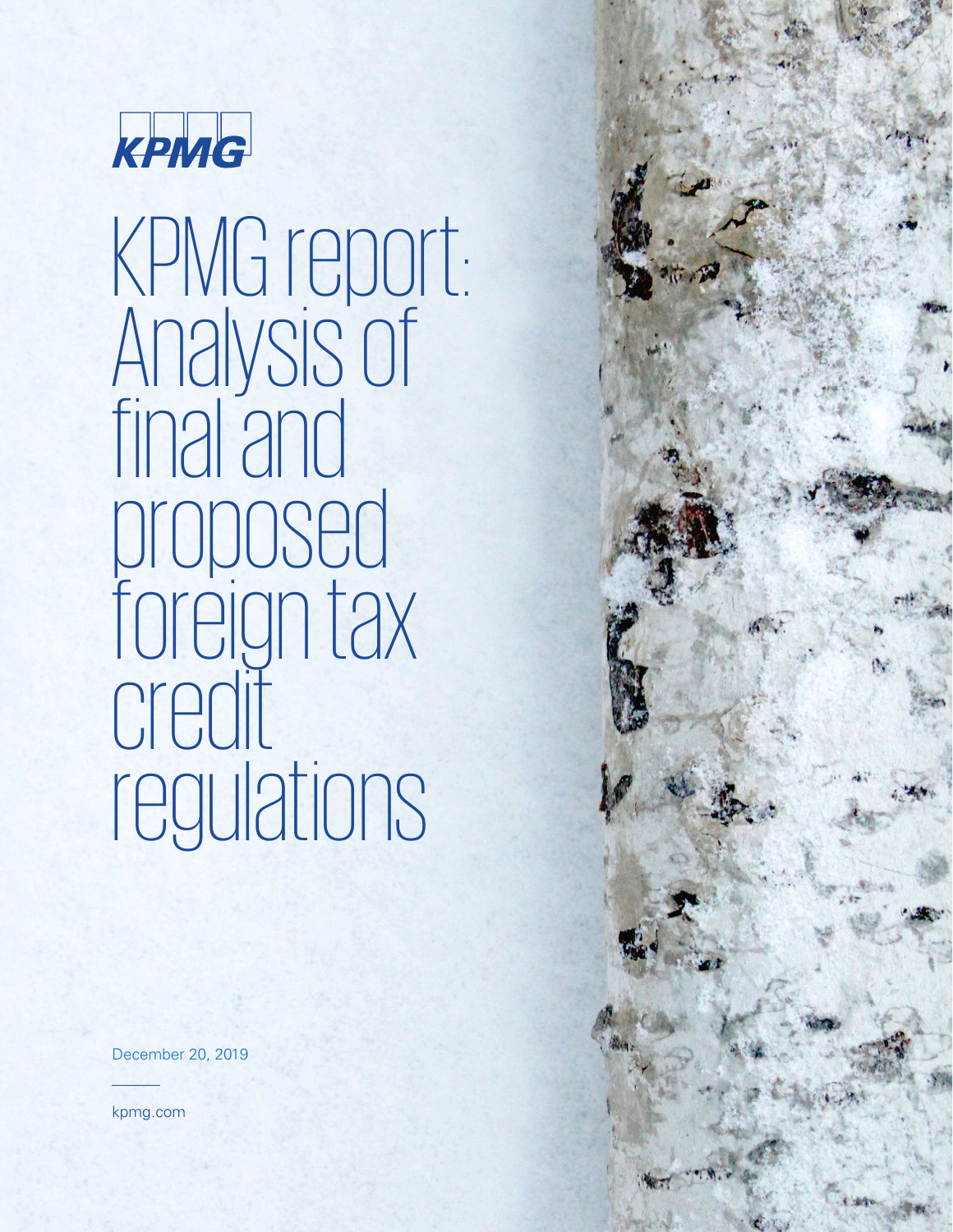KPMG

# KPMG report: Analysis of final and proposed foreign tax credit regulations

December 20, 2019

kpmg.com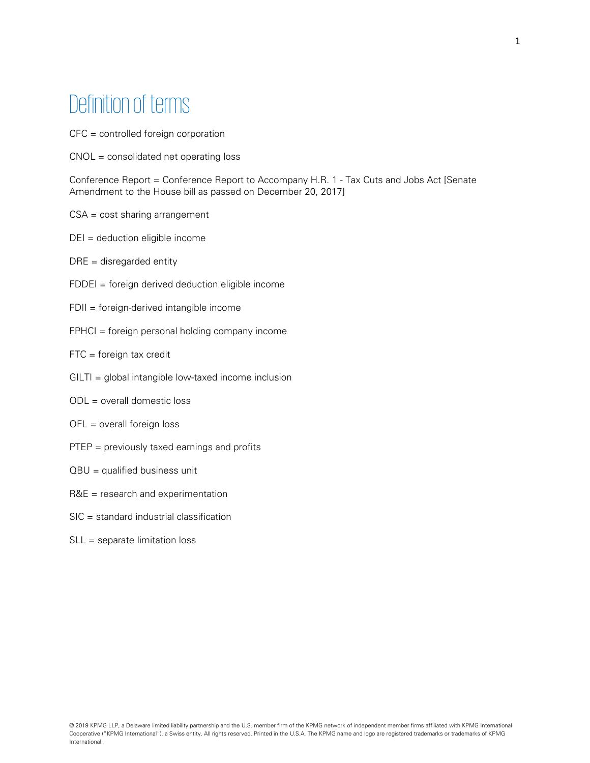# Definition of terms

CFC = controlled foreign corporation

CNOL = consolidated net operating loss

Conference Report = Conference Report to Accompany H.R. 1 - Tax Cuts and Jobs Act [Senate Amendment to the House bill as passed on December 20, 2017]

CSA = cost sharing arrangement

DEI = deduction eligible income

DRE = disregarded entity

FDDEI = foreign derived deduction eligible income

FDII = foreign-derived intangible income

FPHCI = foreign personal holding company income

FTC = foreign tax credit

GILTI = global intangible low-taxed income inclusion

ODL = overall domestic loss

OFL = overall foreign loss

PTEP = previously taxed earnings and profits

QBU = qualified business unit

R&E = research and experimentation

SIC = standard industrial classification

SLL = separate limitation loss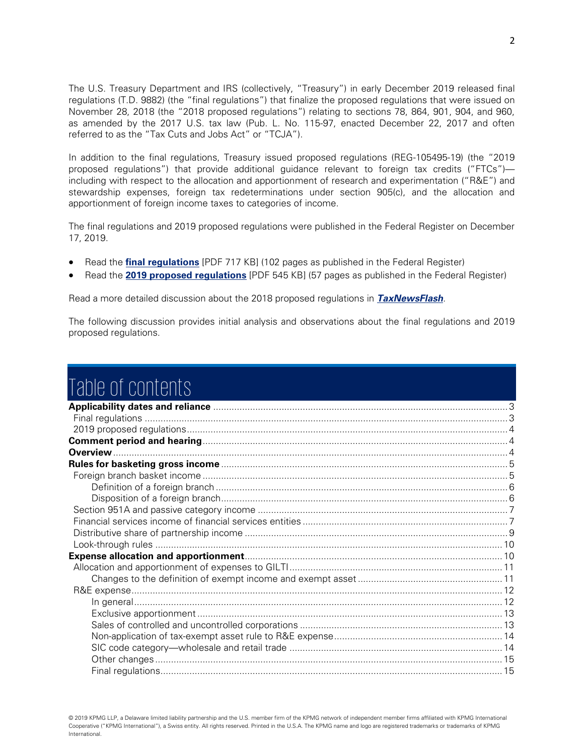The U.S. Treasury Department and IRS (collectively, "Treasury") in early December 2019 released final regulations (T.D. 9882) (the "final regulations") that finalize the proposed regulations that were issued on November 28, 2018 (the "2018 proposed regulations") relating to sections 78, 864, 901, 904, and 960, as amended by the 2017 U.S. tax law (Pub. L. No. 115-97, enacted December 22, 2017 and often referred to as the "Tax Cuts and Jobs Act" or "TCJA").

In addition to the final regulations, Treasury issued proposed regulations (REG-105495-19) (the "2019 proposed regulations") that provide additional guidance relevant to foreign tax credits ("FTCs")—including with respect to the allocation and apportionment of research and experimentation ("R&E") and stewardship expenses, foreign tax redeterminations under section 905(c), and the allocation and apportionment of foreign income taxes to categories of income.

The final regulations and 2019 proposed regulations were published in the Federal Register on December 17, 2019.

- Read the **final regulations** [PDF 717 KB] (102 pages as published in the Federal Register)
- Read the **2019 proposed regulations** [PDF 545 KB] (57 pages as published in the Federal Register)

Read a more detailed discussion about the 2018 proposed regulations in ***TaxNewsFlash***.

The following discussion provides initial analysis and observations about the final regulations and 2019 proposed regulations.

# Table of contents

- **Applicability dates and reliance** ... 3
  - Final regulations ... 3
  - 2019 proposed regulations ... 4
- **Comment period and hearing** ... 4
- **Overview** ... 4
- **Rules for basketing gross income** ... 5
  - Foreign branch basket income ... 5
    - Definition of a foreign branch ... 6
    - Disposition of a foreign branch ... 6
  - Section 951A and passive category income ... 7
  - Financial services income of financial services entities ... 7
  - Distributive share of partnership income ... 9
  - Look-through rules ... 10
- **Expense allocation and apportionment** ... 10
  - Allocation and apportionment of expenses to GILTI ... 11
    - Changes to the definition of exempt income and exempt asset ... 11
  - R&E expense ... 12
    - In general ... 12
    - Exclusive apportionment ... 13
    - Sales of controlled and uncontrolled corporations ... 13
    - Non-application of tax-exempt asset rule to R&E expense ... 14
    - SIC code category—wholesale and retail trade ... 14
    - Other changes ... 15
    - Final regulations ... 15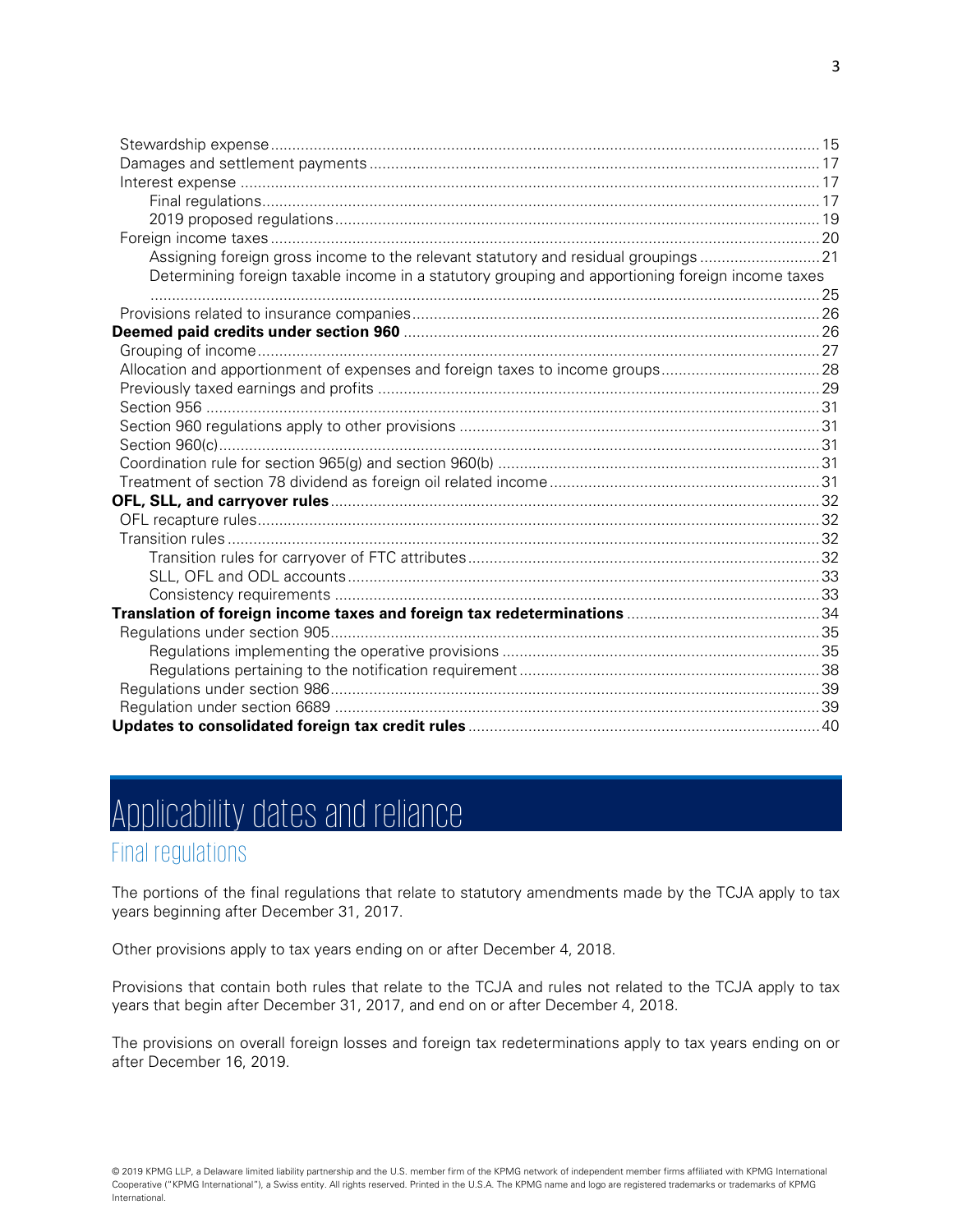Stewardship expense ........ 15
Damages and settlement payments ........ 17
Interest expense ........ 17
  Final regulations ........ 17
  2019 proposed regulations ........ 19
Foreign income taxes ........ 20
  Assigning foreign gross income to the relevant statutory and residual groupings ........ 21
  Determining foreign taxable income in a statutory grouping and apportioning foreign income taxes ........ 25
Provisions related to insurance companies ........ 26

**Deemed paid credits under section 960** ........ 26

Grouping of income ........ 27
Allocation and apportionment of expenses and foreign taxes to income groups ........ 28
Previously taxed earnings and profits ........ 29
Section 956 ........ 31
Section 960 regulations apply to other provisions ........ 31
Section 960(c) ........ 31
Coordination rule for section 965(g) and section 960(b) ........ 31
Treatment of section 78 dividend as foreign oil related income ........ 31

**OFL, SLL, and carryover rules** ........ 32

OFL recapture rules ........ 32
Transition rules ........ 32
  Transition rules for carryover of FTC attributes ........ 32
  SLL, OFL and ODL accounts ........ 33
  Consistency requirements ........ 33

**Translation of foreign income taxes and foreign tax redeterminations** ........ 34

Regulations under section 905 ........ 35
  Regulations implementing the operative provisions ........ 35
  Regulations pertaining to the notification requirement ........ 38
Regulations under section 986 ........ 39
Regulation under section 6689 ........ 39

**Updates to consolidated foreign tax credit rules** ........ 40

# Applicability dates and reliance

## Final regulations

The portions of the final regulations that relate to statutory amendments made by the TCJA apply to tax years beginning after December 31, 2017.

Other provisions apply to tax years ending on or after December 4, 2018.

Provisions that contain both rules that relate to the TCJA and rules not related to the TCJA apply to tax years that begin after December 31, 2017, and end on or after December 4, 2018.

The provisions on overall foreign losses and foreign tax redeterminations apply to tax years ending on or after December 16, 2019.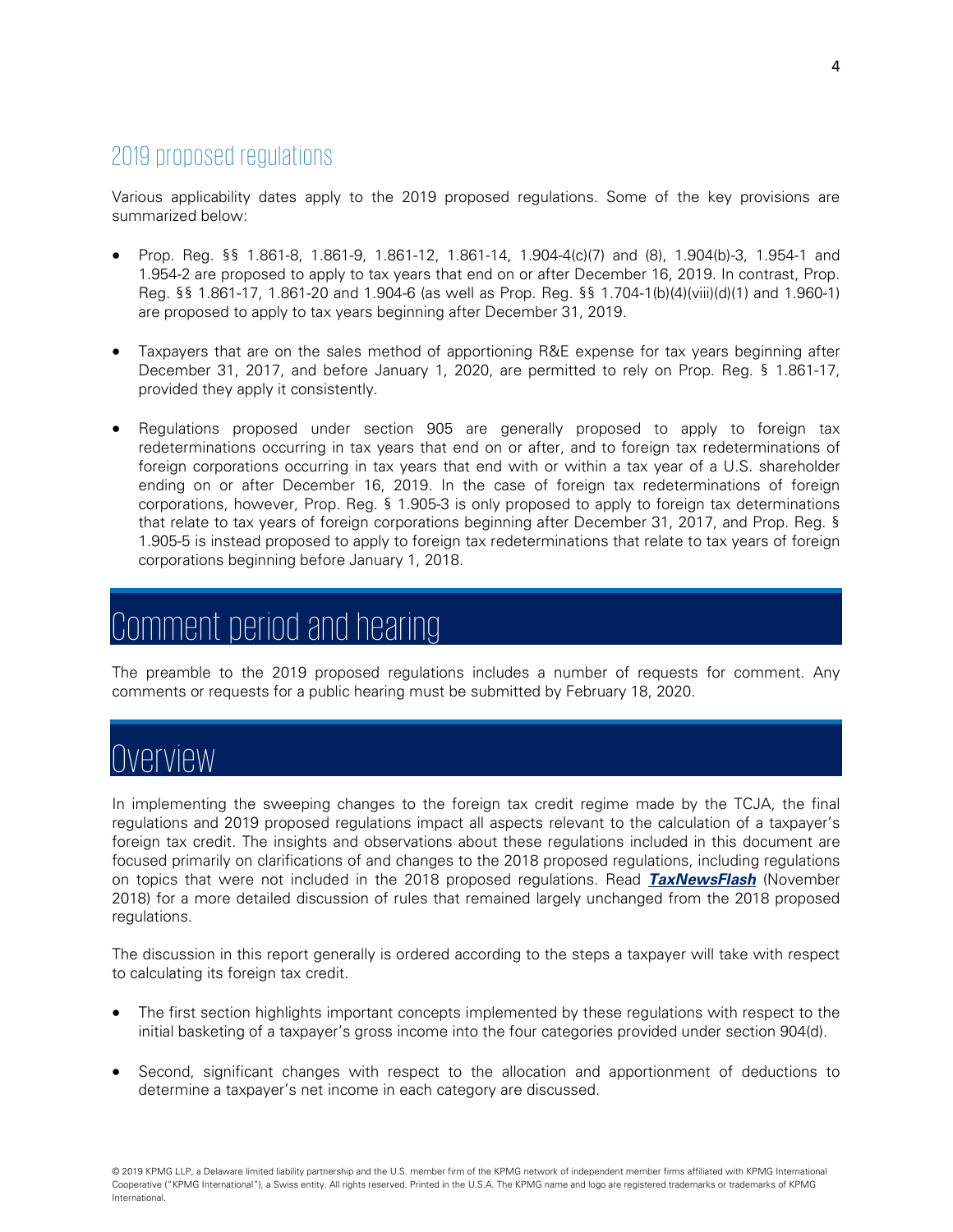## 2019 proposed regulations

Various applicability dates apply to the 2019 proposed regulations. Some of the key provisions are summarized below:

- Prop. Reg. §§ 1.861-8, 1.861-9, 1.861-12, 1.861-14, 1.904-4(c)(7) and (8), 1.904(b)-3, 1.954-1 and 1.954-2 are proposed to apply to tax years that end on or after December 16, 2019. In contrast, Prop. Reg. §§ 1.861-17, 1.861-20 and 1.904-6 (as well as Prop. Reg. §§ 1.704-1(b)(4)(viii)(d)(1) and 1.960-1) are proposed to apply to tax years beginning after December 31, 2019.

- Taxpayers that are on the sales method of apportioning R&E expense for tax years beginning after December 31, 2017, and before January 1, 2020, are permitted to rely on Prop. Reg. § 1.861-17, provided they apply it consistently.

- Regulations proposed under section 905 are generally proposed to apply to foreign tax redeterminations occurring in tax years that end on or after, and to foreign tax redeterminations of foreign corporations occurring in tax years that end with or within a tax year of a U.S. shareholder ending on or after December 16, 2019. In the case of foreign tax redeterminations of foreign corporations, however, Prop. Reg. § 1.905-3 is only proposed to apply to foreign tax determinations that relate to tax years of foreign corporations beginning after December 31, 2017, and Prop. Reg. § 1.905-5 is instead proposed to apply to foreign tax redeterminations that relate to tax years of foreign corporations beginning before January 1, 2018.

# Comment period and hearing

The preamble to the 2019 proposed regulations includes a number of requests for comment. Any comments or requests for a public hearing must be submitted by February 18, 2020.

# Overview

In implementing the sweeping changes to the foreign tax credit regime made by the TCJA, the final regulations and 2019 proposed regulations impact all aspects relevant to the calculation of a taxpayer's foreign tax credit. The insights and observations about these regulations included in this document are focused primarily on clarifications of and changes to the 2018 proposed regulations, including regulations on topics that were not included in the 2018 proposed regulations. Read ***TaxNewsFlash*** (November 2018) for a more detailed discussion of rules that remained largely unchanged from the 2018 proposed regulations.

The discussion in this report generally is ordered according to the steps a taxpayer will take with respect to calculating its foreign tax credit.

- The first section highlights important concepts implemented by these regulations with respect to the initial basketing of a taxpayer's gross income into the four categories provided under section 904(d).

- Second, significant changes with respect to the allocation and apportionment of deductions to determine a taxpayer's net income in each category are discussed.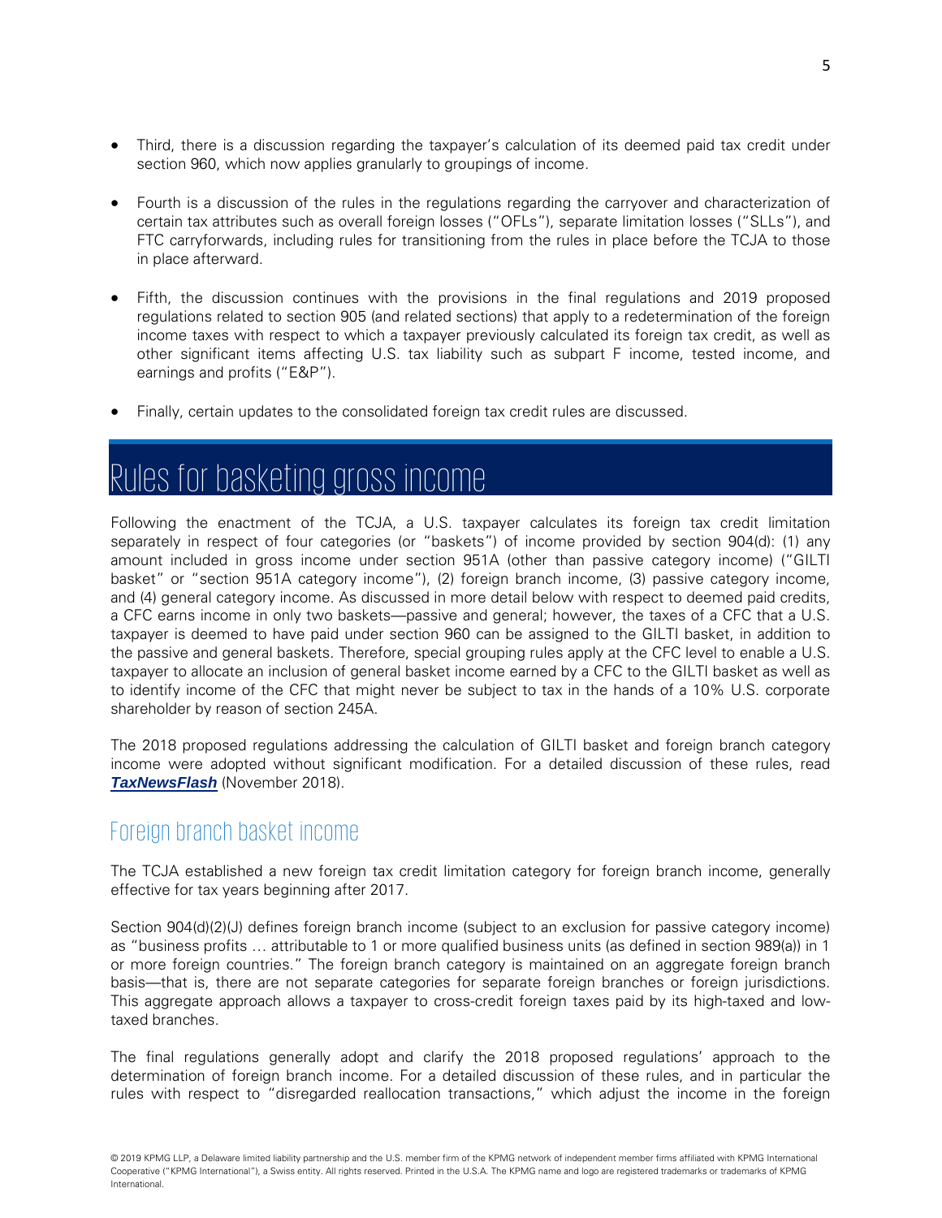- Third, there is a discussion regarding the taxpayer's calculation of its deemed paid tax credit under section 960, which now applies granularly to groupings of income.
- Fourth is a discussion of the rules in the regulations regarding the carryover and characterization of certain tax attributes such as overall foreign losses ("OFLs"), separate limitation losses ("SLLs"), and FTC carryforwards, including rules for transitioning from the rules in place before the TCJA to those in place afterward.
- Fifth, the discussion continues with the provisions in the final regulations and 2019 proposed regulations related to section 905 (and related sections) that apply to a redetermination of the foreign income taxes with respect to which a taxpayer previously calculated its foreign tax credit, as well as other significant items affecting U.S. tax liability such as subpart F income, tested income, and earnings and profits ("E&P").
- Finally, certain updates to the consolidated foreign tax credit rules are discussed.

# Rules for basketing gross income

Following the enactment of the TCJA, a U.S. taxpayer calculates its foreign tax credit limitation separately in respect of four categories (or "baskets") of income provided by section 904(d): (1) any amount included in gross income under section 951A (other than passive category income) ("GILTI basket" or "section 951A category income"), (2) foreign branch income, (3) passive category income, and (4) general category income. As discussed in more detail below with respect to deemed paid credits, a CFC earns income in only two baskets—passive and general; however, the taxes of a CFC that a U.S. taxpayer is deemed to have paid under section 960 can be assigned to the GILTI basket, in addition to the passive and general baskets. Therefore, special grouping rules apply at the CFC level to enable a U.S. taxpayer to allocate an inclusion of general basket income earned by a CFC to the GILTI basket as well as to identify income of the CFC that might never be subject to tax in the hands of a 10% U.S. corporate shareholder by reason of section 245A.

The 2018 proposed regulations addressing the calculation of GILTI basket and foreign branch category income were adopted without significant modification. For a detailed discussion of these rules, read ***TaxNewsFlash*** (November 2018).

## Foreign branch basket income

The TCJA established a new foreign tax credit limitation category for foreign branch income, generally effective for tax years beginning after 2017.

Section 904(d)(2)(J) defines foreign branch income (subject to an exclusion for passive category income) as "business profits … attributable to 1 or more qualified business units (as defined in section 989(a)) in 1 or more foreign countries." The foreign branch category is maintained on an aggregate foreign branch basis—that is, there are not separate categories for separate foreign branches or foreign jurisdictions. This aggregate approach allows a taxpayer to cross-credit foreign taxes paid by its high-taxed and low-taxed branches.

The final regulations generally adopt and clarify the 2018 proposed regulations' approach to the determination of foreign branch income. For a detailed discussion of these rules, and in particular the rules with respect to "disregarded reallocation transactions," which adjust the income in the foreign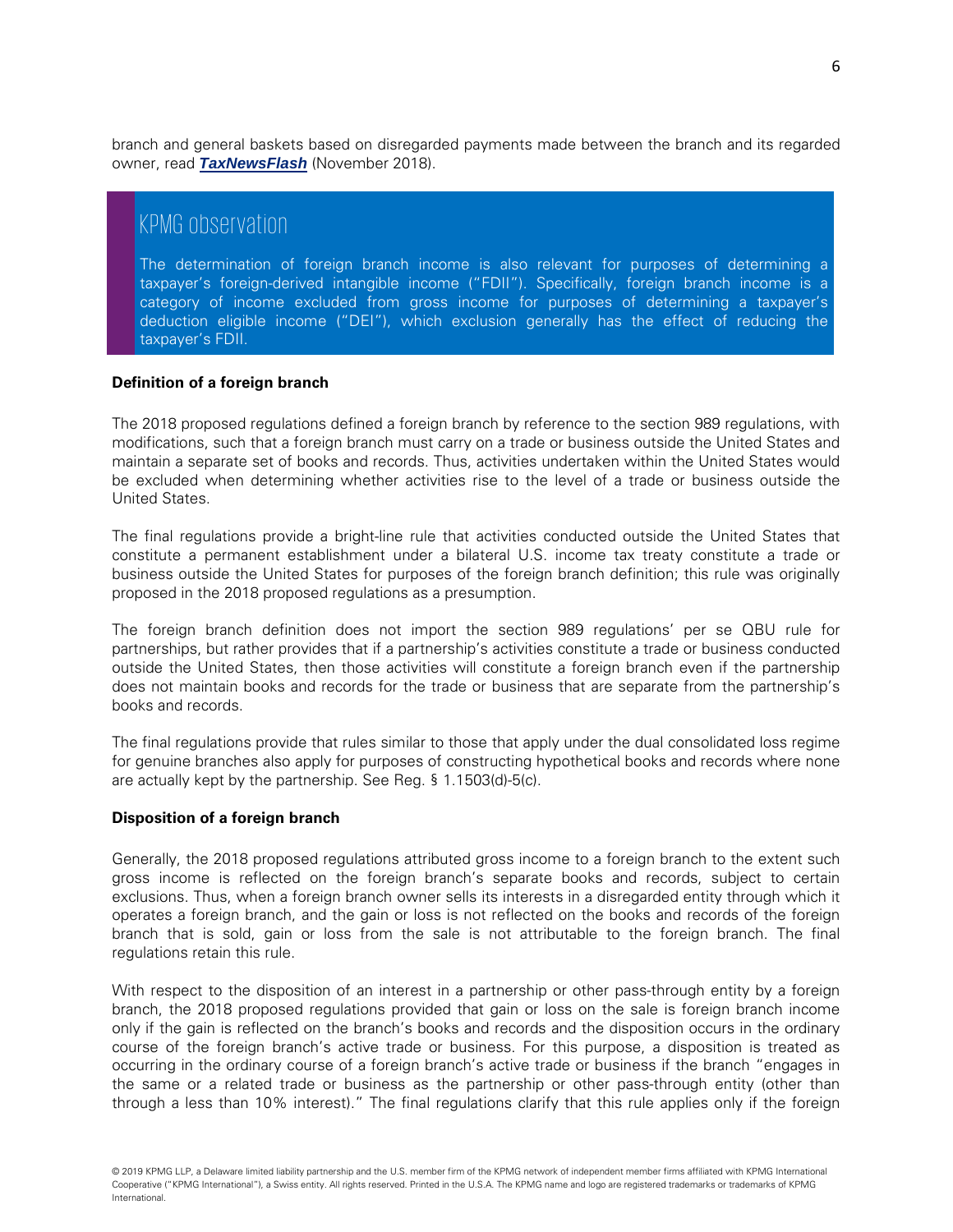branch and general baskets based on disregarded payments made between the branch and its regarded owner, read ***TaxNewsFlash*** (November 2018).

> ## KPMG observation
>
> The determination of foreign branch income is also relevant for purposes of determining a taxpayer's foreign-derived intangible income ("FDII"). Specifically, foreign branch income is a category of income excluded from gross income for purposes of determining a taxpayer's deduction eligible income ("DEI"), which exclusion generally has the effect of reducing the taxpayer's FDII.

**Definition of a foreign branch**

The 2018 proposed regulations defined a foreign branch by reference to the section 989 regulations, with modifications, such that a foreign branch must carry on a trade or business outside the United States and maintain a separate set of books and records. Thus, activities undertaken within the United States would be excluded when determining whether activities rise to the level of a trade or business outside the United States.

The final regulations provide a bright-line rule that activities conducted outside the United States that constitute a permanent establishment under a bilateral U.S. income tax treaty constitute a trade or business outside the United States for purposes of the foreign branch definition; this rule was originally proposed in the 2018 proposed regulations as a presumption.

The foreign branch definition does not import the section 989 regulations' per se QBU rule for partnerships, but rather provides that if a partnership's activities constitute a trade or business conducted outside the United States, then those activities will constitute a foreign branch even if the partnership does not maintain books and records for the trade or business that are separate from the partnership's books and records.

The final regulations provide that rules similar to those that apply under the dual consolidated loss regime for genuine branches also apply for purposes of constructing hypothetical books and records where none are actually kept by the partnership. See Reg. § 1.1503(d)-5(c).

**Disposition of a foreign branch**

Generally, the 2018 proposed regulations attributed gross income to a foreign branch to the extent such gross income is reflected on the foreign branch's separate books and records, subject to certain exclusions. Thus, when a foreign branch owner sells its interests in a disregarded entity through which it operates a foreign branch, and the gain or loss is not reflected on the books and records of the foreign branch that is sold, gain or loss from the sale is not attributable to the foreign branch. The final regulations retain this rule.

With respect to the disposition of an interest in a partnership or other pass-through entity by a foreign branch, the 2018 proposed regulations provided that gain or loss on the sale is foreign branch income only if the gain is reflected on the branch's books and records and the disposition occurs in the ordinary course of the foreign branch's active trade or business. For this purpose, a disposition is treated as occurring in the ordinary course of a foreign branch's active trade or business if the branch "engages in the same or a related trade or business as the partnership or other pass-through entity (other than through a less than 10% interest)." The final regulations clarify that this rule applies only if the foreign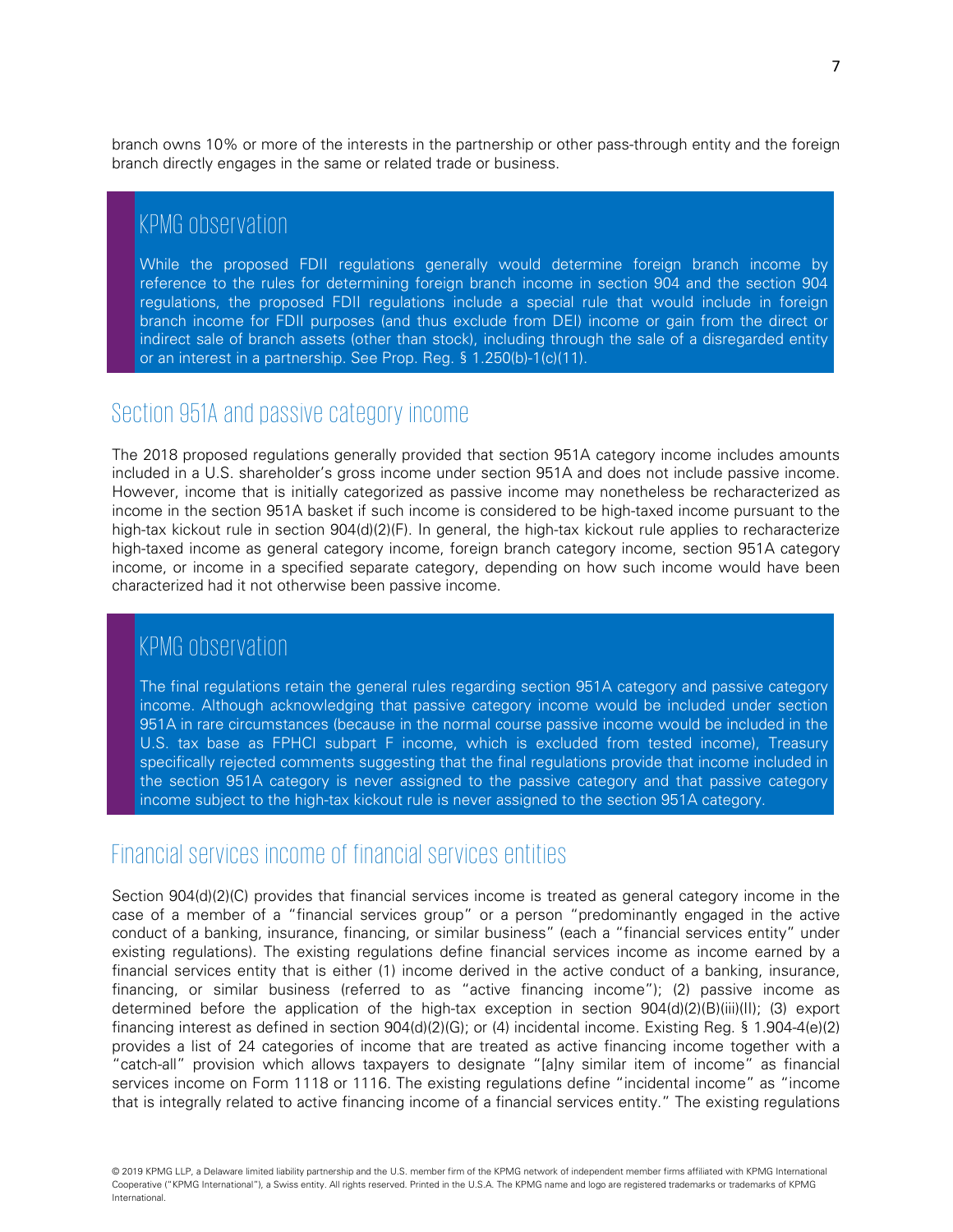branch owns 10% or more of the interests in the partnership or other pass-through entity and the foreign branch directly engages in the same or related trade or business.

> ### KPMG observation
>
> While the proposed FDII regulations generally would determine foreign branch income by reference to the rules for determining foreign branch income in section 904 and the section 904 regulations, the proposed FDII regulations include a special rule that would include in foreign branch income for FDII purposes (and thus exclude from DEI) income or gain from the direct or indirect sale of branch assets (other than stock), including through the sale of a disregarded entity or an interest in a partnership. See Prop. Reg. § 1.250(b)-1(c)(11).

## Section 951A and passive category income

The 2018 proposed regulations generally provided that section 951A category income includes amounts included in a U.S. shareholder's gross income under section 951A and does not include passive income. However, income that is initially categorized as passive income may nonetheless be recharacterized as income in the section 951A basket if such income is considered to be high-taxed income pursuant to the high-tax kickout rule in section 904(d)(2)(F). In general, the high-tax kickout rule applies to recharacterize high-taxed income as general category income, foreign branch category income, section 951A category income, or income in a specified separate category, depending on how such income would have been characterized had it not otherwise been passive income.

> ### KPMG observation
>
> The final regulations retain the general rules regarding section 951A category and passive category income. Although acknowledging that passive category income would be included under section 951A in rare circumstances (because in the normal course passive income would be included in the U.S. tax base as FPHCI subpart F income, which is excluded from tested income), Treasury specifically rejected comments suggesting that the final regulations provide that income included in the section 951A category is never assigned to the passive category and that passive category income subject to the high-tax kickout rule is never assigned to the section 951A category.

## Financial services income of financial services entities

Section 904(d)(2)(C) provides that financial services income is treated as general category income in the case of a member of a "financial services group" or a person "predominantly engaged in the active conduct of a banking, insurance, financing, or similar business" (each a "financial services entity" under existing regulations). The existing regulations define financial services income as income earned by a financial services entity that is either (1) income derived in the active conduct of a banking, insurance, financing, or similar business (referred to as "active financing income"); (2) passive income as determined before the application of the high-tax exception in section 904(d)(2)(B)(iii)(II); (3) export financing interest as defined in section 904(d)(2)(G); or (4) incidental income. Existing Reg. § 1.904-4(e)(2) provides a list of 24 categories of income that are treated as active financing income together with a "catch-all" provision which allows taxpayers to designate "[a]ny similar item of income" as financial services income on Form 1118 or 1116. The existing regulations define "incidental income" as "income that is integrally related to active financing income of a financial services entity." The existing regulations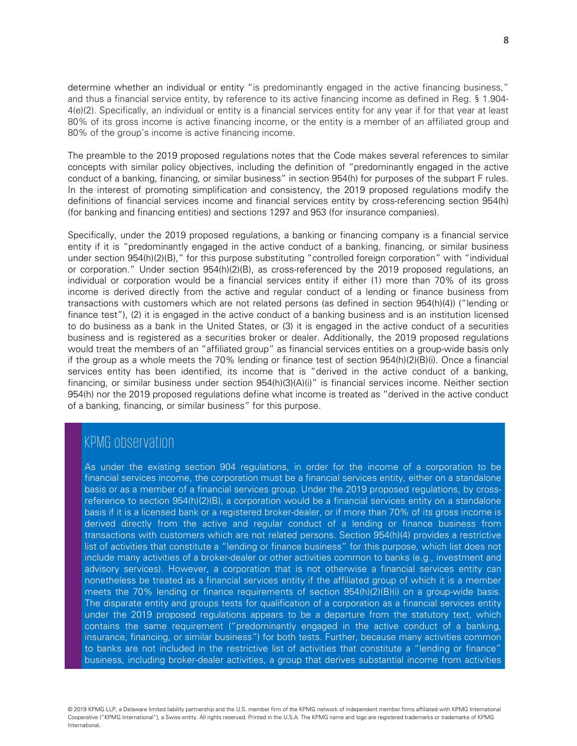determine whether an individual or entity "is predominantly engaged in the active financing business," and thus a financial service entity, by reference to its active financing income as defined in Reg. § 1.904-4(e)(2). Specifically, an individual or entity is a financial services entity for any year if for that year at least 80% of its gross income is active financing income, or the entity is a member of an affiliated group and 80% of the group's income is active financing income.

The preamble to the 2019 proposed regulations notes that the Code makes several references to similar concepts with similar policy objectives, including the definition of "predominantly engaged in the active conduct of a banking, financing, or similar business" in section 954(h) for purposes of the subpart F rules. In the interest of promoting simplification and consistency, the 2019 proposed regulations modify the definitions of financial services income and financial services entity by cross-referencing section 954(h) (for banking and financing entities) and sections 1297 and 953 (for insurance companies).

Specifically, under the 2019 proposed regulations, a banking or financing company is a financial service entity if it is "predominantly engaged in the active conduct of a banking, financing, or similar business under section 954(h)(2)(B)," for this purpose substituting "controlled foreign corporation" with "individual or corporation." Under section 954(h)(2)(B), as cross-referenced by the 2019 proposed regulations, an individual or corporation would be a financial services entity if either (1) more than 70% of its gross income is derived directly from the active and regular conduct of a lending or finance business from transactions with customers which are not related persons (as defined in section 954(h)(4)) ("lending or finance test"), (2) it is engaged in the active conduct of a banking business and is an institution licensed to do business as a bank in the United States, or (3) it is engaged in the active conduct of a securities business and is registered as a securities broker or dealer. Additionally, the 2019 proposed regulations would treat the members of an "affiliated group" as financial services entities on a group-wide basis only if the group as a whole meets the 70% lending or finance test of section 954(h)(2)(B)(i). Once a financial services entity has been identified, its income that is "derived in the active conduct of a banking, financing, or similar business under section 954(h)(3)(A)(i)" is financial services income. Neither section 954(h) nor the 2019 proposed regulations define what income is treated as "derived in the active conduct of a banking, financing, or similar business" for this purpose.

## KPMG observation

As under the existing section 904 regulations, in order for the income of a corporation to be financial services income, the corporation must be a financial services entity, either on a standalone basis or as a member of a financial services group. Under the 2019 proposed regulations, by cross-reference to section 954(h)(2)(B), a corporation would be a financial services entity on a standalone basis if it is a licensed bank or a registered broker-dealer, or if more than 70% of its gross income is derived directly from the active and regular conduct of a lending or finance business from transactions with customers which are not related persons. Section 954(h)(4) provides a restrictive list of activities that constitute a "lending or finance business" for this purpose, which list does not include many activities of a broker-dealer or other activities common to banks (e.g., investment and advisory services). However, a corporation that is not otherwise a financial services entity can nonetheless be treated as a financial services entity if the affiliated group of which it is a member meets the 70% lending or finance requirements of section 954(h)(2)(B)(i) on a group-wide basis. The disparate entity and groups tests for qualification of a corporation as a financial services entity under the 2019 proposed regulations appears to be a departure from the statutory text, which contains the same requirement ("predominantly engaged in the active conduct of a banking, insurance, financing, or similar business") for both tests. Further, because many activities common to banks are not included in the restrictive list of activities that constitute a "lending or finance" business, including broker-dealer activities, a group that derives substantial income from activities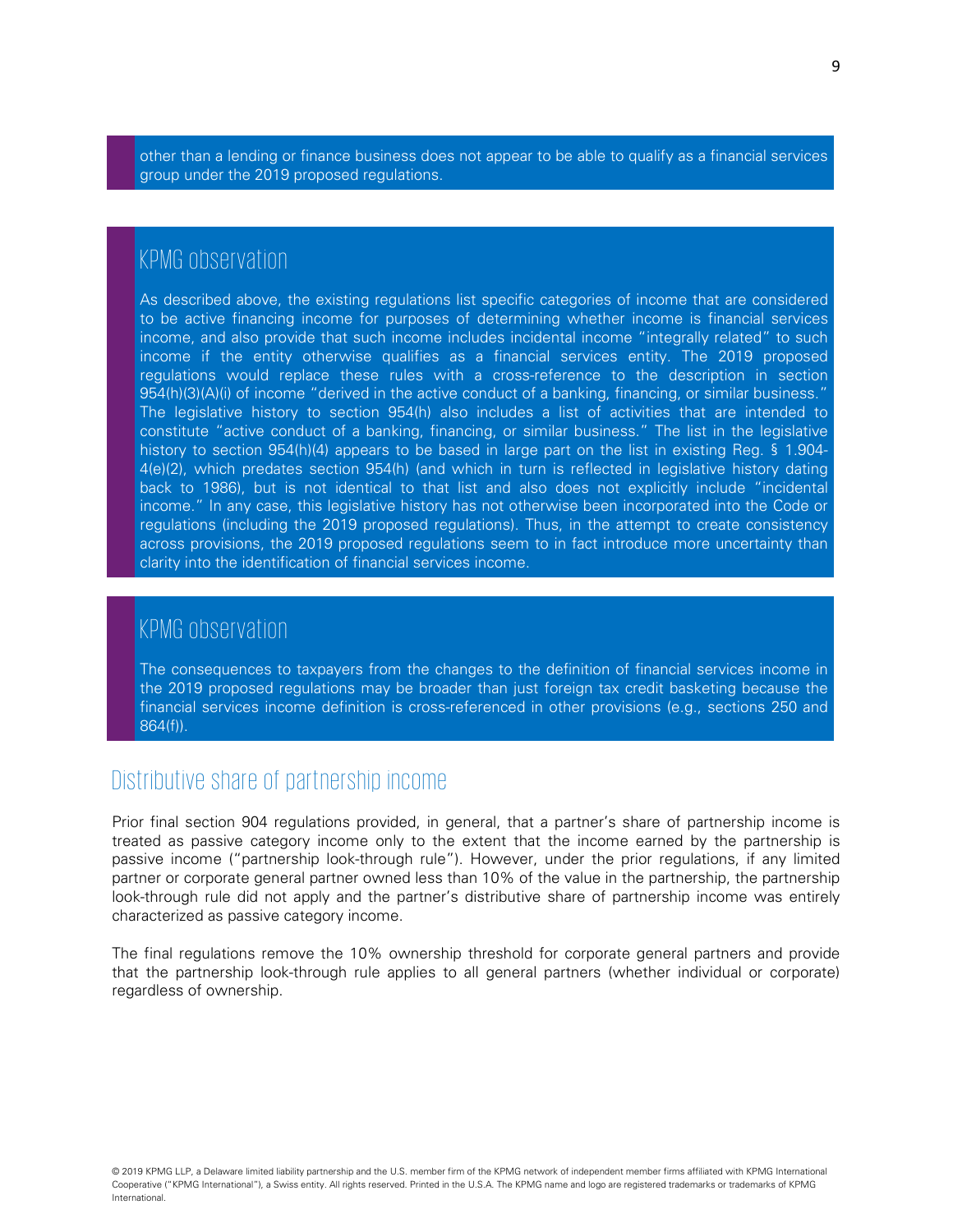other than a lending or finance business does not appear to be able to qualify as a financial services group under the 2019 proposed regulations.

### KPMG observation

As described above, the existing regulations list specific categories of income that are considered to be active financing income for purposes of determining whether income is financial services income, and also provide that such income includes incidental income "integrally related" to such income if the entity otherwise qualifies as a financial services entity. The 2019 proposed regulations would replace these rules with a cross-reference to the description in section 954(h)(3)(A)(i) of income "derived in the active conduct of a banking, financing, or similar business." The legislative history to section 954(h) also includes a list of activities that are intended to constitute "active conduct of a banking, financing, or similar business." The list in the legislative history to section 954(h)(4) appears to be based in large part on the list in existing Reg. § 1.904-4(e)(2), which predates section 954(h) (and which in turn is reflected in legislative history dating back to 1986), but is not identical to that list and also does not explicitly include "incidental income." In any case, this legislative history has not otherwise been incorporated into the Code or regulations (including the 2019 proposed regulations). Thus, in the attempt to create consistency across provisions, the 2019 proposed regulations seem to in fact introduce more uncertainty than clarity into the identification of financial services income.

### KPMG observation

The consequences to taxpayers from the changes to the definition of financial services income in the 2019 proposed regulations may be broader than just foreign tax credit basketing because the financial services income definition is cross-referenced in other provisions (e.g., sections 250 and 864(f)).

## Distributive share of partnership income

Prior final section 904 regulations provided, in general, that a partner's share of partnership income is treated as passive category income only to the extent that the income earned by the partnership is passive income ("partnership look-through rule"). However, under the prior regulations, if any limited partner or corporate general partner owned less than 10% of the value in the partnership, the partnership look-through rule did not apply and the partner's distributive share of partnership income was entirely characterized as passive category income.

The final regulations remove the 10% ownership threshold for corporate general partners and provide that the partnership look-through rule applies to all general partners (whether individual or corporate) regardless of ownership.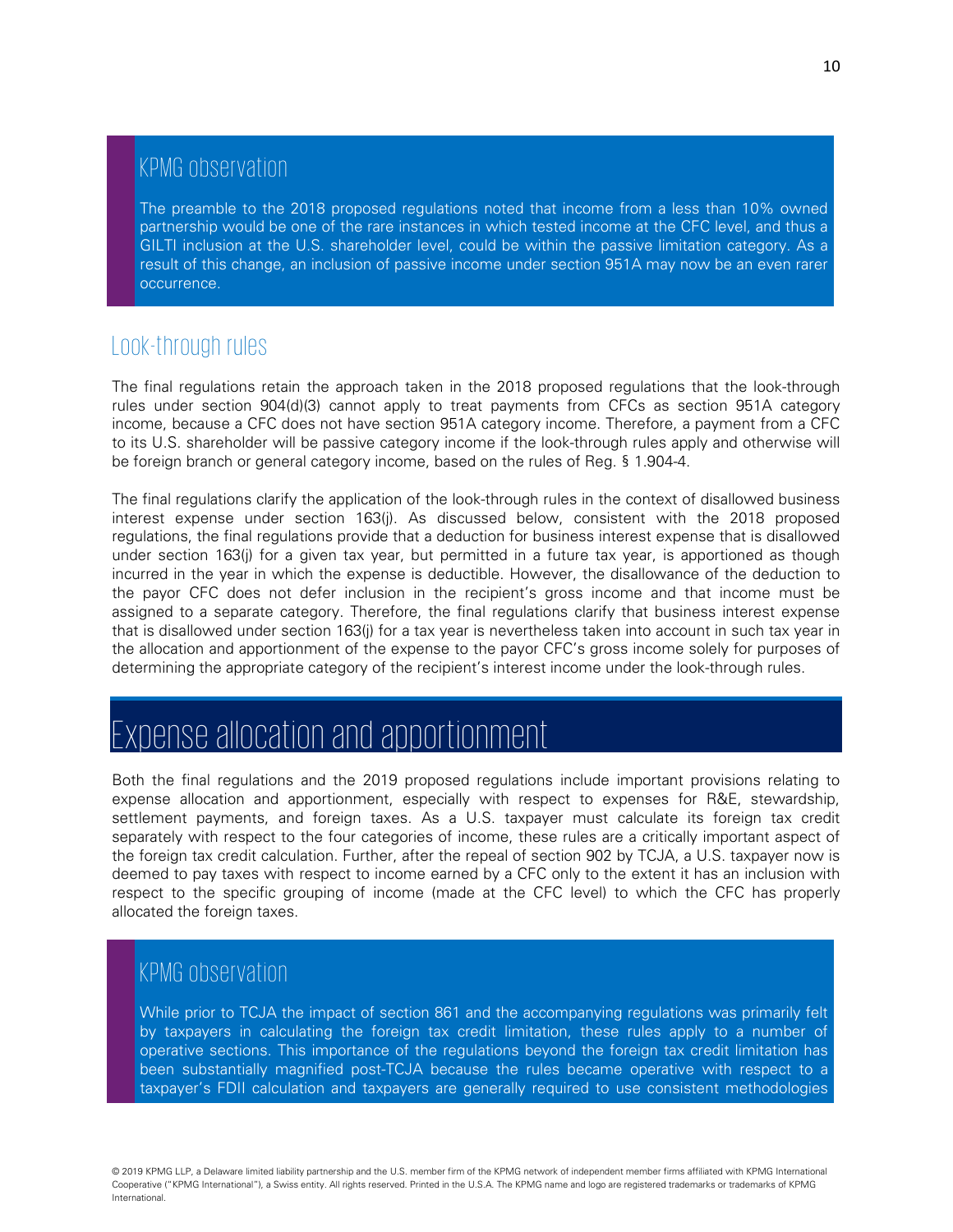## KPMG observation

The preamble to the 2018 proposed regulations noted that income from a less than 10% owned partnership would be one of the rare instances in which tested income at the CFC level, and thus a GILTI inclusion at the U.S. shareholder level, could be within the passive limitation category. As a result of this change, an inclusion of passive income under section 951A may now be an even rarer occurrence.

## Look-through rules

The final regulations retain the approach taken in the 2018 proposed regulations that the look-through rules under section 904(d)(3) cannot apply to treat payments from CFCs as section 951A category income, because a CFC does not have section 951A category income. Therefore, a payment from a CFC to its U.S. shareholder will be passive category income if the look-through rules apply and otherwise will be foreign branch or general category income, based on the rules of Reg. § 1.904-4.

The final regulations clarify the application of the look-through rules in the context of disallowed business interest expense under section 163(j). As discussed below, consistent with the 2018 proposed regulations, the final regulations provide that a deduction for business interest expense that is disallowed under section 163(j) for a given tax year, but permitted in a future tax year, is apportioned as though incurred in the year in which the expense is deductible. However, the disallowance of the deduction to the payor CFC does not defer inclusion in the recipient's gross income and that income must be assigned to a separate category. Therefore, the final regulations clarify that business interest expense that is disallowed under section 163(j) for a tax year is nevertheless taken into account in such tax year in the allocation and apportionment of the expense to the payor CFC's gross income solely for purposes of determining the appropriate category of the recipient's interest income under the look-through rules.

# Expense allocation and apportionment

Both the final regulations and the 2019 proposed regulations include important provisions relating to expense allocation and apportionment, especially with respect to expenses for R&E, stewardship, settlement payments, and foreign taxes. As a U.S. taxpayer must calculate its foreign tax credit separately with respect to the four categories of income, these rules are a critically important aspect of the foreign tax credit calculation. Further, after the repeal of section 902 by TCJA, a U.S. taxpayer now is deemed to pay taxes with respect to income earned by a CFC only to the extent it has an inclusion with respect to the specific grouping of income (made at the CFC level) to which the CFC has properly allocated the foreign taxes.

## KPMG observation

While prior to TCJA the impact of section 861 and the accompanying regulations was primarily felt by taxpayers in calculating the foreign tax credit limitation, these rules apply to a number of operative sections. This importance of the regulations beyond the foreign tax credit limitation has been substantially magnified post-TCJA because the rules became operative with respect to a taxpayer's FDII calculation and taxpayers are generally required to use consistent methodologies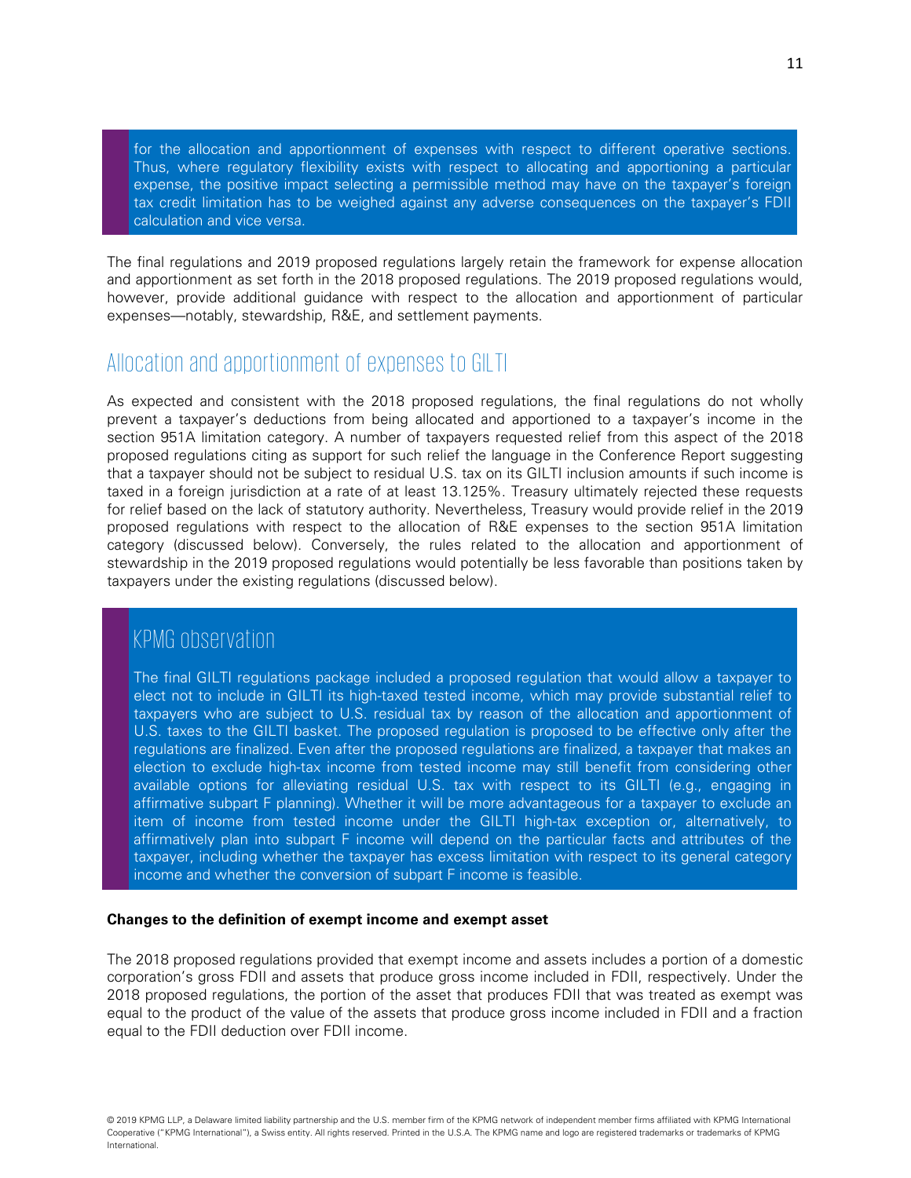for the allocation and apportionment of expenses with respect to different operative sections. Thus, where regulatory flexibility exists with respect to allocating and apportioning a particular expense, the positive impact selecting a permissible method may have on the taxpayer's foreign tax credit limitation has to be weighed against any adverse consequences on the taxpayer's FDII calculation and vice versa.

The final regulations and 2019 proposed regulations largely retain the framework for expense allocation and apportionment as set forth in the 2018 proposed regulations. The 2019 proposed regulations would, however, provide additional guidance with respect to the allocation and apportionment of particular expenses—notably, stewardship, R&E, and settlement payments.

## Allocation and apportionment of expenses to GILTI

As expected and consistent with the 2018 proposed regulations, the final regulations do not wholly prevent a taxpayer's deductions from being allocated and apportioned to a taxpayer's income in the section 951A limitation category. A number of taxpayers requested relief from this aspect of the 2018 proposed regulations citing as support for such relief the language in the Conference Report suggesting that a taxpayer should not be subject to residual U.S. tax on its GILTI inclusion amounts if such income is taxed in a foreign jurisdiction at a rate of at least 13.125%. Treasury ultimately rejected these requests for relief based on the lack of statutory authority. Nevertheless, Treasury would provide relief in the 2019 proposed regulations with respect to the allocation of R&E expenses to the section 951A limitation category (discussed below). Conversely, the rules related to the allocation and apportionment of stewardship in the 2019 proposed regulations would potentially be less favorable than positions taken by taxpayers under the existing regulations (discussed below).

### KPMG observation

The final GILTI regulations package included a proposed regulation that would allow a taxpayer to elect not to include in GILTI its high-taxed tested income, which may provide substantial relief to taxpayers who are subject to U.S. residual tax by reason of the allocation and apportionment of U.S. taxes to the GILTI basket. The proposed regulation is proposed to be effective only after the regulations are finalized. Even after the proposed regulations are finalized, a taxpayer that makes an election to exclude high-tax income from tested income may still benefit from considering other available options for alleviating residual U.S. tax with respect to its GILTI (e.g., engaging in affirmative subpart F planning). Whether it will be more advantageous for a taxpayer to exclude an item of income from tested income under the GILTI high-tax exception or, alternatively, to affirmatively plan into subpart F income will depend on the particular facts and attributes of the taxpayer, including whether the taxpayer has excess limitation with respect to its general category income and whether the conversion of subpart F income is feasible.

**Changes to the definition of exempt income and exempt asset**

The 2018 proposed regulations provided that exempt income and assets includes a portion of a domestic corporation's gross FDII and assets that produce gross income included in FDII, respectively. Under the 2018 proposed regulations, the portion of the asset that produces FDII that was treated as exempt was equal to the product of the value of the assets that produce gross income included in FDII and a fraction equal to the FDII deduction over FDII income.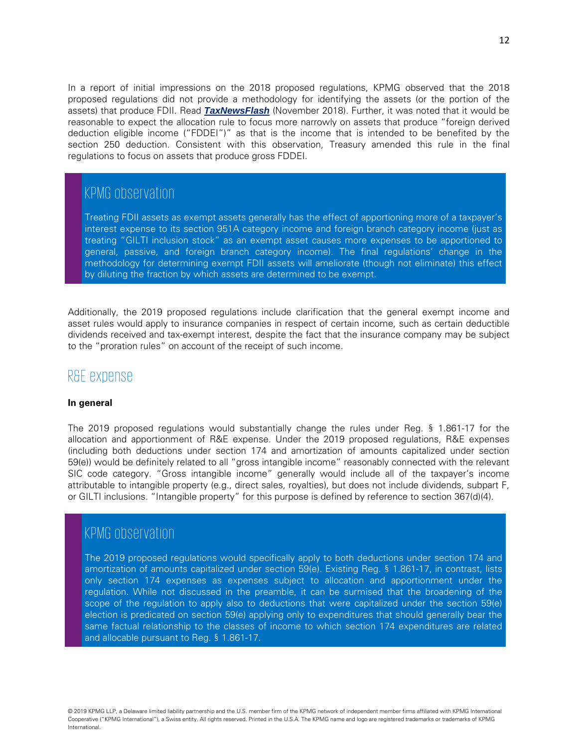In a report of initial impressions on the 2018 proposed regulations, KPMG observed that the 2018 proposed regulations did not provide a methodology for identifying the assets (or the portion of the assets) that produce FDII. Read ***TaxNewsFlash*** (November 2018). Further, it was noted that it would be reasonable to expect the allocation rule to focus more narrowly on assets that produce "foreign derived deduction eligible income ("FDDEI")" as that is the income that is intended to be benefited by the section 250 deduction. Consistent with this observation, Treasury amended this rule in the final regulations to focus on assets that produce gross FDDEI.

> ### KPMG observation
>
> Treating FDII assets as exempt assets generally has the effect of apportioning more of a taxpayer's interest expense to its section 951A category income and foreign branch category income (just as treating "GILTI inclusion stock" as an exempt asset causes more expenses to be apportioned to general, passive, and foreign branch category income). The final regulations' change in the methodology for determining exempt FDII assets will ameliorate (though not eliminate) this effect by diluting the fraction by which assets are determined to be exempt.

Additionally, the 2019 proposed regulations include clarification that the general exempt income and asset rules would apply to insurance companies in respect of certain income, such as certain deductible dividends received and tax-exempt interest, despite the fact that the insurance company may be subject to the "proration rules" on account of the receipt of such income.

## R&E expense

**In general**

The 2019 proposed regulations would substantially change the rules under Reg. § 1.861-17 for the allocation and apportionment of R&E expense. Under the 2019 proposed regulations, R&E expenses (including both deductions under section 174 and amortization of amounts capitalized under section 59(e)) would be definitely related to all "gross intangible income" reasonably connected with the relevant SIC code category. "Gross intangible income" generally would include all of the taxpayer's income attributable to intangible property (e.g., direct sales, royalties), but does not include dividends, subpart F, or GILTI inclusions. "Intangible property" for this purpose is defined by reference to section 367(d)(4).

> ### KPMG observation
>
> The 2019 proposed regulations would specifically apply to both deductions under section 174 and amortization of amounts capitalized under section 59(e). Existing Reg. § 1.861-17, in contrast, lists only section 174 expenses as expenses subject to allocation and apportionment under the regulation. While not discussed in the preamble, it can be surmised that the broadening of the scope of the regulation to apply also to deductions that were capitalized under the section 59(e) election is predicated on section 59(e) applying only to expenditures that should generally bear the same factual relationship to the classes of income to which section 174 expenditures are related and allocable pursuant to Reg. § 1.861-17.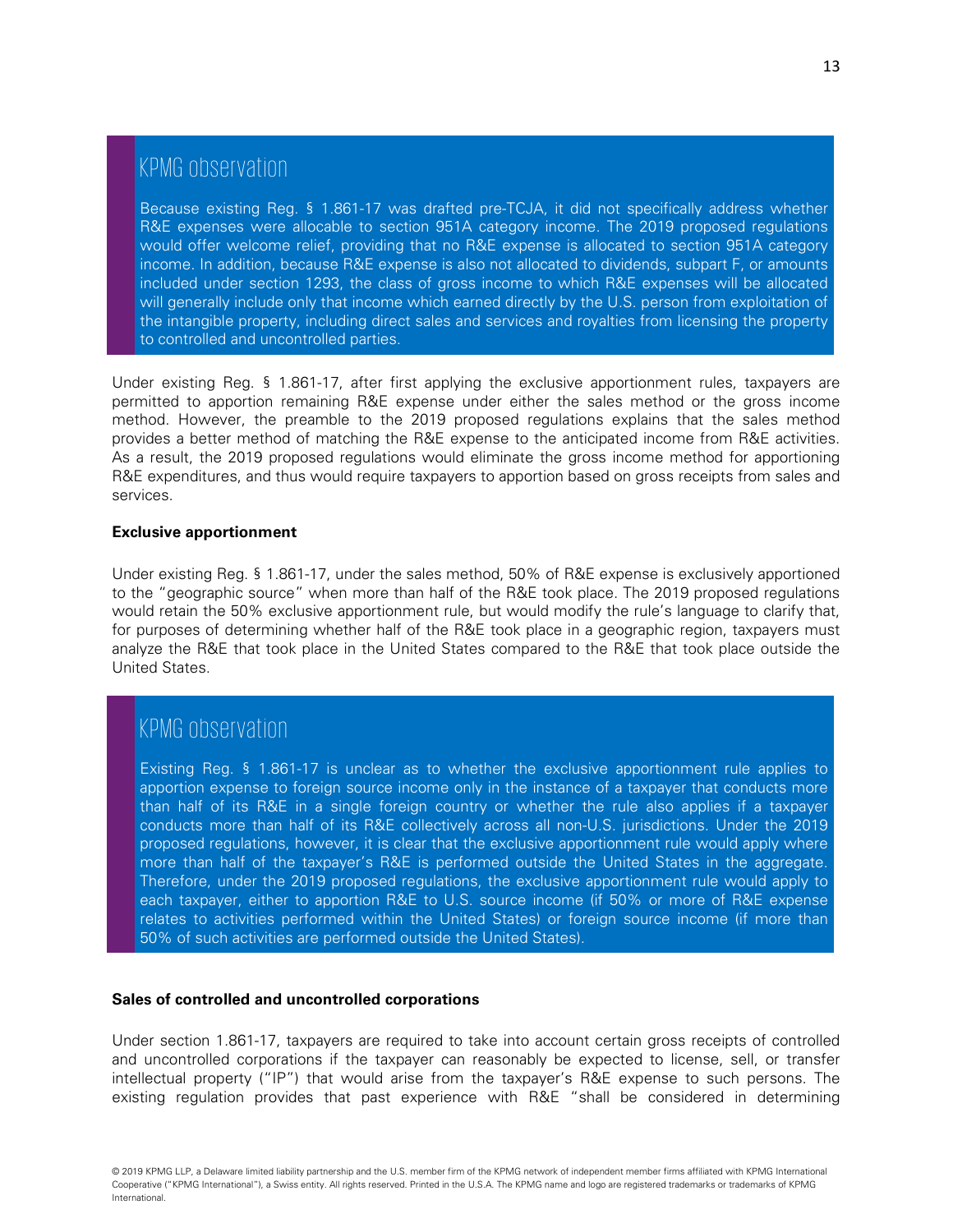## KPMG observation

Because existing Reg. § 1.861-17 was drafted pre-TCJA, it did not specifically address whether R&E expenses were allocable to section 951A category income. The 2019 proposed regulations would offer welcome relief, providing that no R&E expense is allocated to section 951A category income. In addition, because R&E expense is also not allocated to dividends, subpart F, or amounts included under section 1293, the class of gross income to which R&E expenses will be allocated will generally include only that income which earned directly by the U.S. person from exploitation of the intangible property, including direct sales and services and royalties from licensing the property to controlled and uncontrolled parties.

Under existing Reg. § 1.861-17, after first applying the exclusive apportionment rules, taxpayers are permitted to apportion remaining R&E expense under either the sales method or the gross income method. However, the preamble to the 2019 proposed regulations explains that the sales method provides a better method of matching the R&E expense to the anticipated income from R&E activities. As a result, the 2019 proposed regulations would eliminate the gross income method for apportioning R&E expenditures, and thus would require taxpayers to apportion based on gross receipts from sales and services.

**Exclusive apportionment**

Under existing Reg. § 1.861-17, under the sales method, 50% of R&E expense is exclusively apportioned to the "geographic source" when more than half of the R&E took place. The 2019 proposed regulations would retain the 50% exclusive apportionment rule, but would modify the rule's language to clarify that, for purposes of determining whether half of the R&E took place in a geographic region, taxpayers must analyze the R&E that took place in the United States compared to the R&E that took place outside the United States.

## KPMG observation

Existing Reg. § 1.861-17 is unclear as to whether the exclusive apportionment rule applies to apportion expense to foreign source income only in the instance of a taxpayer that conducts more than half of its R&E in a single foreign country or whether the rule also applies if a taxpayer conducts more than half of its R&E collectively across all non-U.S. jurisdictions. Under the 2019 proposed regulations, however, it is clear that the exclusive apportionment rule would apply where more than half of the taxpayer's R&E is performed outside the United States in the aggregate. Therefore, under the 2019 proposed regulations, the exclusive apportionment rule would apply to each taxpayer, either to apportion R&E to U.S. source income (if 50% or more of R&E expense relates to activities performed within the United States) or foreign source income (if more than 50% of such activities are performed outside the United States).

**Sales of controlled and uncontrolled corporations**

Under section 1.861-17, taxpayers are required to take into account certain gross receipts of controlled and uncontrolled corporations if the taxpayer can reasonably be expected to license, sell, or transfer intellectual property ("IP") that would arise from the taxpayer's R&E expense to such persons. The existing regulation provides that past experience with R&E "shall be considered in determining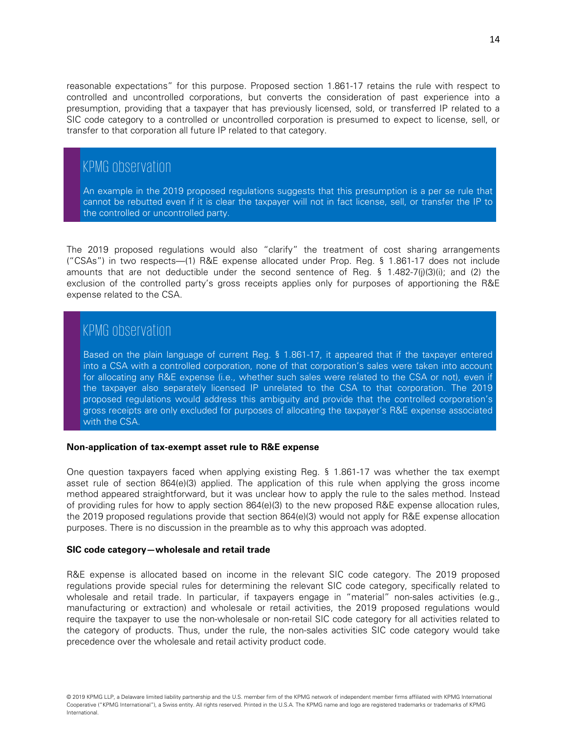reasonable expectations" for this purpose. Proposed section 1.861-17 retains the rule with respect to controlled and uncontrolled corporations, but converts the consideration of past experience into a presumption, providing that a taxpayer that has previously licensed, sold, or transferred IP related to a SIC code category to a controlled or uncontrolled corporation is presumed to expect to license, sell, or transfer to that corporation all future IP related to that category.

> ### KPMG observation
>
> An example in the 2019 proposed regulations suggests that this presumption is a per se rule that cannot be rebutted even if it is clear the taxpayer will not in fact license, sell, or transfer the IP to the controlled or uncontrolled party.

The 2019 proposed regulations would also "clarify" the treatment of cost sharing arrangements ("CSAs") in two respects—(1) R&E expense allocated under Prop. Reg. § 1.861-17 does not include amounts that are not deductible under the second sentence of Reg. § 1.482-7(j)(3)(i); and (2) the exclusion of the controlled party's gross receipts applies only for purposes of apportioning the R&E expense related to the CSA.

> ### KPMG observation
>
> Based on the plain language of current Reg. § 1.861-17, it appeared that if the taxpayer entered into a CSA with a controlled corporation, none of that corporation's sales were taken into account for allocating any R&E expense (i.e., whether such sales were related to the CSA or not), even if the taxpayer also separately licensed IP unrelated to the CSA to that corporation. The 2019 proposed regulations would address this ambiguity and provide that the controlled corporation's gross receipts are only excluded for purposes of allocating the taxpayer's R&E expense associated with the CSA.

**Non-application of tax-exempt asset rule to R&E expense**

One question taxpayers faced when applying existing Reg. § 1.861-17 was whether the tax exempt asset rule of section 864(e)(3) applied. The application of this rule when applying the gross income method appeared straightforward, but it was unclear how to apply the rule to the sales method. Instead of providing rules for how to apply section 864(e)(3) to the new proposed R&E expense allocation rules, the 2019 proposed regulations provide that section 864(e)(3) would not apply for R&E expense allocation purposes. There is no discussion in the preamble as to why this approach was adopted.

**SIC code category—wholesale and retail trade**

R&E expense is allocated based on income in the relevant SIC code category. The 2019 proposed regulations provide special rules for determining the relevant SIC code category, specifically related to wholesale and retail trade. In particular, if taxpayers engage in "material" non-sales activities (e.g., manufacturing or extraction) and wholesale or retail activities, the 2019 proposed regulations would require the taxpayer to use the non-wholesale or non-retail SIC code category for all activities related to the category of products. Thus, under the rule, the non-sales activities SIC code category would take precedence over the wholesale and retail activity product code.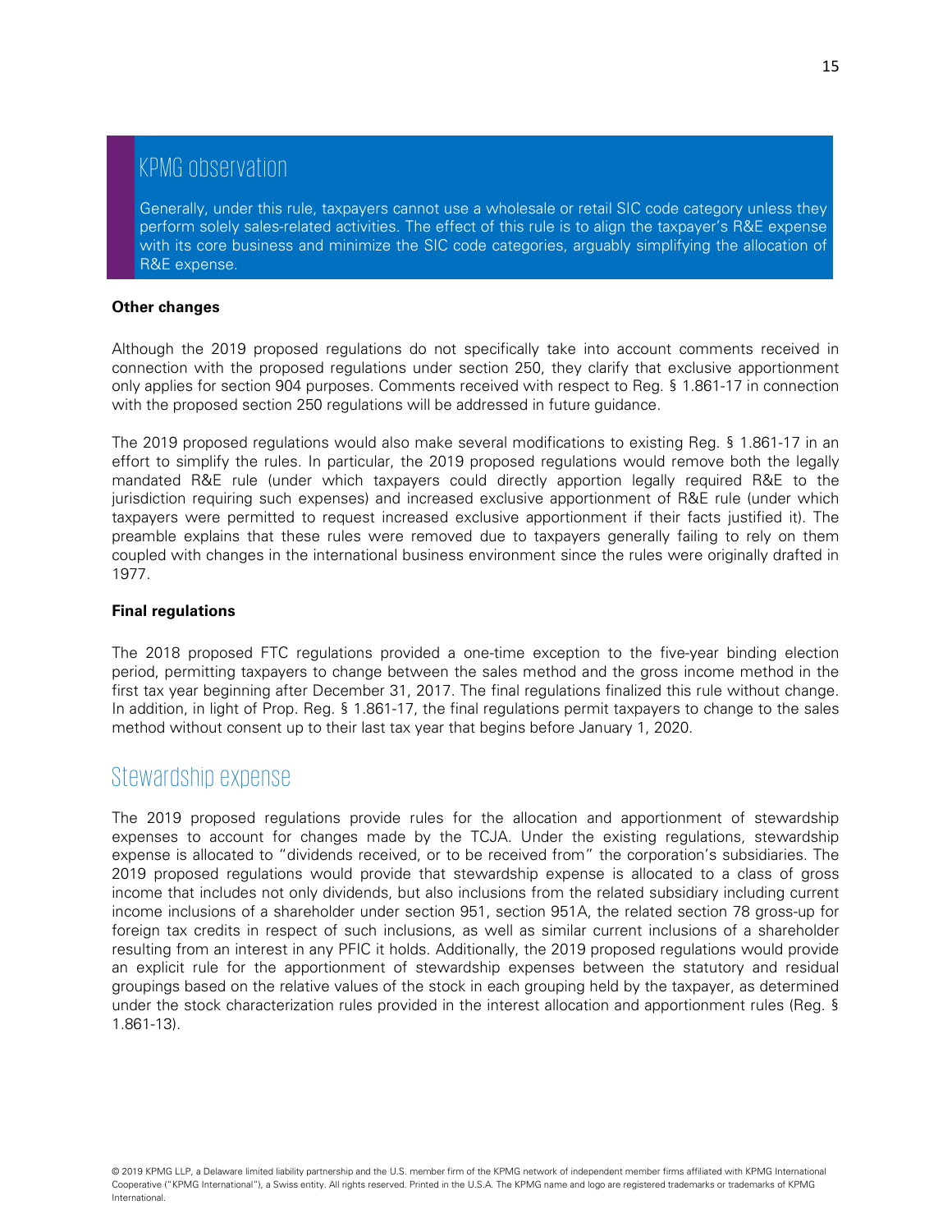## KPMG observation

Generally, under this rule, taxpayers cannot use a wholesale or retail SIC code category unless they perform solely sales-related activities. The effect of this rule is to align the taxpayer's R&E expense with its core business and minimize the SIC code categories, arguably simplifying the allocation of R&E expense.

**Other changes**

Although the 2019 proposed regulations do not specifically take into account comments received in connection with the proposed regulations under section 250, they clarify that exclusive apportionment only applies for section 904 purposes. Comments received with respect to Reg. § 1.861-17 in connection with the proposed section 250 regulations will be addressed in future guidance.

The 2019 proposed regulations would also make several modifications to existing Reg. § 1.861-17 in an effort to simplify the rules. In particular, the 2019 proposed regulations would remove both the legally mandated R&E rule (under which taxpayers could directly apportion legally required R&E to the jurisdiction requiring such expenses) and increased exclusive apportionment of R&E rule (under which taxpayers were permitted to request increased exclusive apportionment if their facts justified it). The preamble explains that these rules were removed due to taxpayers generally failing to rely on them coupled with changes in the international business environment since the rules were originally drafted in 1977.

**Final regulations**

The 2018 proposed FTC regulations provided a one-time exception to the five-year binding election period, permitting taxpayers to change between the sales method and the gross income method in the first tax year beginning after December 31, 2017. The final regulations finalized this rule without change. In addition, in light of Prop. Reg. § 1.861-17, the final regulations permit taxpayers to change to the sales method without consent up to their last tax year that begins before January 1, 2020.

## Stewardship expense

The 2019 proposed regulations provide rules for the allocation and apportionment of stewardship expenses to account for changes made by the TCJA. Under the existing regulations, stewardship expense is allocated to "dividends received, or to be received from" the corporation's subsidiaries. The 2019 proposed regulations would provide that stewardship expense is allocated to a class of gross income that includes not only dividends, but also inclusions from the related subsidiary including current income inclusions of a shareholder under section 951, section 951A, the related section 78 gross-up for foreign tax credits in respect of such inclusions, as well as similar current inclusions of a shareholder resulting from an interest in any PFIC it holds. Additionally, the 2019 proposed regulations would provide an explicit rule for the apportionment of stewardship expenses between the statutory and residual groupings based on the relative values of the stock in each grouping held by the taxpayer, as determined under the stock characterization rules provided in the interest allocation and apportionment rules (Reg. § 1.861-13).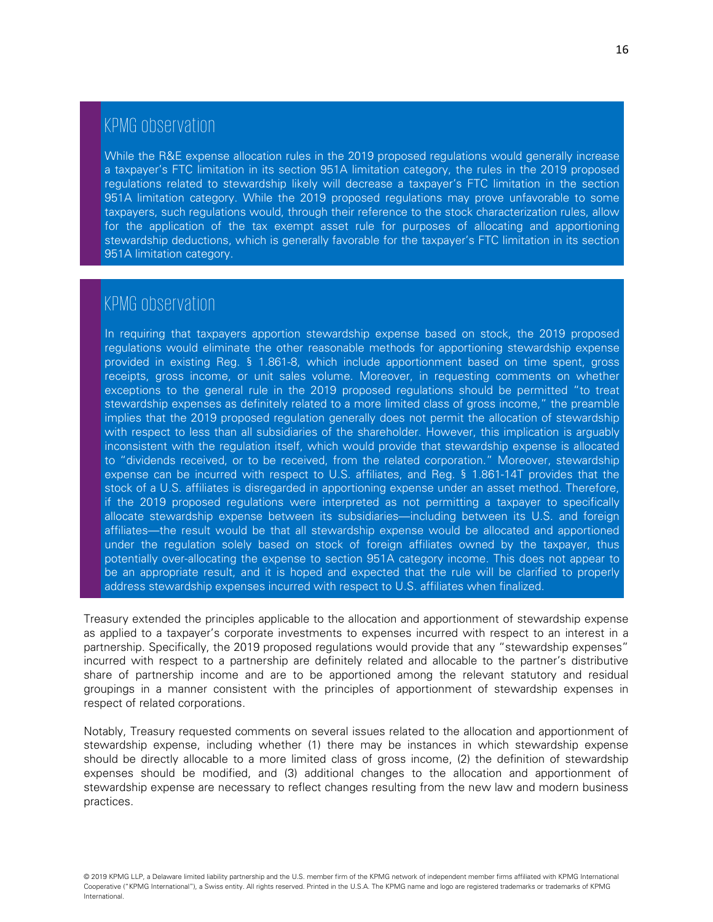### KPMG observation

While the R&E expense allocation rules in the 2019 proposed regulations would generally increase a taxpayer's FTC limitation in its section 951A limitation category, the rules in the 2019 proposed regulations related to stewardship likely will decrease a taxpayer's FTC limitation in the section 951A limitation category. While the 2019 proposed regulations may prove unfavorable to some taxpayers, such regulations would, through their reference to the stock characterization rules, allow for the application of the tax exempt asset rule for purposes of allocating and apportioning stewardship deductions, which is generally favorable for the taxpayer's FTC limitation in its section 951A limitation category.

### KPMG observation

In requiring that taxpayers apportion stewardship expense based on stock, the 2019 proposed regulations would eliminate the other reasonable methods for apportioning stewardship expense provided in existing Reg. § 1.861-8, which include apportionment based on time spent, gross receipts, gross income, or unit sales volume. Moreover, in requesting comments on whether exceptions to the general rule in the 2019 proposed regulations should be permitted "to treat stewardship expenses as definitely related to a more limited class of gross income," the preamble implies that the 2019 proposed regulation generally does not permit the allocation of stewardship with respect to less than all subsidiaries of the shareholder. However, this implication is arguably inconsistent with the regulation itself, which would provide that stewardship expense is allocated to "dividends received, or to be received, from the related corporation." Moreover, stewardship expense can be incurred with respect to U.S. affiliates, and Reg. § 1.861-14T provides that the stock of a U.S. affiliates is disregarded in apportioning expense under an asset method. Therefore, if the 2019 proposed regulations were interpreted as not permitting a taxpayer to specifically allocate stewardship expense between its subsidiaries—including between its U.S. and foreign affiliates—the result would be that all stewardship expense would be allocated and apportioned under the regulation solely based on stock of foreign affiliates owned by the taxpayer, thus potentially over-allocating the expense to section 951A category income. This does not appear to be an appropriate result, and it is hoped and expected that the rule will be clarified to properly address stewardship expenses incurred with respect to U.S. affiliates when finalized.

Treasury extended the principles applicable to the allocation and apportionment of stewardship expense as applied to a taxpayer's corporate investments to expenses incurred with respect to an interest in a partnership. Specifically, the 2019 proposed regulations would provide that any "stewardship expenses" incurred with respect to a partnership are definitely related and allocable to the partner's distributive share of partnership income and are to be apportioned among the relevant statutory and residual groupings in a manner consistent with the principles of apportionment of stewardship expenses in respect of related corporations.

Notably, Treasury requested comments on several issues related to the allocation and apportionment of stewardship expense, including whether (1) there may be instances in which stewardship expense should be directly allocable to a more limited class of gross income, (2) the definition of stewardship expenses should be modified, and (3) additional changes to the allocation and apportionment of stewardship expense are necessary to reflect changes resulting from the new law and modern business practices.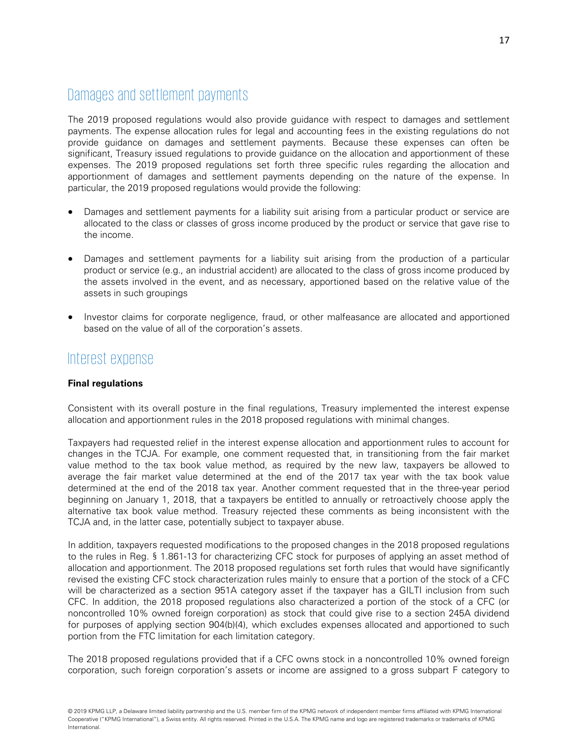## Damages and settlement payments

The 2019 proposed regulations would also provide guidance with respect to damages and settlement payments. The expense allocation rules for legal and accounting fees in the existing regulations do not provide guidance on damages and settlement payments. Because these expenses can often be significant, Treasury issued regulations to provide guidance on the allocation and apportionment of these expenses. The 2019 proposed regulations set forth three specific rules regarding the allocation and apportionment of damages and settlement payments depending on the nature of the expense. In particular, the 2019 proposed regulations would provide the following:

- Damages and settlement payments for a liability suit arising from a particular product or service are allocated to the class or classes of gross income produced by the product or service that gave rise to the income.
- Damages and settlement payments for a liability suit arising from the production of a particular product or service (e.g., an industrial accident) are allocated to the class of gross income produced by the assets involved in the event, and as necessary, apportioned based on the relative value of the assets in such groupings
- Investor claims for corporate negligence, fraud, or other malfeasance are allocated and apportioned based on the value of all of the corporation's assets.

## Interest expense

**Final regulations**

Consistent with its overall posture in the final regulations, Treasury implemented the interest expense allocation and apportionment rules in the 2018 proposed regulations with minimal changes.

Taxpayers had requested relief in the interest expense allocation and apportionment rules to account for changes in the TCJA. For example, one comment requested that, in transitioning from the fair market value method to the tax book value method, as required by the new law, taxpayers be allowed to average the fair market value determined at the end of the 2017 tax year with the tax book value determined at the end of the 2018 tax year. Another comment requested that in the three-year period beginning on January 1, 2018, that a taxpayers be entitled to annually or retroactively choose apply the alternative tax book value method. Treasury rejected these comments as being inconsistent with the TCJA and, in the latter case, potentially subject to taxpayer abuse.

In addition, taxpayers requested modifications to the proposed changes in the 2018 proposed regulations to the rules in Reg. § 1.861-13 for characterizing CFC stock for purposes of applying an asset method of allocation and apportionment. The 2018 proposed regulations set forth rules that would have significantly revised the existing CFC stock characterization rules mainly to ensure that a portion of the stock of a CFC will be characterized as a section 951A category asset if the taxpayer has a GILTI inclusion from such CFC. In addition, the 2018 proposed regulations also characterized a portion of the stock of a CFC (or noncontrolled 10% owned foreign corporation) as stock that could give rise to a section 245A dividend for purposes of applying section 904(b)(4), which excludes expenses allocated and apportioned to such portion from the FTC limitation for each limitation category.

The 2018 proposed regulations provided that if a CFC owns stock in a noncontrolled 10% owned foreign corporation, such foreign corporation's assets or income are assigned to a gross subpart F category to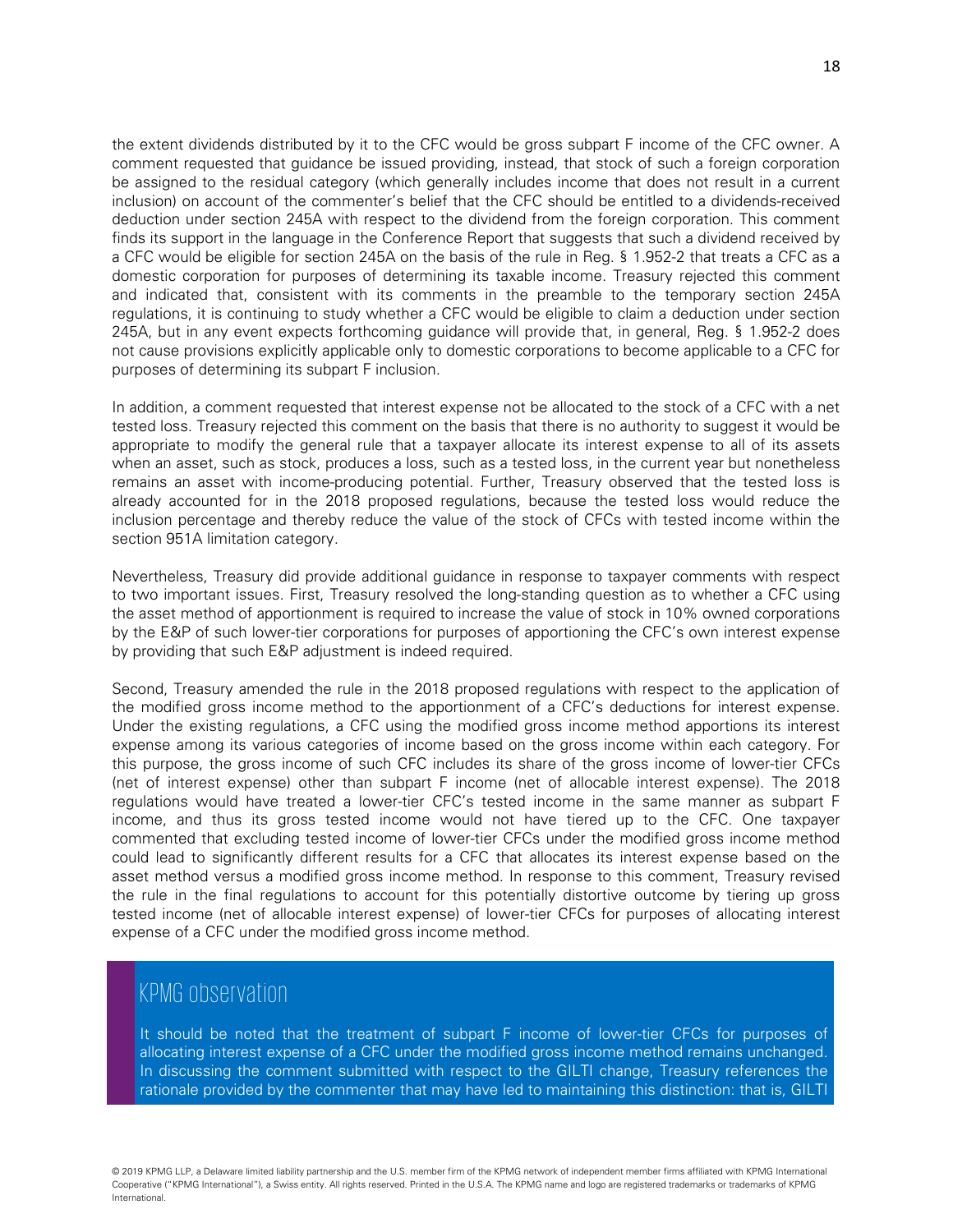the extent dividends distributed by it to the CFC would be gross subpart F income of the CFC owner. A comment requested that guidance be issued providing, instead, that stock of such a foreign corporation be assigned to the residual category (which generally includes income that does not result in a current inclusion) on account of the commenter's belief that the CFC should be entitled to a dividends-received deduction under section 245A with respect to the dividend from the foreign corporation. This comment finds its support in the language in the Conference Report that suggests that such a dividend received by a CFC would be eligible for section 245A on the basis of the rule in Reg. § 1.952-2 that treats a CFC as a domestic corporation for purposes of determining its taxable income. Treasury rejected this comment and indicated that, consistent with its comments in the preamble to the temporary section 245A regulations, it is continuing to study whether a CFC would be eligible to claim a deduction under section 245A, but in any event expects forthcoming guidance will provide that, in general, Reg. § 1.952-2 does not cause provisions explicitly applicable only to domestic corporations to become applicable to a CFC for purposes of determining its subpart F inclusion.

In addition, a comment requested that interest expense not be allocated to the stock of a CFC with a net tested loss. Treasury rejected this comment on the basis that there is no authority to suggest it would be appropriate to modify the general rule that a taxpayer allocate its interest expense to all of its assets when an asset, such as stock, produces a loss, such as a tested loss, in the current year but nonetheless remains an asset with income-producing potential. Further, Treasury observed that the tested loss is already accounted for in the 2018 proposed regulations, because the tested loss would reduce the inclusion percentage and thereby reduce the value of the stock of CFCs with tested income within the section 951A limitation category.

Nevertheless, Treasury did provide additional guidance in response to taxpayer comments with respect to two important issues. First, Treasury resolved the long-standing question as to whether a CFC using the asset method of apportionment is required to increase the value of stock in 10% owned corporations by the E&P of such lower-tier corporations for purposes of apportioning the CFC's own interest expense by providing that such E&P adjustment is indeed required.

Second, Treasury amended the rule in the 2018 proposed regulations with respect to the application of the modified gross income method to the apportionment of a CFC's deductions for interest expense. Under the existing regulations, a CFC using the modified gross income method apportions its interest expense among its various categories of income based on the gross income within each category. For this purpose, the gross income of such CFC includes its share of the gross income of lower-tier CFCs (net of interest expense) other than subpart F income (net of allocable interest expense). The 2018 regulations would have treated a lower-tier CFC's tested income in the same manner as subpart F income, and thus its gross tested income would not have tiered up to the CFC. One taxpayer commented that excluding tested income of lower-tier CFCs under the modified gross income method could lead to significantly different results for a CFC that allocates its interest expense based on the asset method versus a modified gross income method. In response to this comment, Treasury revised the rule in the final regulations to account for this potentially distortive outcome by tiering up gross tested income (net of allocable interest expense) of lower-tier CFCs for purposes of allocating interest expense of a CFC under the modified gross income method.

## KPMG observation

It should be noted that the treatment of subpart F income of lower-tier CFCs for purposes of allocating interest expense of a CFC under the modified gross income method remains unchanged. In discussing the comment submitted with respect to the GILTI change, Treasury references the rationale provided by the commenter that may have led to maintaining this distinction: that is, GILTI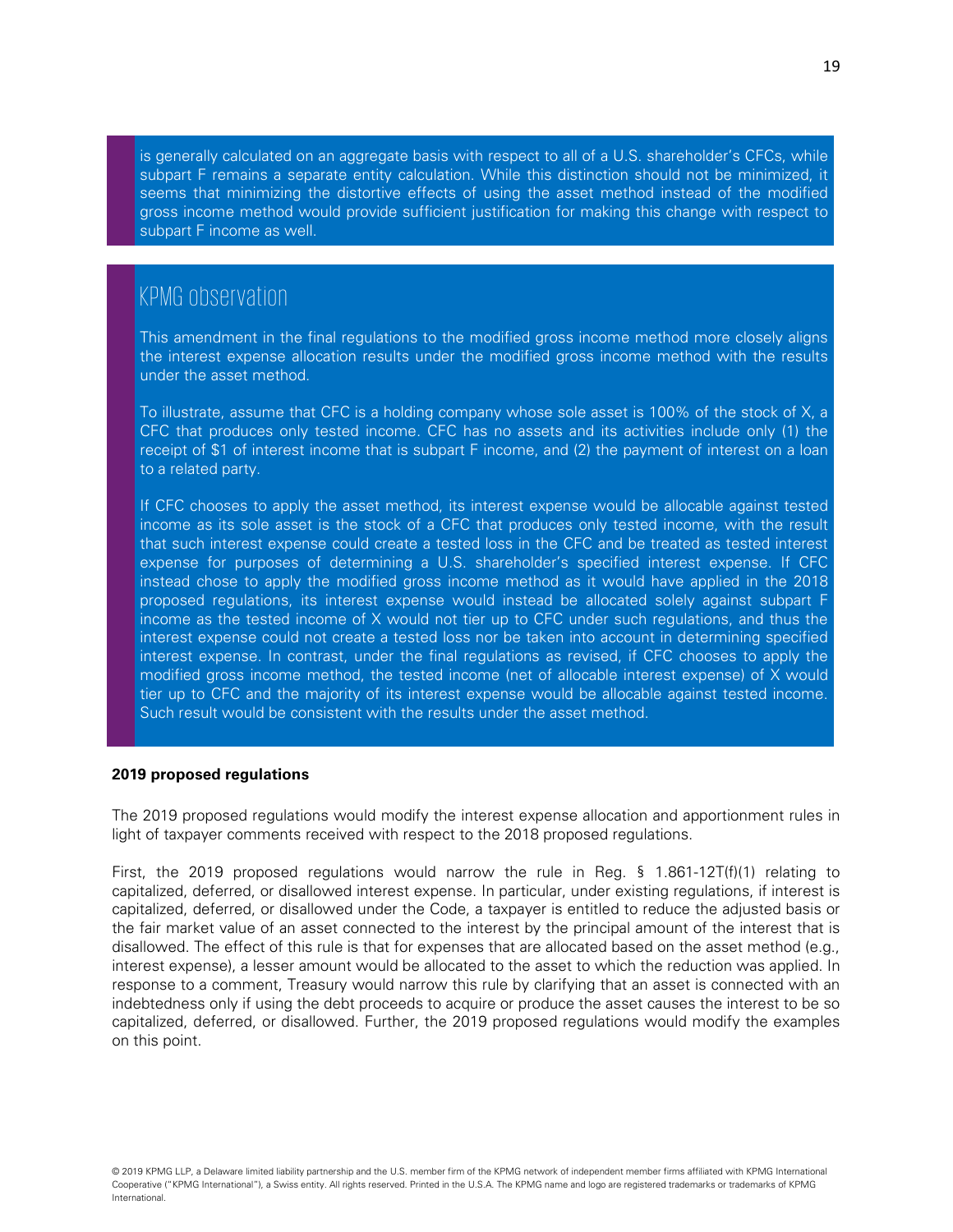is generally calculated on an aggregate basis with respect to all of a U.S. shareholder's CFCs, while subpart F remains a separate entity calculation. While this distinction should not be minimized, it seems that minimizing the distortive effects of using the asset method instead of the modified gross income method would provide sufficient justification for making this change with respect to subpart F income as well.

## KPMG observation

This amendment in the final regulations to the modified gross income method more closely aligns the interest expense allocation results under the modified gross income method with the results under the asset method.

To illustrate, assume that CFC is a holding company whose sole asset is 100% of the stock of X, a CFC that produces only tested income. CFC has no assets and its activities include only (1) the receipt of $1 of interest income that is subpart F income, and (2) the payment of interest on a loan to a related party.

If CFC chooses to apply the asset method, its interest expense would be allocable against tested income as its sole asset is the stock of a CFC that produces only tested income, with the result that such interest expense could create a tested loss in the CFC and be treated as tested interest expense for purposes of determining a U.S. shareholder's specified interest expense. If CFC instead chose to apply the modified gross income method as it would have applied in the 2018 proposed regulations, its interest expense would instead be allocated solely against subpart F income as the tested income of X would not tier up to CFC under such regulations, and thus the interest expense could not create a tested loss nor be taken into account in determining specified interest expense. In contrast, under the final regulations as revised, if CFC chooses to apply the modified gross income method, the tested income (net of allocable interest expense) of X would tier up to CFC and the majority of its interest expense would be allocable against tested income. Such result would be consistent with the results under the asset method.

**2019 proposed regulations**

The 2019 proposed regulations would modify the interest expense allocation and apportionment rules in light of taxpayer comments received with respect to the 2018 proposed regulations.

First, the 2019 proposed regulations would narrow the rule in Reg. § 1.861-12T(f)(1) relating to capitalized, deferred, or disallowed interest expense. In particular, under existing regulations, if interest is capitalized, deferred, or disallowed under the Code, a taxpayer is entitled to reduce the adjusted basis or the fair market value of an asset connected to the interest by the principal amount of the interest that is disallowed. The effect of this rule is that for expenses that are allocated based on the asset method (e.g., interest expense), a lesser amount would be allocated to the asset to which the reduction was applied. In response to a comment, Treasury would narrow this rule by clarifying that an asset is connected with an indebtedness only if using the debt proceeds to acquire or produce the asset causes the interest to be so capitalized, deferred, or disallowed. Further, the 2019 proposed regulations would modify the examples on this point.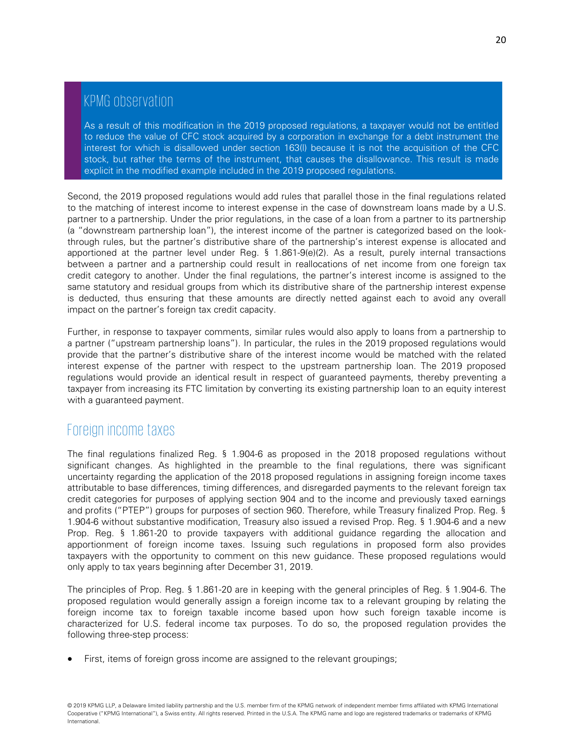## KPMG observation

As a result of this modification in the 2019 proposed regulations, a taxpayer would not be entitled to reduce the value of CFC stock acquired by a corporation in exchange for a debt instrument the interest for which is disallowed under section 163(l) because it is not the acquisition of the CFC stock, but rather the terms of the instrument, that causes the disallowance. This result is made explicit in the modified example included in the 2019 proposed regulations.

Second, the 2019 proposed regulations would add rules that parallel those in the final regulations related to the matching of interest income to interest expense in the case of downstream loans made by a U.S. partner to a partnership. Under the prior regulations, in the case of a loan from a partner to its partnership (a "downstream partnership loan"), the interest income of the partner is categorized based on the look-through rules, but the partner's distributive share of the partnership's interest expense is allocated and apportioned at the partner level under Reg. § 1.861-9(e)(2). As a result, purely internal transactions between a partner and a partnership could result in reallocations of net income from one foreign tax credit category to another. Under the final regulations, the partner's interest income is assigned to the same statutory and residual groups from which its distributive share of the partnership interest expense is deducted, thus ensuring that these amounts are directly netted against each to avoid any overall impact on the partner's foreign tax credit capacity.

Further, in response to taxpayer comments, similar rules would also apply to loans from a partnership to a partner ("upstream partnership loans"). In particular, the rules in the 2019 proposed regulations would provide that the partner's distributive share of the interest income would be matched with the related interest expense of the partner with respect to the upstream partnership loan. The 2019 proposed regulations would provide an identical result in respect of guaranteed payments, thereby preventing a taxpayer from increasing its FTC limitation by converting its existing partnership loan to an equity interest with a guaranteed payment.

## Foreign income taxes

The final regulations finalized Reg. § 1.904-6 as proposed in the 2018 proposed regulations without significant changes. As highlighted in the preamble to the final regulations, there was significant uncertainty regarding the application of the 2018 proposed regulations in assigning foreign income taxes attributable to base differences, timing differences, and disregarded payments to the relevant foreign tax credit categories for purposes of applying section 904 and to the income and previously taxed earnings and profits ("PTEP") groups for purposes of section 960. Therefore, while Treasury finalized Prop. Reg. § 1.904-6 without substantive modification, Treasury also issued a revised Prop. Reg. § 1.904-6 and a new Prop. Reg. § 1.861-20 to provide taxpayers with additional guidance regarding the allocation and apportionment of foreign income taxes. Issuing such regulations in proposed form also provides taxpayers with the opportunity to comment on this new guidance. These proposed regulations would only apply to tax years beginning after December 31, 2019.

The principles of Prop. Reg. § 1.861-20 are in keeping with the general principles of Reg. § 1.904-6. The proposed regulation would generally assign a foreign income tax to a relevant grouping by relating the foreign income tax to foreign taxable income based upon how such foreign taxable income is characterized for U.S. federal income tax purposes. To do so, the proposed regulation provides the following three-step process:

- First, items of foreign gross income are assigned to the relevant groupings;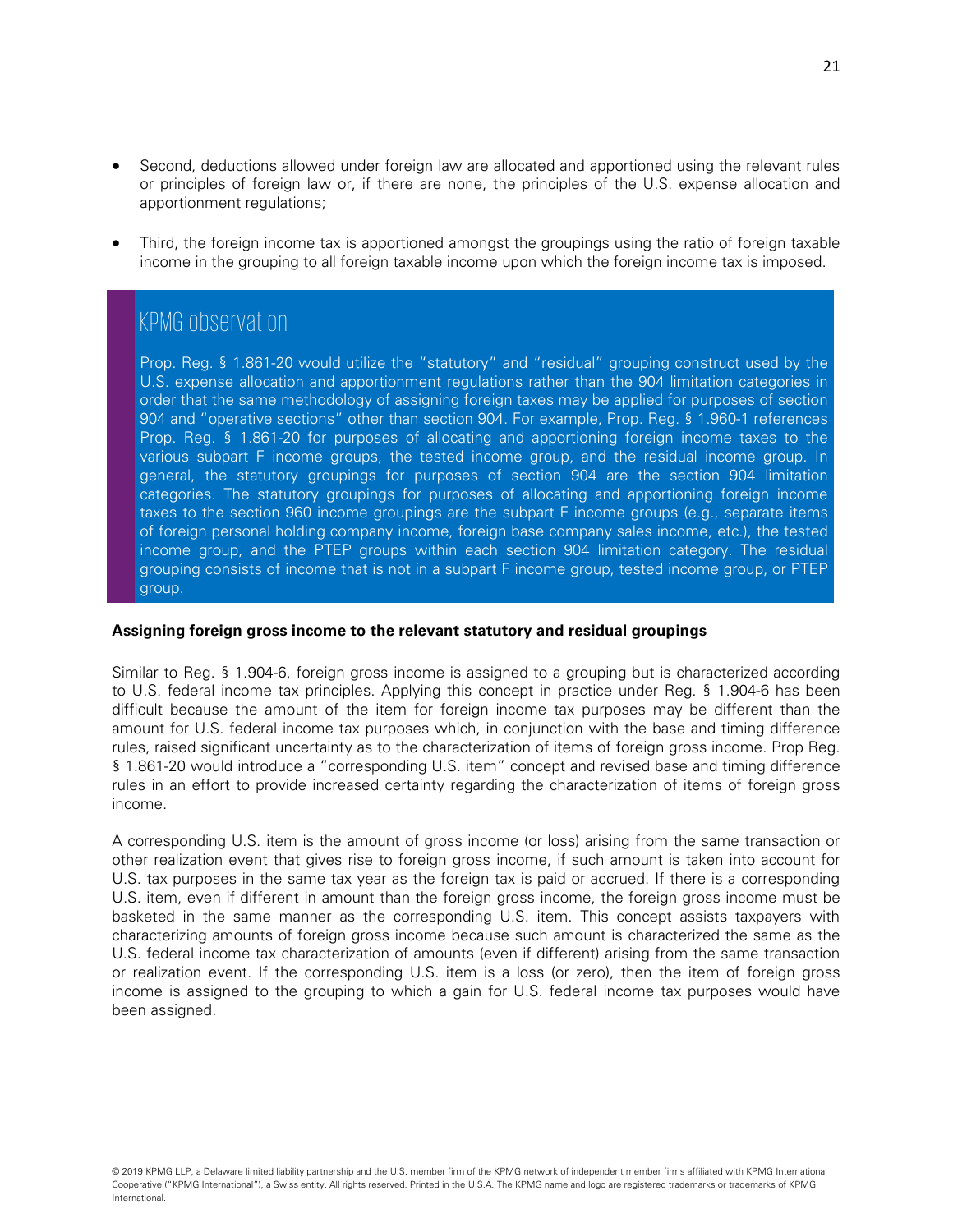- Second, deductions allowed under foreign law are allocated and apportioned using the relevant rules or principles of foreign law or, if there are none, the principles of the U.S. expense allocation and apportionment regulations;

- Third, the foreign income tax is apportioned amongst the groupings using the ratio of foreign taxable income in the grouping to all foreign taxable income upon which the foreign income tax is imposed.

## KPMG observation

Prop. Reg. § 1.861-20 would utilize the "statutory" and "residual" grouping construct used by the U.S. expense allocation and apportionment regulations rather than the 904 limitation categories in order that the same methodology of assigning foreign taxes may be applied for purposes of section 904 and "operative sections" other than section 904. For example, Prop. Reg. § 1.960-1 references Prop. Reg. § 1.861-20 for purposes of allocating and apportioning foreign income taxes to the various subpart F income groups, the tested income group, and the residual income group. In general, the statutory groupings for purposes of section 904 are the section 904 limitation categories. The statutory groupings for purposes of allocating and apportioning foreign income taxes to the section 960 income groupings are the subpart F income groups (e.g., separate items of foreign personal holding company income, foreign base company sales income, etc.), the tested income group, and the PTEP groups within each section 904 limitation category. The residual grouping consists of income that is not in a subpart F income group, tested income group, or PTEP group.

**Assigning foreign gross income to the relevant statutory and residual groupings**

Similar to Reg. § 1.904-6, foreign gross income is assigned to a grouping but is characterized according to U.S. federal income tax principles. Applying this concept in practice under Reg. § 1.904-6 has been difficult because the amount of the item for foreign income tax purposes may be different than the amount for U.S. federal income tax purposes which, in conjunction with the base and timing difference rules, raised significant uncertainty as to the characterization of items of foreign gross income. Prop Reg. § 1.861-20 would introduce a "corresponding U.S. item" concept and revised base and timing difference rules in an effort to provide increased certainty regarding the characterization of items of foreign gross income.

A corresponding U.S. item is the amount of gross income (or loss) arising from the same transaction or other realization event that gives rise to foreign gross income, if such amount is taken into account for U.S. tax purposes in the same tax year as the foreign tax is paid or accrued. If there is a corresponding U.S. item, even if different in amount than the foreign gross income, the foreign gross income must be basketed in the same manner as the corresponding U.S. item. This concept assists taxpayers with characterizing amounts of foreign gross income because such amount is characterized the same as the U.S. federal income tax characterization of amounts (even if different) arising from the same transaction or realization event. If the corresponding U.S. item is a loss (or zero), then the item of foreign gross income is assigned to the grouping to which a gain for U.S. federal income tax purposes would have been assigned.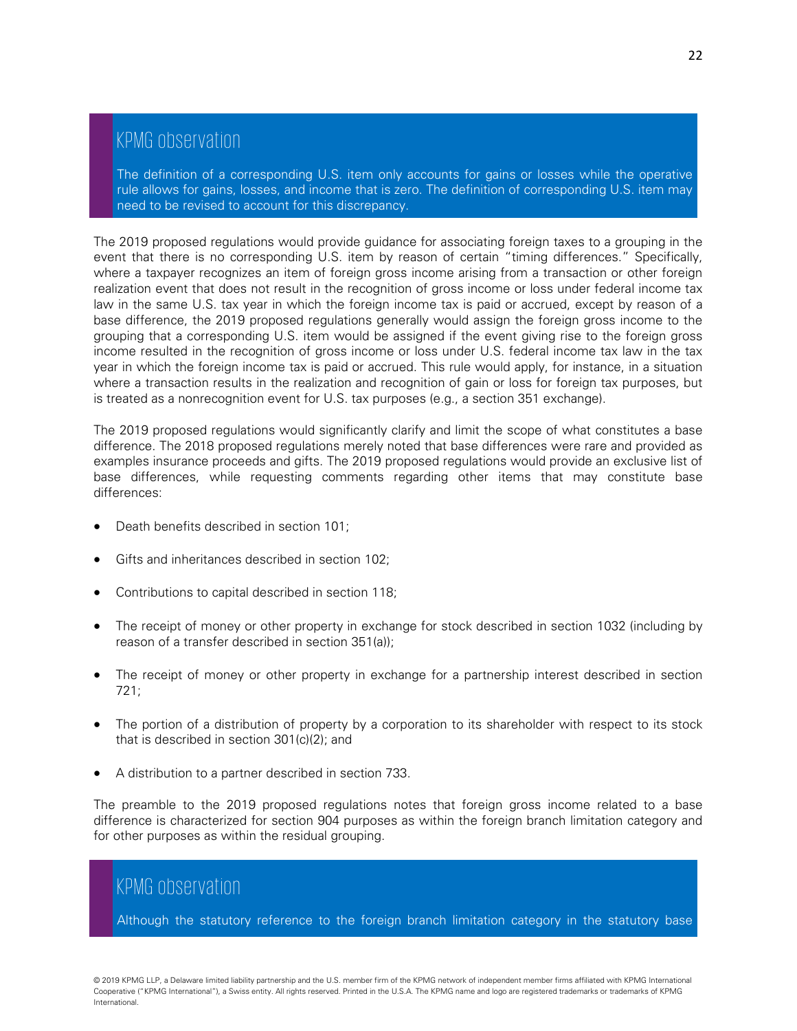### KPMG observation

The definition of a corresponding U.S. item only accounts for gains or losses while the operative rule allows for gains, losses, and income that is zero. The definition of corresponding U.S. item may need to be revised to account for this discrepancy.

The 2019 proposed regulations would provide guidance for associating foreign taxes to a grouping in the event that there is no corresponding U.S. item by reason of certain "timing differences." Specifically, where a taxpayer recognizes an item of foreign gross income arising from a transaction or other foreign realization event that does not result in the recognition of gross income or loss under federal income tax law in the same U.S. tax year in which the foreign income tax is paid or accrued, except by reason of a base difference, the 2019 proposed regulations generally would assign the foreign gross income to the grouping that a corresponding U.S. item would be assigned if the event giving rise to the foreign gross income resulted in the recognition of gross income or loss under U.S. federal income tax law in the tax year in which the foreign income tax is paid or accrued. This rule would apply, for instance, in a situation where a transaction results in the realization and recognition of gain or loss for foreign tax purposes, but is treated as a nonrecognition event for U.S. tax purposes (e.g., a section 351 exchange).

The 2019 proposed regulations would significantly clarify and limit the scope of what constitutes a base difference. The 2018 proposed regulations merely noted that base differences were rare and provided as examples insurance proceeds and gifts. The 2019 proposed regulations would provide an exclusive list of base differences, while requesting comments regarding other items that may constitute base differences:

- Death benefits described in section 101;
- Gifts and inheritances described in section 102;
- Contributions to capital described in section 118;
- The receipt of money or other property in exchange for stock described in section 1032 (including by reason of a transfer described in section 351(a));
- The receipt of money or other property in exchange for a partnership interest described in section 721;
- The portion of a distribution of property by a corporation to its shareholder with respect to its stock that is described in section 301(c)(2); and
- A distribution to a partner described in section 733.

The preamble to the 2019 proposed regulations notes that foreign gross income related to a base difference is characterized for section 904 purposes as within the foreign branch limitation category and for other purposes as within the residual grouping.

### KPMG observation

Although the statutory reference to the foreign branch limitation category in the statutory base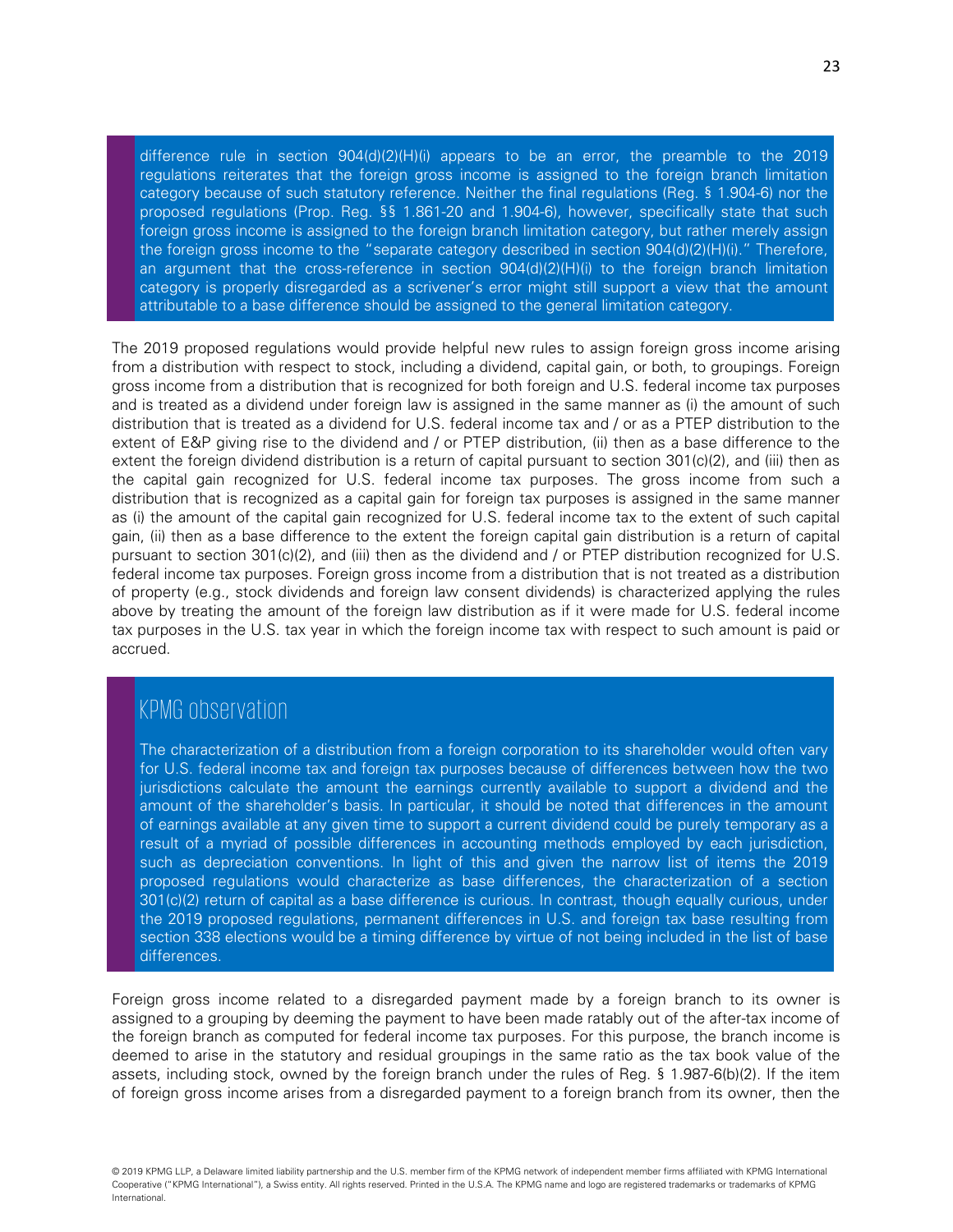difference rule in section 904(d)(2)(H)(i) appears to be an error, the preamble to the 2019 regulations reiterates that the foreign gross income is assigned to the foreign branch limitation category because of such statutory reference. Neither the final regulations (Reg. § 1.904-6) nor the proposed regulations (Prop. Reg. §§ 1.861-20 and 1.904-6), however, specifically state that such foreign gross income is assigned to the foreign branch limitation category, but rather merely assign the foreign gross income to the "separate category described in section 904(d)(2)(H)(i)." Therefore, an argument that the cross-reference in section 904(d)(2)(H)(i) to the foreign branch limitation category is properly disregarded as a scrivener's error might still support a view that the amount attributable to a base difference should be assigned to the general limitation category.

The 2019 proposed regulations would provide helpful new rules to assign foreign gross income arising from a distribution with respect to stock, including a dividend, capital gain, or both, to groupings. Foreign gross income from a distribution that is recognized for both foreign and U.S. federal income tax purposes and is treated as a dividend under foreign law is assigned in the same manner as (i) the amount of such distribution that is treated as a dividend for U.S. federal income tax and / or as a PTEP distribution to the extent of E&P giving rise to the dividend and / or PTEP distribution, (ii) then as a base difference to the extent the foreign dividend distribution is a return of capital pursuant to section 301(c)(2), and (iii) then as the capital gain recognized for U.S. federal income tax purposes. The gross income from such a distribution that is recognized as a capital gain for foreign tax purposes is assigned in the same manner as (i) the amount of the capital gain recognized for U.S. federal income tax to the extent of such capital gain, (ii) then as a base difference to the extent the foreign capital gain distribution is a return of capital pursuant to section 301(c)(2), and (iii) then as the dividend and / or PTEP distribution recognized for U.S. federal income tax purposes. Foreign gross income from a distribution that is not treated as a distribution of property (e.g., stock dividends and foreign law consent dividends) is characterized applying the rules above by treating the amount of the foreign law distribution as if it were made for U.S. federal income tax purposes in the U.S. tax year in which the foreign income tax with respect to such amount is paid or accrued.

## KPMG observation

The characterization of a distribution from a foreign corporation to its shareholder would often vary for U.S. federal income tax and foreign tax purposes because of differences between how the two jurisdictions calculate the amount the earnings currently available to support a dividend and the amount of the shareholder's basis. In particular, it should be noted that differences in the amount of earnings available at any given time to support a current dividend could be purely temporary as a result of a myriad of possible differences in accounting methods employed by each jurisdiction, such as depreciation conventions. In light of this and given the narrow list of items the 2019 proposed regulations would characterize as base differences, the characterization of a section 301(c)(2) return of capital as a base difference is curious. In contrast, though equally curious, under the 2019 proposed regulations, permanent differences in U.S. and foreign tax base resulting from section 338 elections would be a timing difference by virtue of not being included in the list of base differences.

Foreign gross income related to a disregarded payment made by a foreign branch to its owner is assigned to a grouping by deeming the payment to have been made ratably out of the after-tax income of the foreign branch as computed for federal income tax purposes. For this purpose, the branch income is deemed to arise in the statutory and residual groupings in the same ratio as the tax book value of the assets, including stock, owned by the foreign branch under the rules of Reg. § 1.987-6(b)(2). If the item of foreign gross income arises from a disregarded payment to a foreign branch from its owner, then the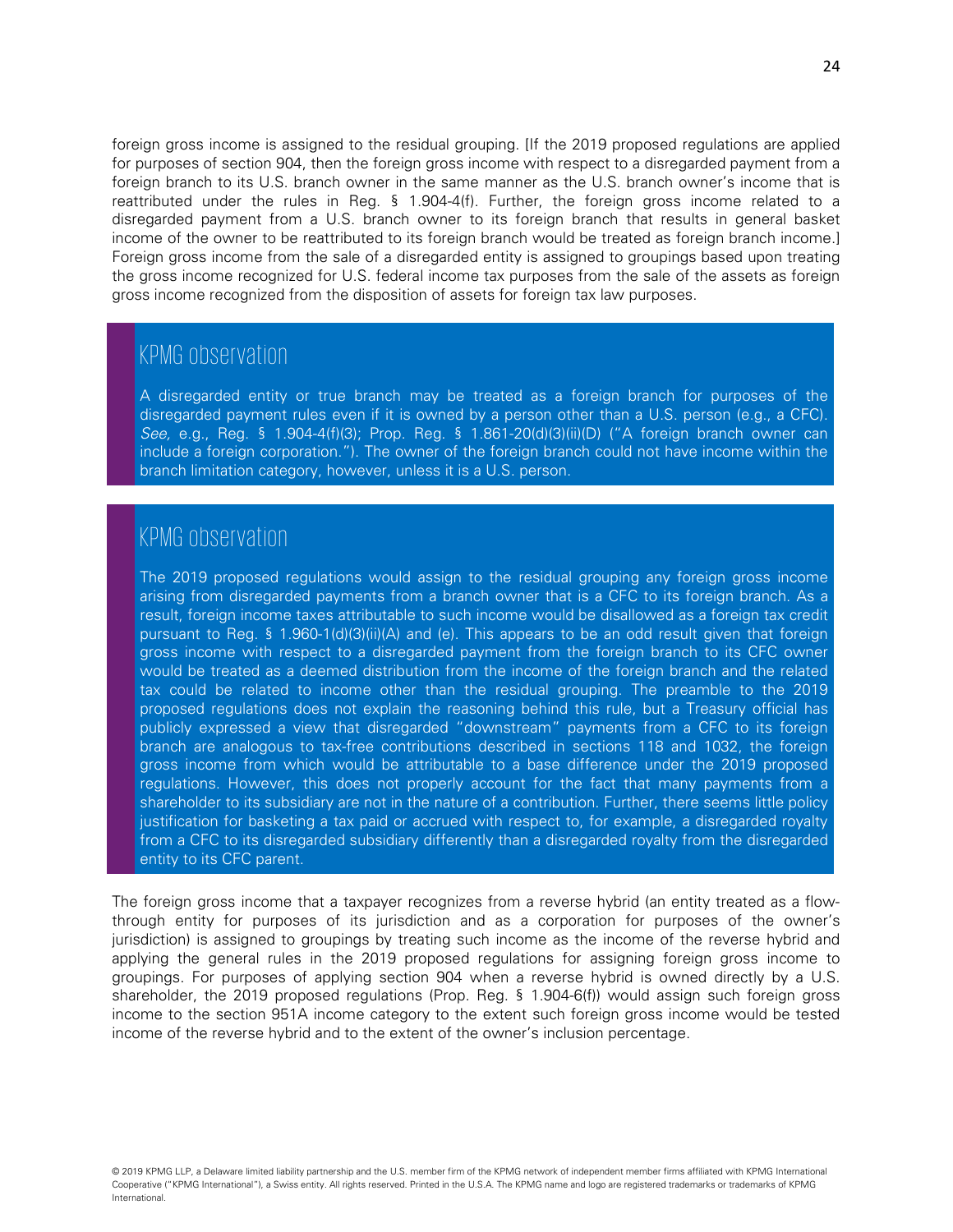foreign gross income is assigned to the residual grouping. [If the 2019 proposed regulations are applied for purposes of section 904, then the foreign gross income with respect to a disregarded payment from a foreign branch to its U.S. branch owner in the same manner as the U.S. branch owner's income that is reattributed under the rules in Reg. § 1.904-4(f). Further, the foreign gross income related to a disregarded payment from a U.S. branch owner to its foreign branch that results in general basket income of the owner to be reattributed to its foreign branch would be treated as foreign branch income.] Foreign gross income from the sale of a disregarded entity is assigned to groupings based upon treating the gross income recognized for U.S. federal income tax purposes from the sale of the assets as foreign gross income recognized from the disposition of assets for foreign tax law purposes.

> ## KPMG observation
>
> A disregarded entity or true branch may be treated as a foreign branch for purposes of the disregarded payment rules even if it is owned by a person other than a U.S. person (e.g., a CFC). *See*, e.g., Reg. § 1.904-4(f)(3); Prop. Reg. § 1.861-20(d)(3)(ii)(D) ("A foreign branch owner can include a foreign corporation."). The owner of the foreign branch could not have income within the branch limitation category, however, unless it is a U.S. person.

> ## KPMG observation
>
> The 2019 proposed regulations would assign to the residual grouping any foreign gross income arising from disregarded payments from a branch owner that is a CFC to its foreign branch. As a result, foreign income taxes attributable to such income would be disallowed as a foreign tax credit pursuant to Reg. § 1.960-1(d)(3)(ii)(A) and (e). This appears to be an odd result given that foreign gross income with respect to a disregarded payment from the foreign branch to its CFC owner would be treated as a deemed distribution from the income of the foreign branch and the related tax could be related to income other than the residual grouping. The preamble to the 2019 proposed regulations does not explain the reasoning behind this rule, but a Treasury official has publicly expressed a view that disregarded "downstream" payments from a CFC to its foreign branch are analogous to tax-free contributions described in sections 118 and 1032, the foreign gross income from which would be attributable to a base difference under the 2019 proposed regulations. However, this does not properly account for the fact that many payments from a shareholder to its subsidiary are not in the nature of a contribution. Further, there seems little policy justification for basketing a tax paid or accrued with respect to, for example, a disregarded royalty from a CFC to its disregarded subsidiary differently than a disregarded royalty from the disregarded entity to its CFC parent.

The foreign gross income that a taxpayer recognizes from a reverse hybrid (an entity treated as a flow-through entity for purposes of its jurisdiction and as a corporation for purposes of the owner's jurisdiction) is assigned to groupings by treating such income as the income of the reverse hybrid and applying the general rules in the 2019 proposed regulations for assigning foreign gross income to groupings. For purposes of applying section 904 when a reverse hybrid is owned directly by a U.S. shareholder, the 2019 proposed regulations (Prop. Reg. § 1.904-6(f)) would assign such foreign gross income to the section 951A income category to the extent such foreign gross income would be tested income of the reverse hybrid and to the extent of the owner's inclusion percentage.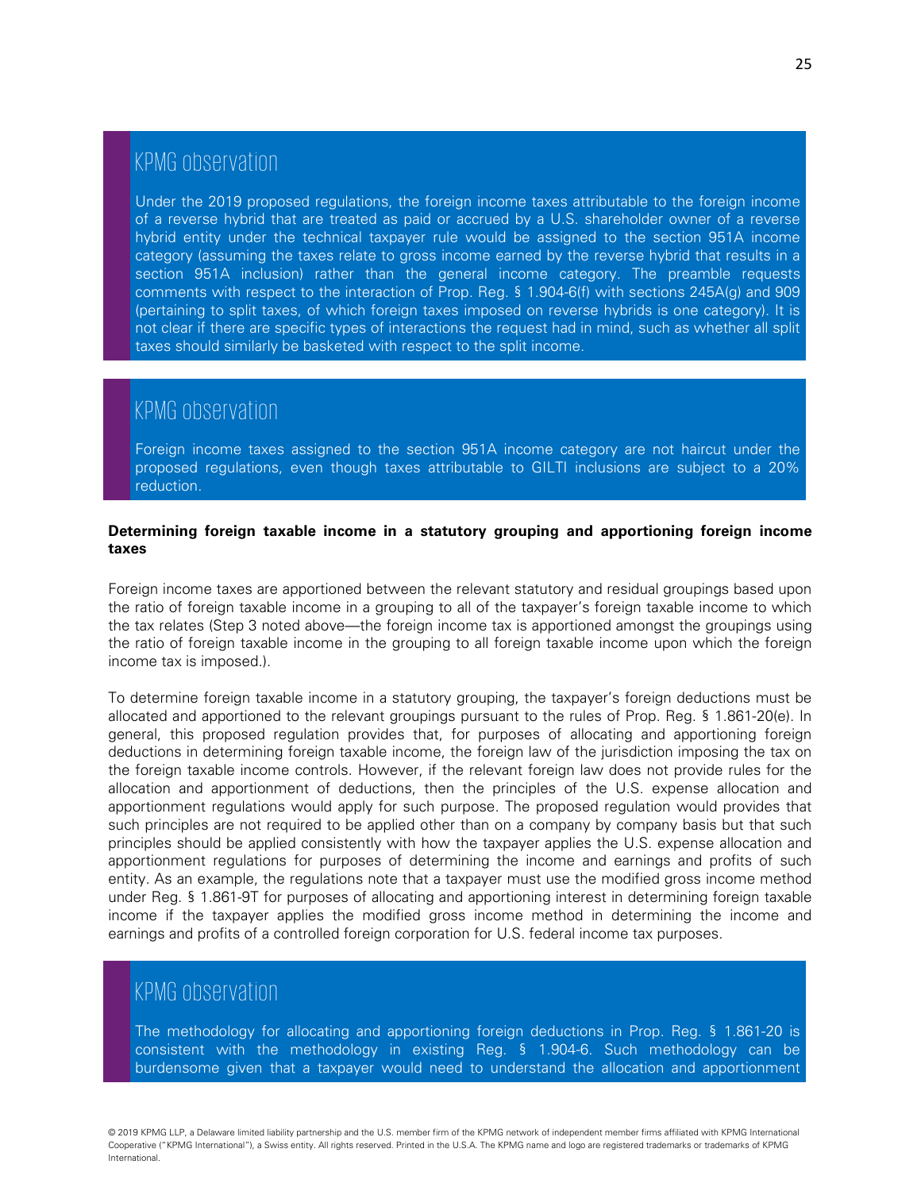## KPMG observation

Under the 2019 proposed regulations, the foreign income taxes attributable to the foreign income of a reverse hybrid that are treated as paid or accrued by a U.S. shareholder owner of a reverse hybrid entity under the technical taxpayer rule would be assigned to the section 951A income category (assuming the taxes relate to gross income earned by the reverse hybrid that results in a section 951A inclusion) rather than the general income category. The preamble requests comments with respect to the interaction of Prop. Reg. § 1.904-6(f) with sections 245A(g) and 909 (pertaining to split taxes, of which foreign taxes imposed on reverse hybrids is one category). It is not clear if there are specific types of interactions the request had in mind, such as whether all split taxes should similarly be basketed with respect to the split income.

## KPMG observation

Foreign income taxes assigned to the section 951A income category are not haircut under the proposed regulations, even though taxes attributable to GILTI inclusions are subject to a 20% reduction.

**Determining foreign taxable income in a statutory grouping and apportioning foreign income taxes**

Foreign income taxes are apportioned between the relevant statutory and residual groupings based upon the ratio of foreign taxable income in a grouping to all of the taxpayer's foreign taxable income to which the tax relates (Step 3 noted above—the foreign income tax is apportioned amongst the groupings using the ratio of foreign taxable income in the grouping to all foreign taxable income upon which the foreign income tax is imposed.).

To determine foreign taxable income in a statutory grouping, the taxpayer's foreign deductions must be allocated and apportioned to the relevant groupings pursuant to the rules of Prop. Reg. § 1.861-20(e). In general, this proposed regulation provides that, for purposes of allocating and apportioning foreign deductions in determining foreign taxable income, the foreign law of the jurisdiction imposing the tax on the foreign taxable income controls. However, if the relevant foreign law does not provide rules for the allocation and apportionment of deductions, then the principles of the U.S. expense allocation and apportionment regulations would apply for such purpose. The proposed regulation would provides that such principles are not required to be applied other than on a company by company basis but that such principles should be applied consistently with how the taxpayer applies the U.S. expense allocation and apportionment regulations for purposes of determining the income and earnings and profits of such entity. As an example, the regulations note that a taxpayer must use the modified gross income method under Reg. § 1.861-9T for purposes of allocating and apportioning interest in determining foreign taxable income if the taxpayer applies the modified gross income method in determining the income and earnings and profits of a controlled foreign corporation for U.S. federal income tax purposes.

## KPMG observation

The methodology for allocating and apportioning foreign deductions in Prop. Reg. § 1.861-20 is consistent with the methodology in existing Reg. § 1.904-6. Such methodology can be burdensome given that a taxpayer would need to understand the allocation and apportionment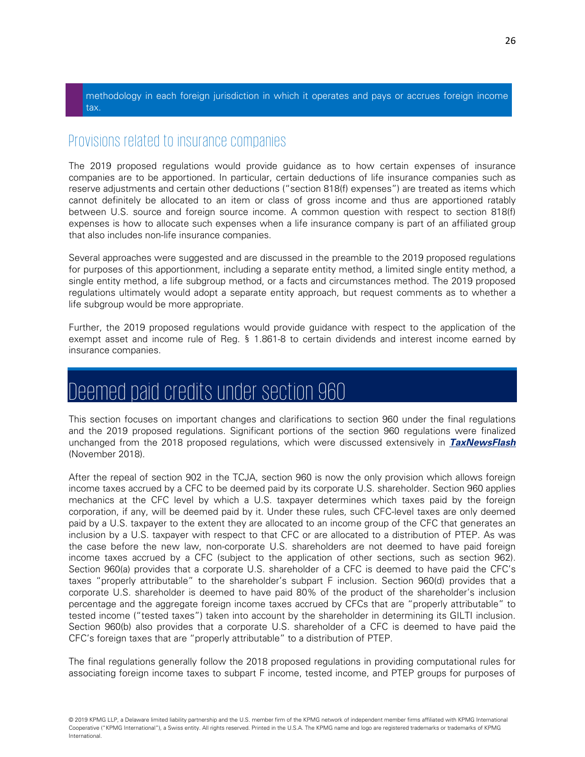methodology in each foreign jurisdiction in which it operates and pays or accrues foreign income tax.

## Provisions related to insurance companies

The 2019 proposed regulations would provide guidance as to how certain expenses of insurance companies are to be apportioned. In particular, certain deductions of life insurance companies such as reserve adjustments and certain other deductions ("section 818(f) expenses") are treated as items which cannot definitely be allocated to an item or class of gross income and thus are apportioned ratably between U.S. source and foreign source income. A common question with respect to section 818(f) expenses is how to allocate such expenses when a life insurance company is part of an affiliated group that also includes non-life insurance companies.

Several approaches were suggested and are discussed in the preamble to the 2019 proposed regulations for purposes of this apportionment, including a separate entity method, a limited single entity method, a single entity method, a life subgroup method, or a facts and circumstances method. The 2019 proposed regulations ultimately would adopt a separate entity approach, but request comments as to whether a life subgroup would be more appropriate.

Further, the 2019 proposed regulations would provide guidance with respect to the application of the exempt asset and income rule of Reg. § 1.861-8 to certain dividends and interest income earned by insurance companies.

# Deemed paid credits under section 960

This section focuses on important changes and clarifications to section 960 under the final regulations and the 2019 proposed regulations. Significant portions of the section 960 regulations were finalized unchanged from the 2018 proposed regulations, which were discussed extensively in ***TaxNewsFlash*** (November 2018).

After the repeal of section 902 in the TCJA, section 960 is now the only provision which allows foreign income taxes accrued by a CFC to be deemed paid by its corporate U.S. shareholder. Section 960 applies mechanics at the CFC level by which a U.S. taxpayer determines which taxes paid by the foreign corporation, if any, will be deemed paid by it. Under these rules, such CFC-level taxes are only deemed paid by a U.S. taxpayer to the extent they are allocated to an income group of the CFC that generates an inclusion by a U.S. taxpayer with respect to that CFC or are allocated to a distribution of PTEP. As was the case before the new law, non-corporate U.S. shareholders are not deemed to have paid foreign income taxes accrued by a CFC (subject to the application of other sections, such as section 962). Section 960(a) provides that a corporate U.S. shareholder of a CFC is deemed to have paid the CFC's taxes "properly attributable" to the shareholder's subpart F inclusion. Section 960(d) provides that a corporate U.S. shareholder is deemed to have paid 80% of the product of the shareholder's inclusion percentage and the aggregate foreign income taxes accrued by CFCs that are "properly attributable" to tested income ("tested taxes") taken into account by the shareholder in determining its GILTI inclusion. Section 960(b) also provides that a corporate U.S. shareholder of a CFC is deemed to have paid the CFC's foreign taxes that are "properly attributable" to a distribution of PTEP.

The final regulations generally follow the 2018 proposed regulations in providing computational rules for associating foreign income taxes to subpart F income, tested income, and PTEP groups for purposes of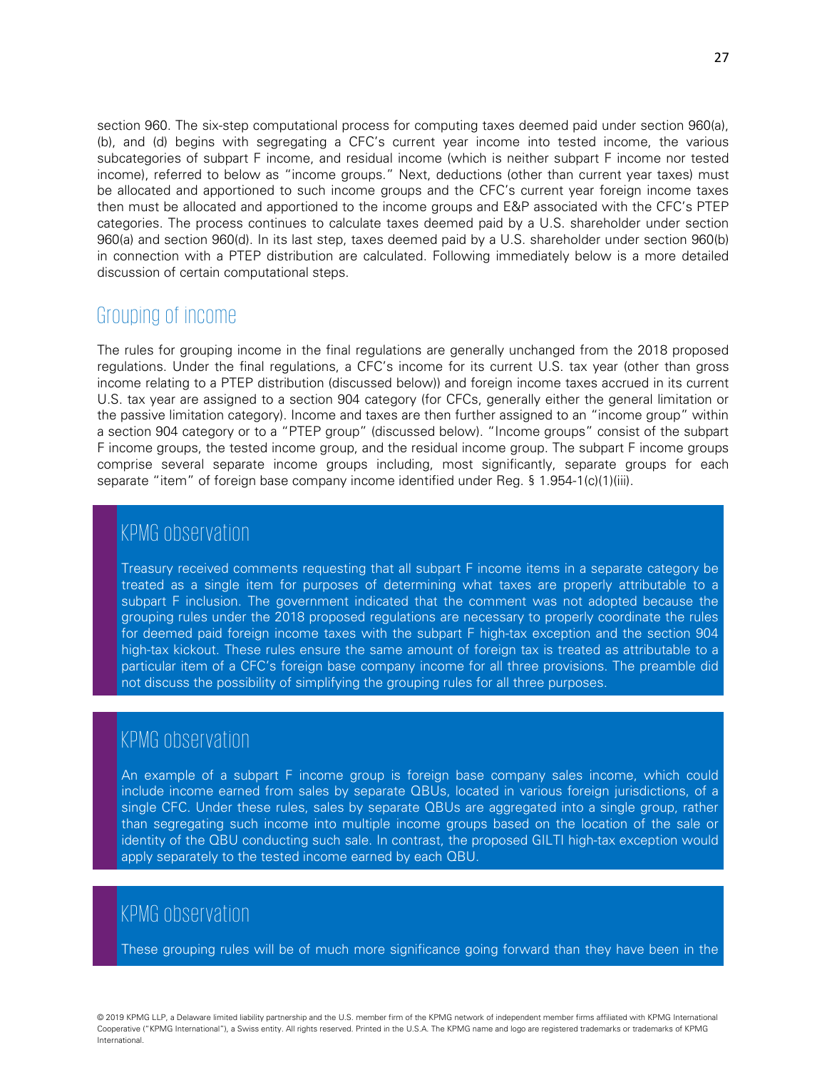section 960. The six-step computational process for computing taxes deemed paid under section 960(a), (b), and (d) begins with segregating a CFC's current year income into tested income, the various subcategories of subpart F income, and residual income (which is neither subpart F income nor tested income), referred to below as "income groups." Next, deductions (other than current year taxes) must be allocated and apportioned to such income groups and the CFC's current year foreign income taxes then must be allocated and apportioned to the income groups and E&P associated with the CFC's PTEP categories. The process continues to calculate taxes deemed paid by a U.S. shareholder under section 960(a) and section 960(d). In its last step, taxes deemed paid by a U.S. shareholder under section 960(b) in connection with a PTEP distribution are calculated. Following immediately below is a more detailed discussion of certain computational steps.

## Grouping of income

The rules for grouping income in the final regulations are generally unchanged from the 2018 proposed regulations. Under the final regulations, a CFC's income for its current U.S. tax year (other than gross income relating to a PTEP distribution (discussed below)) and foreign income taxes accrued in its current U.S. tax year are assigned to a section 904 category (for CFCs, generally either the general limitation or the passive limitation category). Income and taxes are then further assigned to an "income group" within a section 904 category or to a "PTEP group" (discussed below). "Income groups" consist of the subpart F income groups, the tested income group, and the residual income group. The subpart F income groups comprise several separate income groups including, most significantly, separate groups for each separate "item" of foreign base company income identified under Reg. § 1.954-1(c)(1)(iii).

### KPMG observation

Treasury received comments requesting that all subpart F income items in a separate category be treated as a single item for purposes of determining what taxes are properly attributable to a subpart F inclusion. The government indicated that the comment was not adopted because the grouping rules under the 2018 proposed regulations are necessary to properly coordinate the rules for deemed paid foreign income taxes with the subpart F high-tax exception and the section 904 high-tax kickout. These rules ensure the same amount of foreign tax is treated as attributable to a particular item of a CFC's foreign base company income for all three provisions. The preamble did not discuss the possibility of simplifying the grouping rules for all three purposes.

### KPMG observation

An example of a subpart F income group is foreign base company sales income, which could include income earned from sales by separate QBUs, located in various foreign jurisdictions, of a single CFC. Under these rules, sales by separate QBUs are aggregated into a single group, rather than segregating such income into multiple income groups based on the location of the sale or identity of the QBU conducting such sale. In contrast, the proposed GILTI high-tax exception would apply separately to the tested income earned by each QBU.

### KPMG observation

These grouping rules will be of much more significance going forward than they have been in the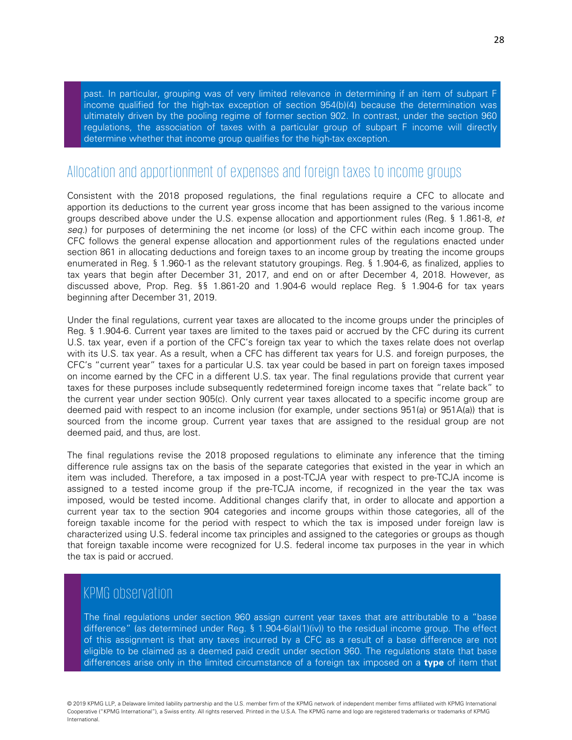past. In particular, grouping was of very limited relevance in determining if an item of subpart F income qualified for the high-tax exception of section 954(b)(4) because the determination was ultimately driven by the pooling regime of former section 902. In contrast, under the section 960 regulations, the association of taxes with a particular group of subpart F income will directly determine whether that income group qualifies for the high-tax exception.

## Allocation and apportionment of expenses and foreign taxes to income groups

Consistent with the 2018 proposed regulations, the final regulations require a CFC to allocate and apportion its deductions to the current year gross income that has been assigned to the various income groups described above under the U.S. expense allocation and apportionment rules (Reg. § 1.861-8, *et seq.*) for purposes of determining the net income (or loss) of the CFC within each income group. The CFC follows the general expense allocation and apportionment rules of the regulations enacted under section 861 in allocating deductions and foreign taxes to an income group by treating the income groups enumerated in Reg. § 1.960-1 as the relevant statutory groupings. Reg. § 1.904-6, as finalized, applies to tax years that begin after December 31, 2017, and end on or after December 4, 2018. However, as discussed above, Prop. Reg. §§ 1.861-20 and 1.904-6 would replace Reg. § 1.904-6 for tax years beginning after December 31, 2019.

Under the final regulations, current year taxes are allocated to the income groups under the principles of Reg. § 1.904-6. Current year taxes are limited to the taxes paid or accrued by the CFC during its current U.S. tax year, even if a portion of the CFC's foreign tax year to which the taxes relate does not overlap with its U.S. tax year. As a result, when a CFC has different tax years for U.S. and foreign purposes, the CFC's "current year" taxes for a particular U.S. tax year could be based in part on foreign taxes imposed on income earned by the CFC in a different U.S. tax year. The final regulations provide that current year taxes for these purposes include subsequently redetermined foreign income taxes that "relate back" to the current year under section 905(c). Only current year taxes allocated to a specific income group are deemed paid with respect to an income inclusion (for example, under sections 951(a) or 951A(a)) that is sourced from the income group. Current year taxes that are assigned to the residual group are not deemed paid, and thus, are lost.

The final regulations revise the 2018 proposed regulations to eliminate any inference that the timing difference rule assigns tax on the basis of the separate categories that existed in the year in which an item was included. Therefore, a tax imposed in a post-TCJA year with respect to pre-TCJA income is assigned to a tested income group if the pre-TCJA income, if recognized in the year the tax was imposed, would be tested income. Additional changes clarify that, in order to allocate and apportion a current year tax to the section 904 categories and income groups within those categories, all of the foreign taxable income for the period with respect to which the tax is imposed under foreign law is characterized using U.S. federal income tax principles and assigned to the categories or groups as though that foreign taxable income were recognized for U.S. federal income tax purposes in the year in which the tax is paid or accrued.

### KPMG observation

The final regulations under section 960 assign current year taxes that are attributable to a "base difference" (as determined under Reg. § 1.904-6(a)(1)(iv)) to the residual income group. The effect of this assignment is that any taxes incurred by a CFC as a result of a base difference are not eligible to be claimed as a deemed paid credit under section 960. The regulations state that base differences arise only in the limited circumstance of a foreign tax imposed on a **type** of item that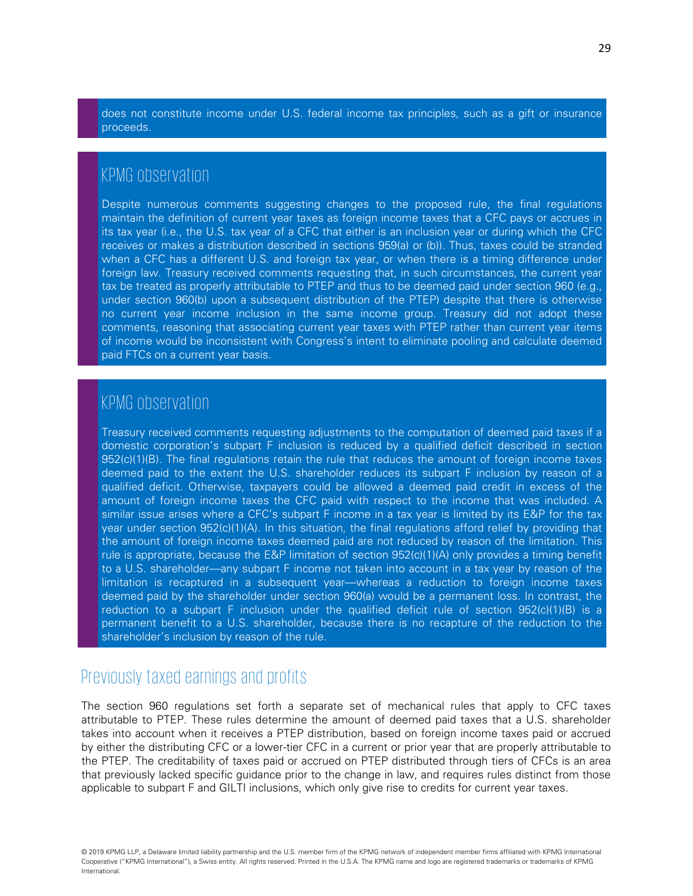does not constitute income under U.S. federal income tax principles, such as a gift or insurance proceeds.

## KPMG observation

Despite numerous comments suggesting changes to the proposed rule, the final regulations maintain the definition of current year taxes as foreign income taxes that a CFC pays or accrues in its tax year (i.e., the U.S. tax year of a CFC that either is an inclusion year or during which the CFC receives or makes a distribution described in sections 959(a) or (b)). Thus, taxes could be stranded when a CFC has a different U.S. and foreign tax year, or when there is a timing difference under foreign law. Treasury received comments requesting that, in such circumstances, the current year tax be treated as properly attributable to PTEP and thus to be deemed paid under section 960 (e.g., under section 960(b) upon a subsequent distribution of the PTEP) despite that there is otherwise no current year income inclusion in the same income group. Treasury did not adopt these comments, reasoning that associating current year taxes with PTEP rather than current year items of income would be inconsistent with Congress's intent to eliminate pooling and calculate deemed paid FTCs on a current year basis.

## KPMG observation

Treasury received comments requesting adjustments to the computation of deemed paid taxes if a domestic corporation's subpart F inclusion is reduced by a qualified deficit described in section 952(c)(1)(B). The final regulations retain the rule that reduces the amount of foreign income taxes deemed paid to the extent the U.S. shareholder reduces its subpart F inclusion by reason of a qualified deficit. Otherwise, taxpayers could be allowed a deemed paid credit in excess of the amount of foreign income taxes the CFC paid with respect to the income that was included. A similar issue arises where a CFC's subpart F income in a tax year is limited by its E&P for the tax year under section 952(c)(1)(A). In this situation, the final regulations afford relief by providing that the amount of foreign income taxes deemed paid are not reduced by reason of the limitation. This rule is appropriate, because the E&P limitation of section 952(c)(1)(A) only provides a timing benefit to a U.S. shareholder—any subpart F income not taken into account in a tax year by reason of the limitation is recaptured in a subsequent year—whereas a reduction to foreign income taxes deemed paid by the shareholder under section 960(a) would be a permanent loss. In contrast, the reduction to a subpart F inclusion under the qualified deficit rule of section 952(c)(1)(B) is a permanent benefit to a U.S. shareholder, because there is no recapture of the reduction to the shareholder's inclusion by reason of the rule.

## Previously taxed earnings and profits

The section 960 regulations set forth a separate set of mechanical rules that apply to CFC taxes attributable to PTEP. These rules determine the amount of deemed paid taxes that a U.S. shareholder takes into account when it receives a PTEP distribution, based on foreign income taxes paid or accrued by either the distributing CFC or a lower-tier CFC in a current or prior year that are properly attributable to the PTEP. The creditability of taxes paid or accrued on PTEP distributed through tiers of CFCs is an area that previously lacked specific guidance prior to the change in law, and requires rules distinct from those applicable to subpart F and GILTI inclusions, which only give rise to credits for current year taxes.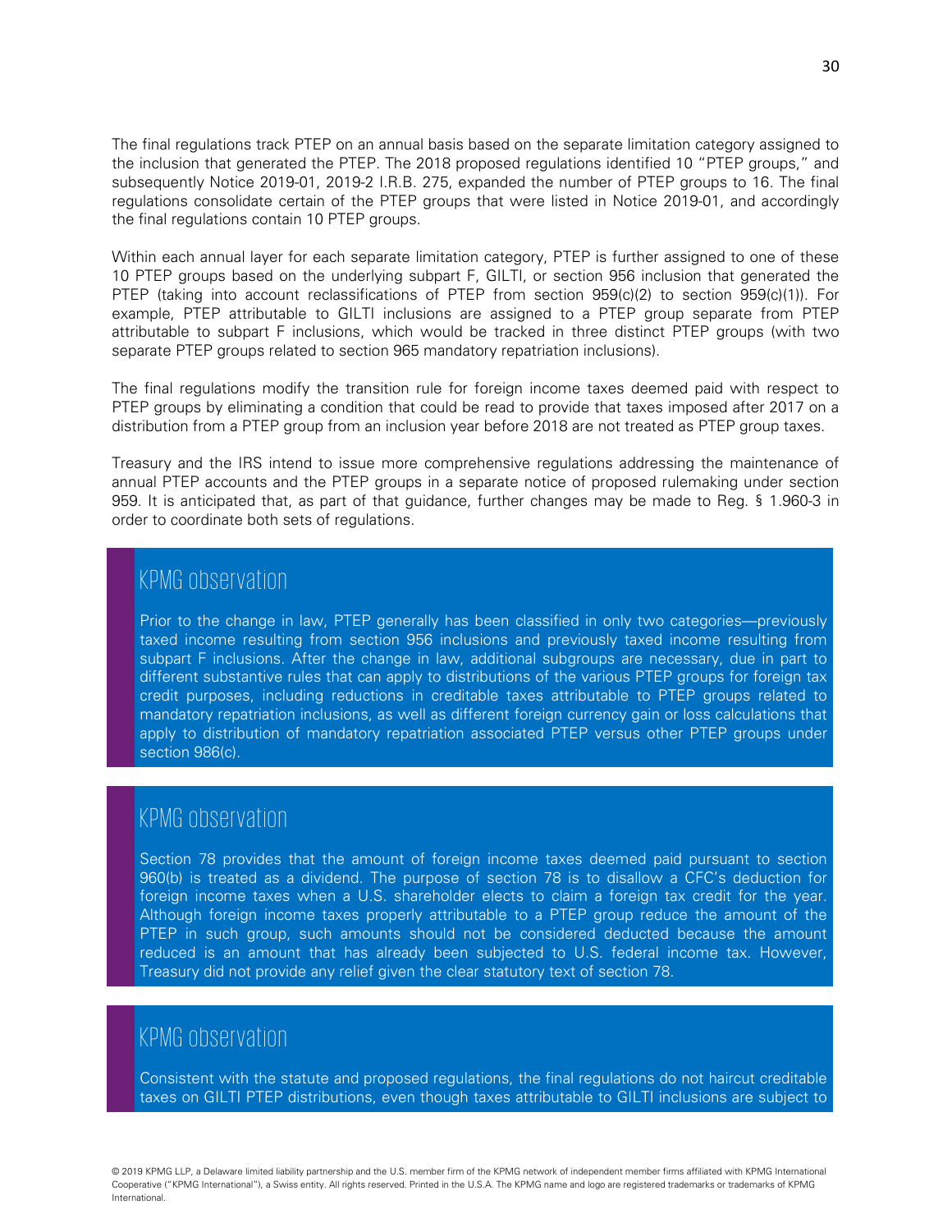The final regulations track PTEP on an annual basis based on the separate limitation category assigned to the inclusion that generated the PTEP. The 2018 proposed regulations identified 10 "PTEP groups," and subsequently Notice 2019-01, 2019-2 I.R.B. 275, expanded the number of PTEP groups to 16. The final regulations consolidate certain of the PTEP groups that were listed in Notice 2019-01, and accordingly the final regulations contain 10 PTEP groups.

Within each annual layer for each separate limitation category, PTEP is further assigned to one of these 10 PTEP groups based on the underlying subpart F, GILTI, or section 956 inclusion that generated the PTEP (taking into account reclassifications of PTEP from section 959(c)(2) to section 959(c)(1)). For example, PTEP attributable to GILTI inclusions are assigned to a PTEP group separate from PTEP attributable to subpart F inclusions, which would be tracked in three distinct PTEP groups (with two separate PTEP groups related to section 965 mandatory repatriation inclusions).

The final regulations modify the transition rule for foreign income taxes deemed paid with respect to PTEP groups by eliminating a condition that could be read to provide that taxes imposed after 2017 on a distribution from a PTEP group from an inclusion year before 2018 are not treated as PTEP group taxes.

Treasury and the IRS intend to issue more comprehensive regulations addressing the maintenance of annual PTEP accounts and the PTEP groups in a separate notice of proposed rulemaking under section 959. It is anticipated that, as part of that guidance, further changes may be made to Reg. § 1.960-3 in order to coordinate both sets of regulations.

## KPMG observation

Prior to the change in law, PTEP generally has been classified in only two categories—previously taxed income resulting from section 956 inclusions and previously taxed income resulting from subpart F inclusions. After the change in law, additional subgroups are necessary, due in part to different substantive rules that can apply to distributions of the various PTEP groups for foreign tax credit purposes, including reductions in creditable taxes attributable to PTEP groups related to mandatory repatriation inclusions, as well as different foreign currency gain or loss calculations that apply to distribution of mandatory repatriation associated PTEP versus other PTEP groups under section 986(c).

## KPMG observation

Section 78 provides that the amount of foreign income taxes deemed paid pursuant to section 960(b) is treated as a dividend. The purpose of section 78 is to disallow a CFC's deduction for foreign income taxes when a U.S. shareholder elects to claim a foreign tax credit for the year. Although foreign income taxes properly attributable to a PTEP group reduce the amount of the PTEP in such group, such amounts should not be considered deducted because the amount reduced is an amount that has already been subjected to U.S. federal income tax. However, Treasury did not provide any relief given the clear statutory text of section 78.

## KPMG observation

Consistent with the statute and proposed regulations, the final regulations do not haircut creditable taxes on GILTI PTEP distributions, even though taxes attributable to GILTI inclusions are subject to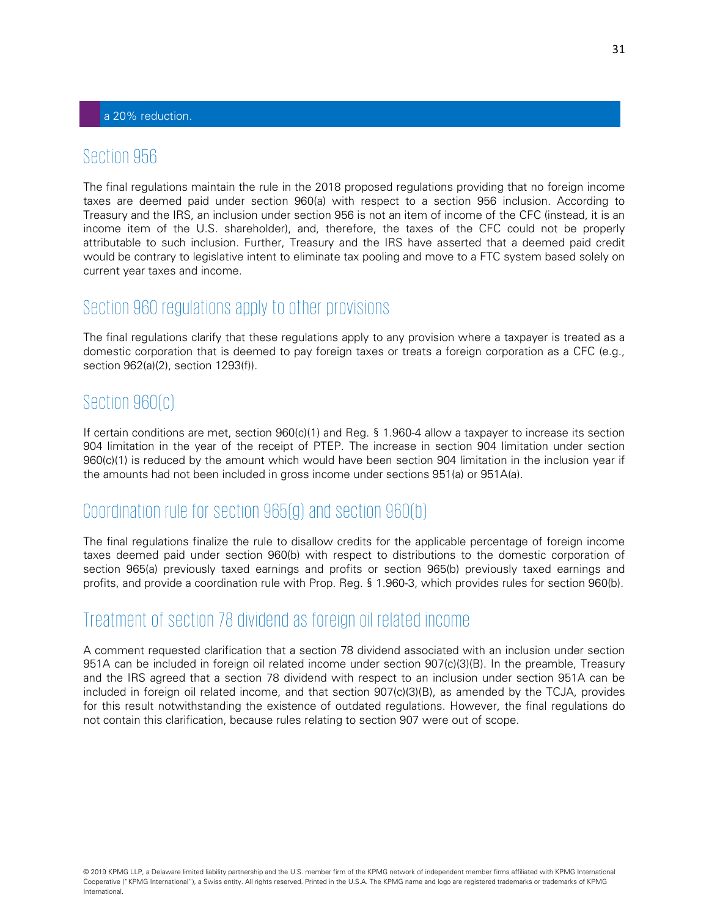a 20% reduction.

## Section 956

The final regulations maintain the rule in the 2018 proposed regulations providing that no foreign income taxes are deemed paid under section 960(a) with respect to a section 956 inclusion. According to Treasury and the IRS, an inclusion under section 956 is not an item of income of the CFC (instead, it is an income item of the U.S. shareholder), and, therefore, the taxes of the CFC could not be properly attributable to such inclusion. Further, Treasury and the IRS have asserted that a deemed paid credit would be contrary to legislative intent to eliminate tax pooling and move to a FTC system based solely on current year taxes and income.

## Section 960 regulations apply to other provisions

The final regulations clarify that these regulations apply to any provision where a taxpayer is treated as a domestic corporation that is deemed to pay foreign taxes or treats a foreign corporation as a CFC (e.g., section 962(a)(2), section 1293(f)).

## Section 960(c)

If certain conditions are met, section 960(c)(1) and Reg. § 1.960-4 allow a taxpayer to increase its section 904 limitation in the year of the receipt of PTEP. The increase in section 904 limitation under section 960(c)(1) is reduced by the amount which would have been section 904 limitation in the inclusion year if the amounts had not been included in gross income under sections 951(a) or 951A(a).

## Coordination rule for section 965(g) and section 960(b)

The final regulations finalize the rule to disallow credits for the applicable percentage of foreign income taxes deemed paid under section 960(b) with respect to distributions to the domestic corporation of section 965(a) previously taxed earnings and profits or section 965(b) previously taxed earnings and profits, and provide a coordination rule with Prop. Reg. § 1.960-3, which provides rules for section 960(b).

## Treatment of section 78 dividend as foreign oil related income

A comment requested clarification that a section 78 dividend associated with an inclusion under section 951A can be included in foreign oil related income under section 907(c)(3)(B). In the preamble, Treasury and the IRS agreed that a section 78 dividend with respect to an inclusion under section 951A can be included in foreign oil related income, and that section 907(c)(3)(B), as amended by the TCJA, provides for this result notwithstanding the existence of outdated regulations. However, the final regulations do not contain this clarification, because rules relating to section 907 were out of scope.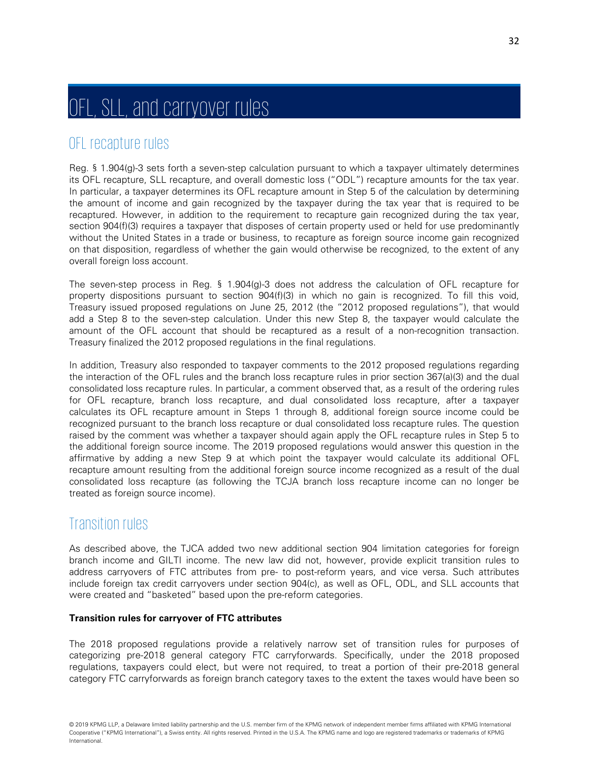# OFL, SLL, and carryover rules

## OFL recapture rules

Reg. § 1.904(g)-3 sets forth a seven-step calculation pursuant to which a taxpayer ultimately determines its OFL recapture, SLL recapture, and overall domestic loss ("ODL") recapture amounts for the tax year. In particular, a taxpayer determines its OFL recapture amount in Step 5 of the calculation by determining the amount of income and gain recognized by the taxpayer during the tax year that is required to be recaptured. However, in addition to the requirement to recapture gain recognized during the tax year, section 904(f)(3) requires a taxpayer that disposes of certain property used or held for use predominantly without the United States in a trade or business, to recapture as foreign source income gain recognized on that disposition, regardless of whether the gain would otherwise be recognized, to the extent of any overall foreign loss account.

The seven-step process in Reg. § 1.904(g)-3 does not address the calculation of OFL recapture for property dispositions pursuant to section 904(f)(3) in which no gain is recognized. To fill this void, Treasury issued proposed regulations on June 25, 2012 (the "2012 proposed regulations"), that would add a Step 8 to the seven-step calculation. Under this new Step 8, the taxpayer would calculate the amount of the OFL account that should be recaptured as a result of a non-recognition transaction. Treasury finalized the 2012 proposed regulations in the final regulations.

In addition, Treasury also responded to taxpayer comments to the 2012 proposed regulations regarding the interaction of the OFL rules and the branch loss recapture rules in prior section 367(a)(3) and the dual consolidated loss recapture rules. In particular, a comment observed that, as a result of the ordering rules for OFL recapture, branch loss recapture, and dual consolidated loss recapture, after a taxpayer calculates its OFL recapture amount in Steps 1 through 8, additional foreign source income could be recognized pursuant to the branch loss recapture or dual consolidated loss recapture rules. The question raised by the comment was whether a taxpayer should again apply the OFL recapture rules in Step 5 to the additional foreign source income. The 2019 proposed regulations would answer this question in the affirmative by adding a new Step 9 at which point the taxpayer would calculate its additional OFL recapture amount resulting from the additional foreign source income recognized as a result of the dual consolidated loss recapture (as following the TCJA branch loss recapture income can no longer be treated as foreign source income).

## Transition rules

As described above, the TJCA added two new additional section 904 limitation categories for foreign branch income and GILTI income. The new law did not, however, provide explicit transition rules to address carryovers of FTC attributes from pre- to post-reform years, and vice versa. Such attributes include foreign tax credit carryovers under section 904(c), as well as OFL, ODL, and SLL accounts that were created and "basketed" based upon the pre-reform categories.

**Transition rules for carryover of FTC attributes**

The 2018 proposed regulations provide a relatively narrow set of transition rules for purposes of categorizing pre-2018 general category FTC carryforwards. Specifically, under the 2018 proposed regulations, taxpayers could elect, but were not required, to treat a portion of their pre-2018 general category FTC carryforwards as foreign branch category taxes to the extent the taxes would have been so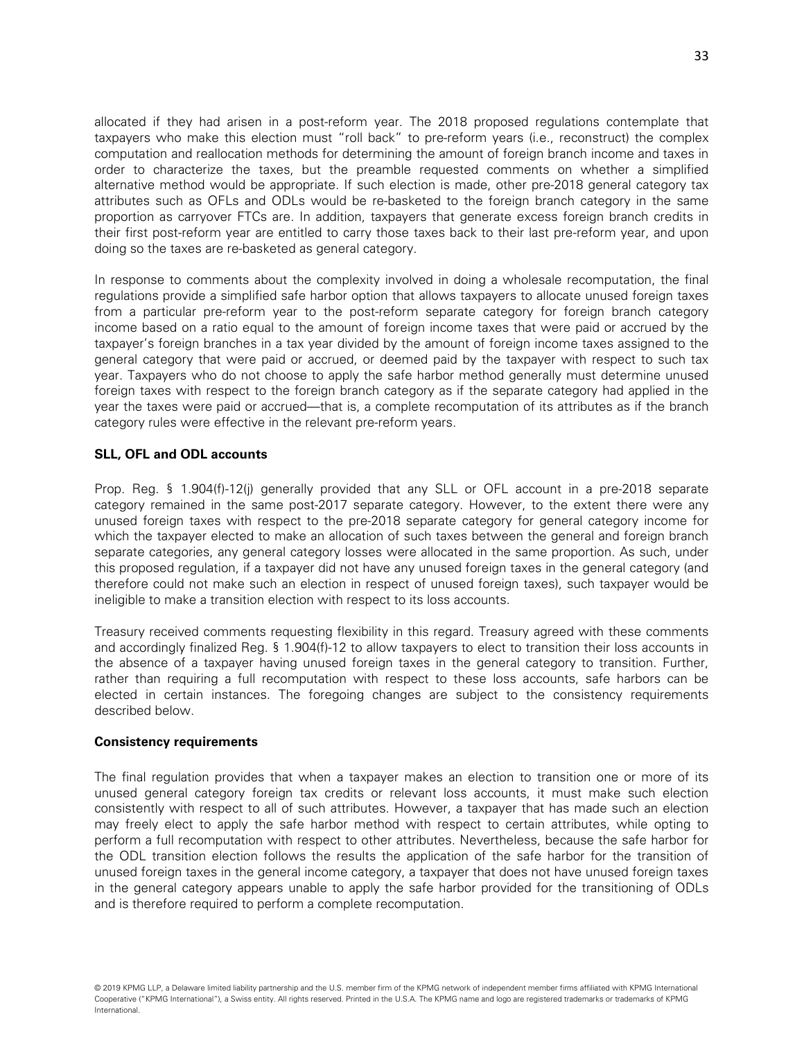allocated if they had arisen in a post-reform year. The 2018 proposed regulations contemplate that taxpayers who make this election must "roll back" to pre-reform years (i.e., reconstruct) the complex computation and reallocation methods for determining the amount of foreign branch income and taxes in order to characterize the taxes, but the preamble requested comments on whether a simplified alternative method would be appropriate. If such election is made, other pre-2018 general category tax attributes such as OFLs and ODLs would be re-basketed to the foreign branch category in the same proportion as carryover FTCs are. In addition, taxpayers that generate excess foreign branch credits in their first post-reform year are entitled to carry those taxes back to their last pre-reform year, and upon doing so the taxes are re-basketed as general category.

In response to comments about the complexity involved in doing a wholesale recomputation, the final regulations provide a simplified safe harbor option that allows taxpayers to allocate unused foreign taxes from a particular pre-reform year to the post-reform separate category for foreign branch category income based on a ratio equal to the amount of foreign income taxes that were paid or accrued by the taxpayer's foreign branches in a tax year divided by the amount of foreign income taxes assigned to the general category that were paid or accrued, or deemed paid by the taxpayer with respect to such tax year. Taxpayers who do not choose to apply the safe harbor method generally must determine unused foreign taxes with respect to the foreign branch category as if the separate category had applied in the year the taxes were paid or accrued—that is, a complete recomputation of its attributes as if the branch category rules were effective in the relevant pre-reform years.

**SLL, OFL and ODL accounts**

Prop. Reg. § 1.904(f)-12(j) generally provided that any SLL or OFL account in a pre-2018 separate category remained in the same post-2017 separate category. However, to the extent there were any unused foreign taxes with respect to the pre-2018 separate category for general category income for which the taxpayer elected to make an allocation of such taxes between the general and foreign branch separate categories, any general category losses were allocated in the same proportion. As such, under this proposed regulation, if a taxpayer did not have any unused foreign taxes in the general category (and therefore could not make such an election in respect of unused foreign taxes), such taxpayer would be ineligible to make a transition election with respect to its loss accounts.

Treasury received comments requesting flexibility in this regard. Treasury agreed with these comments and accordingly finalized Reg. § 1.904(f)-12 to allow taxpayers to elect to transition their loss accounts in the absence of a taxpayer having unused foreign taxes in the general category to transition. Further, rather than requiring a full recomputation with respect to these loss accounts, safe harbors can be elected in certain instances. The foregoing changes are subject to the consistency requirements described below.

**Consistency requirements**

The final regulation provides that when a taxpayer makes an election to transition one or more of its unused general category foreign tax credits or relevant loss accounts, it must make such election consistently with respect to all of such attributes. However, a taxpayer that has made such an election may freely elect to apply the safe harbor method with respect to certain attributes, while opting to perform a full recomputation with respect to other attributes. Nevertheless, because the safe harbor for the ODL transition election follows the results the application of the safe harbor for the transition of unused foreign taxes in the general income category, a taxpayer that does not have unused foreign taxes in the general category appears unable to apply the safe harbor provided for the transitioning of ODLs and is therefore required to perform a complete recomputation.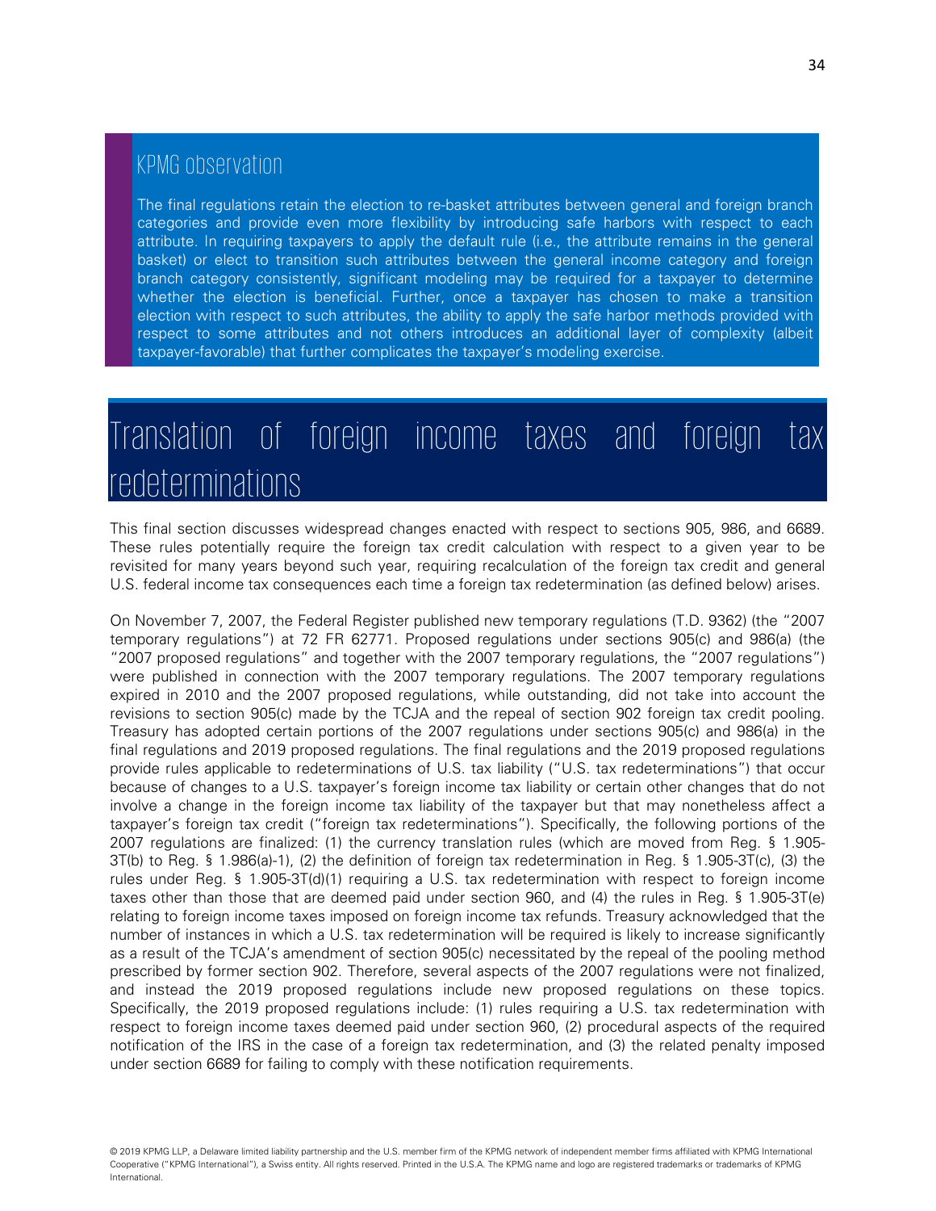### KPMG observation

The final regulations retain the election to re-basket attributes between general and foreign branch categories and provide even more flexibility by introducing safe harbors with respect to each attribute. In requiring taxpayers to apply the default rule (i.e., the attribute remains in the general basket) or elect to transition such attributes between the general income category and foreign branch category consistently, significant modeling may be required for a taxpayer to determine whether the election is beneficial. Further, once a taxpayer has chosen to make a transition election with respect to such attributes, the ability to apply the safe harbor methods provided with respect to some attributes and not others introduces an additional layer of complexity (albeit taxpayer-favorable) that further complicates the taxpayer's modeling exercise.

# Translation of foreign income taxes and foreign tax redeterminations

This final section discusses widespread changes enacted with respect to sections 905, 986, and 6689. These rules potentially require the foreign tax credit calculation with respect to a given year to be revisited for many years beyond such year, requiring recalculation of the foreign tax credit and general U.S. federal income tax consequences each time a foreign tax redetermination (as defined below) arises.

On November 7, 2007, the Federal Register published new temporary regulations (T.D. 9362) (the "2007 temporary regulations") at 72 FR 62771. Proposed regulations under sections 905(c) and 986(a) (the "2007 proposed regulations" and together with the 2007 temporary regulations, the "2007 regulations") were published in connection with the 2007 temporary regulations. The 2007 temporary regulations expired in 2010 and the 2007 proposed regulations, while outstanding, did not take into account the revisions to section 905(c) made by the TCJA and the repeal of section 902 foreign tax credit pooling. Treasury has adopted certain portions of the 2007 regulations under sections 905(c) and 986(a) in the final regulations and 2019 proposed regulations. The final regulations and the 2019 proposed regulations provide rules applicable to redeterminations of U.S. tax liability ("U.S. tax redeterminations") that occur because of changes to a U.S. taxpayer's foreign income tax liability or certain other changes that do not involve a change in the foreign income tax liability of the taxpayer but that may nonetheless affect a taxpayer's foreign tax credit ("foreign tax redeterminations"). Specifically, the following portions of the 2007 regulations are finalized: (1) the currency translation rules (which are moved from Reg. § 1.905-3T(b) to Reg. § 1.986(a)-1), (2) the definition of foreign tax redetermination in Reg. § 1.905-3T(c), (3) the rules under Reg. § 1.905-3T(d)(1) requiring a U.S. tax redetermination with respect to foreign income taxes other than those that are deemed paid under section 960, and (4) the rules in Reg. § 1.905-3T(e) relating to foreign income taxes imposed on foreign income tax refunds. Treasury acknowledged that the number of instances in which a U.S. tax redetermination will be required is likely to increase significantly as a result of the TCJA's amendment of section 905(c) necessitated by the repeal of the pooling method prescribed by former section 902. Therefore, several aspects of the 2007 regulations were not finalized, and instead the 2019 proposed regulations include new proposed regulations on these topics. Specifically, the 2019 proposed regulations include: (1) rules requiring a U.S. tax redetermination with respect to foreign income taxes deemed paid under section 960, (2) procedural aspects of the required notification of the IRS in the case of a foreign tax redetermination, and (3) the related penalty imposed under section 6689 for failing to comply with these notification requirements.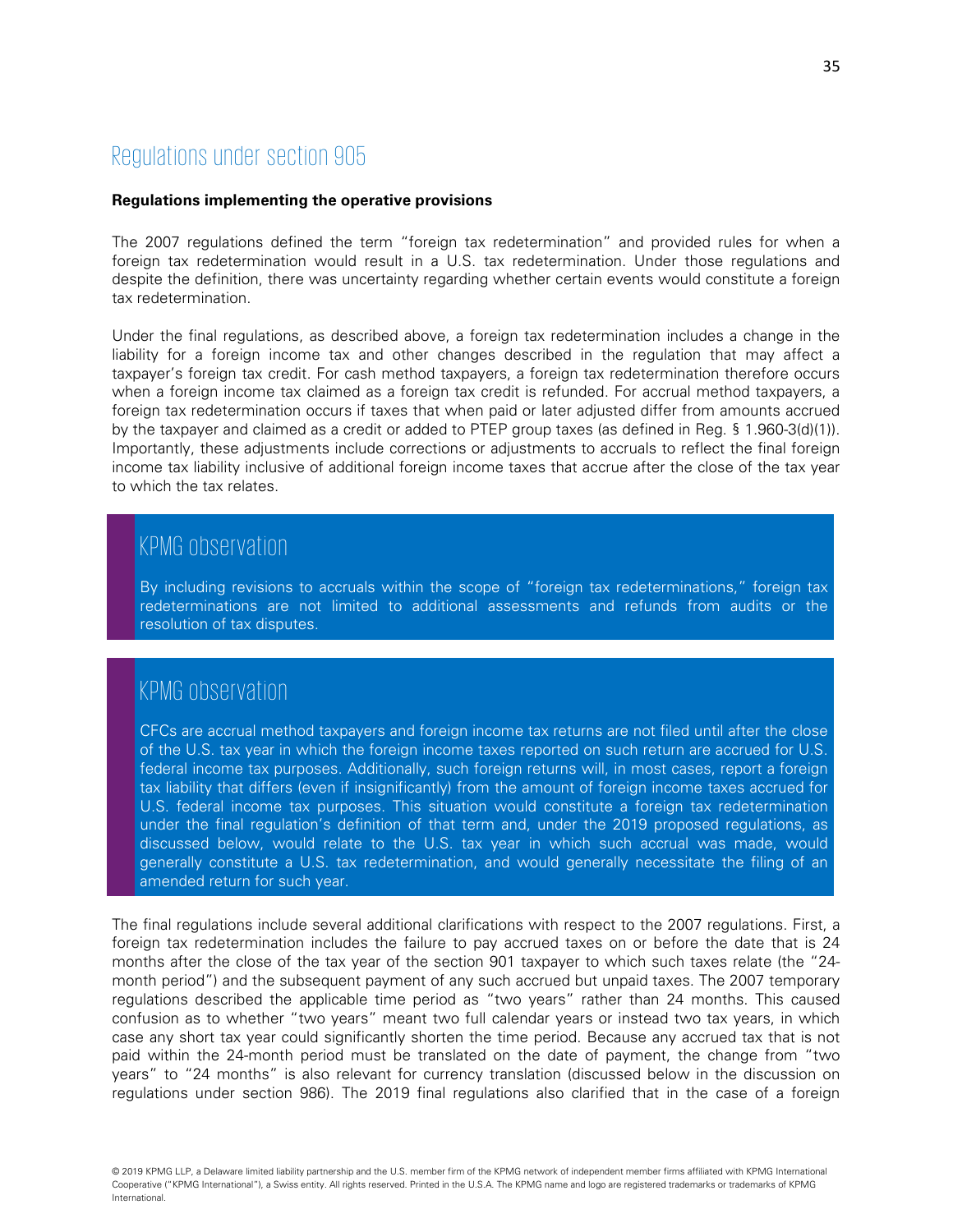## Regulations under section 905

**Regulations implementing the operative provisions**

The 2007 regulations defined the term "foreign tax redetermination" and provided rules for when a foreign tax redetermination would result in a U.S. tax redetermination. Under those regulations and despite the definition, there was uncertainty regarding whether certain events would constitute a foreign tax redetermination.

Under the final regulations, as described above, a foreign tax redetermination includes a change in the liability for a foreign income tax and other changes described in the regulation that may affect a taxpayer's foreign tax credit. For cash method taxpayers, a foreign tax redetermination therefore occurs when a foreign income tax claimed as a foreign tax credit is refunded. For accrual method taxpayers, a foreign tax redetermination occurs if taxes that when paid or later adjusted differ from amounts accrued by the taxpayer and claimed as a credit or added to PTEP group taxes (as defined in Reg. § 1.960-3(d)(1)). Importantly, these adjustments include corrections or adjustments to accruals to reflect the final foreign income tax liability inclusive of additional foreign income taxes that accrue after the close of the tax year to which the tax relates.

### KPMG observation

By including revisions to accruals within the scope of "foreign tax redeterminations," foreign tax redeterminations are not limited to additional assessments and refunds from audits or the resolution of tax disputes.

### KPMG observation

CFCs are accrual method taxpayers and foreign income tax returns are not filed until after the close of the U.S. tax year in which the foreign income taxes reported on such return are accrued for U.S. federal income tax purposes. Additionally, such foreign returns will, in most cases, report a foreign tax liability that differs (even if insignificantly) from the amount of foreign income taxes accrued for U.S. federal income tax purposes. This situation would constitute a foreign tax redetermination under the final regulation's definition of that term and, under the 2019 proposed regulations, as discussed below, would relate to the U.S. tax year in which such accrual was made, would generally constitute a U.S. tax redetermination, and would generally necessitate the filing of an amended return for such year.

The final regulations include several additional clarifications with respect to the 2007 regulations. First, a foreign tax redetermination includes the failure to pay accrued taxes on or before the date that is 24 months after the close of the tax year of the section 901 taxpayer to which such taxes relate (the "24-month period") and the subsequent payment of any such accrued but unpaid taxes. The 2007 temporary regulations described the applicable time period as "two years" rather than 24 months. This caused confusion as to whether "two years" meant two full calendar years or instead two tax years, in which case any short tax year could significantly shorten the time period. Because any accrued tax that is not paid within the 24-month period must be translated on the date of payment, the change from "two years" to "24 months" is also relevant for currency translation (discussed below in the discussion on regulations under section 986). The 2019 final regulations also clarified that in the case of a foreign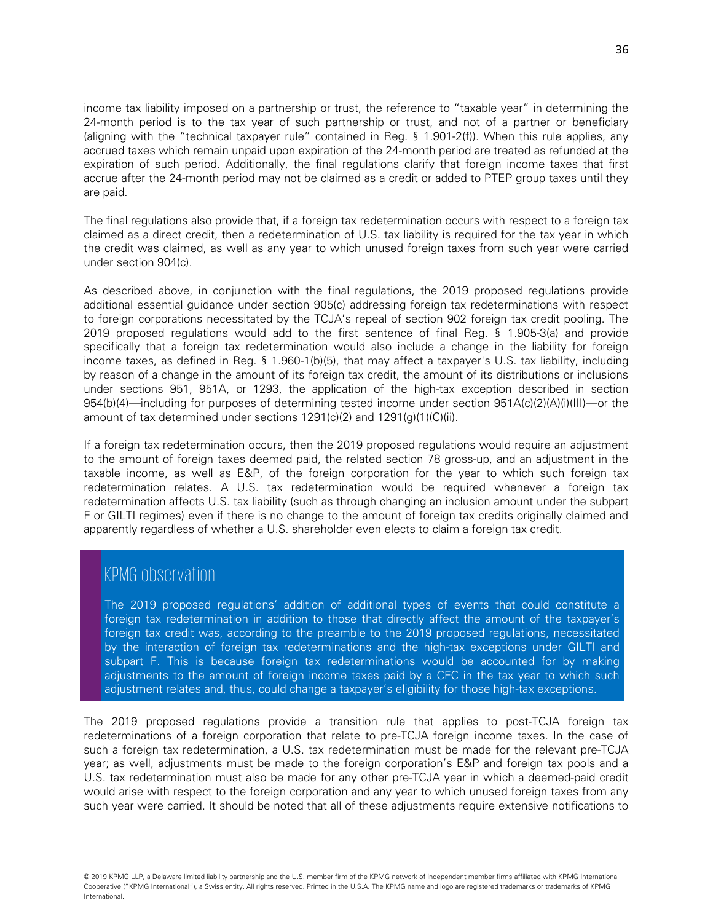income tax liability imposed on a partnership or trust, the reference to "taxable year" in determining the 24-month period is to the tax year of such partnership or trust, and not of a partner or beneficiary (aligning with the "technical taxpayer rule" contained in Reg. § 1.901-2(f)). When this rule applies, any accrued taxes which remain unpaid upon expiration of the 24-month period are treated as refunded at the expiration of such period. Additionally, the final regulations clarify that foreign income taxes that first accrue after the 24-month period may not be claimed as a credit or added to PTEP group taxes until they are paid.

The final regulations also provide that, if a foreign tax redetermination occurs with respect to a foreign tax claimed as a direct credit, then a redetermination of U.S. tax liability is required for the tax year in which the credit was claimed, as well as any year to which unused foreign taxes from such year were carried under section 904(c).

As described above, in conjunction with the final regulations, the 2019 proposed regulations provide additional essential guidance under section 905(c) addressing foreign tax redeterminations with respect to foreign corporations necessitated by the TCJA's repeal of section 902 foreign tax credit pooling. The 2019 proposed regulations would add to the first sentence of final Reg. § 1.905-3(a) and provide specifically that a foreign tax redetermination would also include a change in the liability for foreign income taxes, as defined in Reg. § 1.960-1(b)(5), that may affect a taxpayer's U.S. tax liability, including by reason of a change in the amount of its foreign tax credit, the amount of its distributions or inclusions under sections 951, 951A, or 1293, the application of the high-tax exception described in section 954(b)(4)—including for purposes of determining tested income under section 951A(c)(2)(A)(i)(III)—or the amount of tax determined under sections 1291(c)(2) and 1291(g)(1)(C)(ii).

If a foreign tax redetermination occurs, then the 2019 proposed regulations would require an adjustment to the amount of foreign taxes deemed paid, the related section 78 gross-up, and an adjustment in the taxable income, as well as E&P, of the foreign corporation for the year to which such foreign tax redetermination relates. A U.S. tax redetermination would be required whenever a foreign tax redetermination affects U.S. tax liability (such as through changing an inclusion amount under the subpart F or GILTI regimes) even if there is no change to the amount of foreign tax credits originally claimed and apparently regardless of whether a U.S. shareholder even elects to claim a foreign tax credit.

## KPMG observation

The 2019 proposed regulations' addition of additional types of events that could constitute a foreign tax redetermination in addition to those that directly affect the amount of the taxpayer's foreign tax credit was, according to the preamble to the 2019 proposed regulations, necessitated by the interaction of foreign tax redeterminations and the high-tax exceptions under GILTI and subpart F. This is because foreign tax redeterminations would be accounted for by making adjustments to the amount of foreign income taxes paid by a CFC in the tax year to which such adjustment relates and, thus, could change a taxpayer's eligibility for those high-tax exceptions.

The 2019 proposed regulations provide a transition rule that applies to post-TCJA foreign tax redeterminations of a foreign corporation that relate to pre-TCJA foreign income taxes. In the case of such a foreign tax redetermination, a U.S. tax redetermination must be made for the relevant pre-TCJA year; as well, adjustments must be made to the foreign corporation's E&P and foreign tax pools and a U.S. tax redetermination must also be made for any other pre-TCJA year in which a deemed-paid credit would arise with respect to the foreign corporation and any year to which unused foreign taxes from any such year were carried. It should be noted that all of these adjustments require extensive notifications to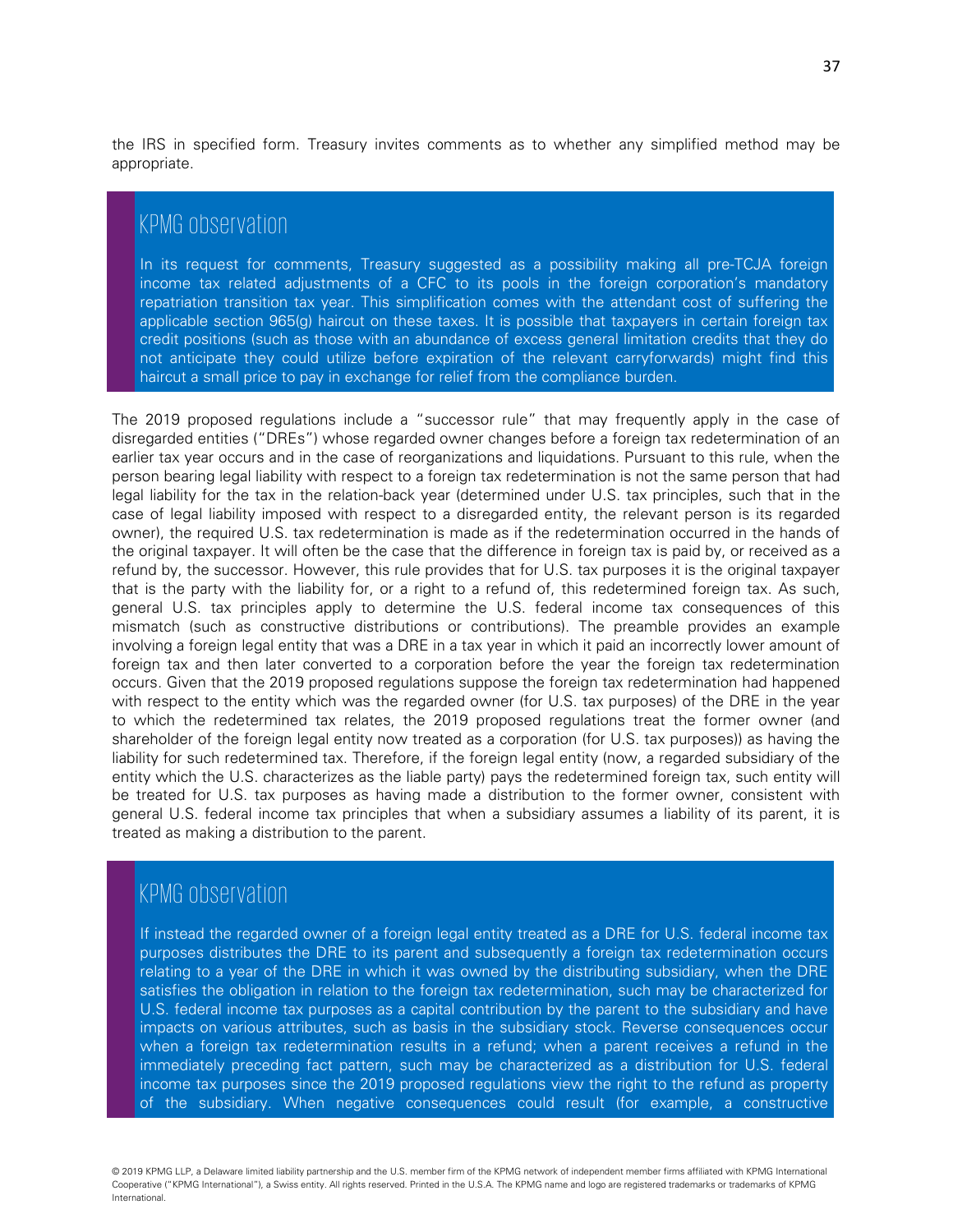the IRS in specified form. Treasury invites comments as to whether any simplified method may be appropriate.

### KPMG observation

In its request for comments, Treasury suggested as a possibility making all pre-TCJA foreign income tax related adjustments of a CFC to its pools in the foreign corporation's mandatory repatriation transition tax year. This simplification comes with the attendant cost of suffering the applicable section 965(g) haircut on these taxes. It is possible that taxpayers in certain foreign tax credit positions (such as those with an abundance of excess general limitation credits that they do not anticipate they could utilize before expiration of the relevant carryforwards) might find this haircut a small price to pay in exchange for relief from the compliance burden.

The 2019 proposed regulations include a "successor rule" that may frequently apply in the case of disregarded entities ("DREs") whose regarded owner changes before a foreign tax redetermination of an earlier tax year occurs and in the case of reorganizations and liquidations. Pursuant to this rule, when the person bearing legal liability with respect to a foreign tax redetermination is not the same person that had legal liability for the tax in the relation-back year (determined under U.S. tax principles, such that in the case of legal liability imposed with respect to a disregarded entity, the relevant person is its regarded owner), the required U.S. tax redetermination is made as if the redetermination occurred in the hands of the original taxpayer. It will often be the case that the difference in foreign tax is paid by, or received as a refund by, the successor. However, this rule provides that for U.S. tax purposes it is the original taxpayer that is the party with the liability for, or a right to a refund of, this redetermined foreign tax. As such, general U.S. tax principles apply to determine the U.S. federal income tax consequences of this mismatch (such as constructive distributions or contributions). The preamble provides an example involving a foreign legal entity that was a DRE in a tax year in which it paid an incorrectly lower amount of foreign tax and then later converted to a corporation before the year the foreign tax redetermination occurs. Given that the 2019 proposed regulations suppose the foreign tax redetermination had happened with respect to the entity which was the regarded owner (for U.S. tax purposes) of the DRE in the year to which the redetermined tax relates, the 2019 proposed regulations treat the former owner (and shareholder of the foreign legal entity now treated as a corporation (for U.S. tax purposes)) as having the liability for such redetermined tax. Therefore, if the foreign legal entity (now, a regarded subsidiary of the entity which the U.S. characterizes as the liable party) pays the redetermined foreign tax, such entity will be treated for U.S. tax purposes as having made a distribution to the former owner, consistent with general U.S. federal income tax principles that when a subsidiary assumes a liability of its parent, it is treated as making a distribution to the parent.

### KPMG observation

If instead the regarded owner of a foreign legal entity treated as a DRE for U.S. federal income tax purposes distributes the DRE to its parent and subsequently a foreign tax redetermination occurs relating to a year of the DRE in which it was owned by the distributing subsidiary, when the DRE satisfies the obligation in relation to the foreign tax redetermination, such may be characterized for U.S. federal income tax purposes as a capital contribution by the parent to the subsidiary and have impacts on various attributes, such as basis in the subsidiary stock. Reverse consequences occur when a foreign tax redetermination results in a refund; when a parent receives a refund in the immediately preceding fact pattern, such may be characterized as a distribution for U.S. federal income tax purposes since the 2019 proposed regulations view the right to the refund as property of the subsidiary. When negative consequences could result (for example, a constructive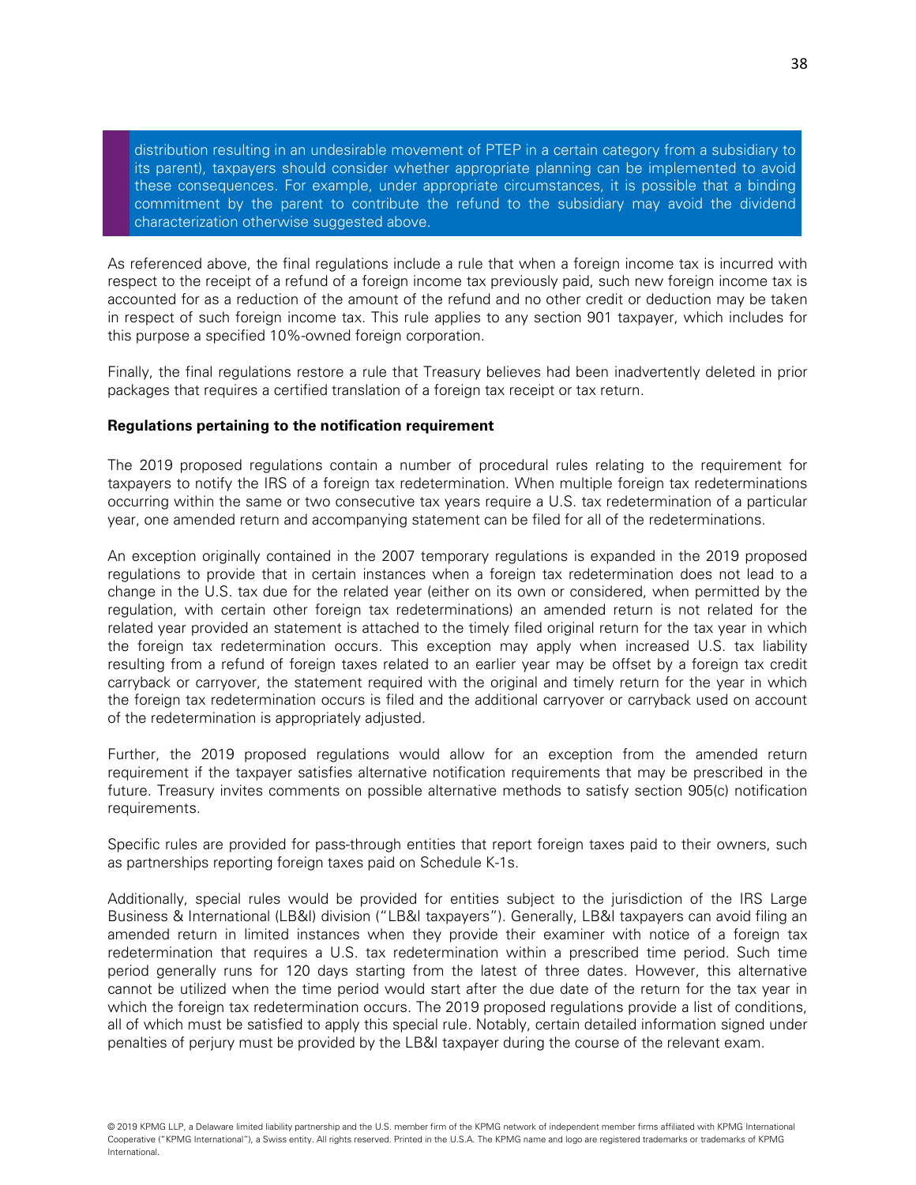distribution resulting in an undesirable movement of PTEP in a certain category from a subsidiary to its parent), taxpayers should consider whether appropriate planning can be implemented to avoid these consequences. For example, under appropriate circumstances, it is possible that a binding commitment by the parent to contribute the refund to the subsidiary may avoid the dividend characterization otherwise suggested above.

As referenced above, the final regulations include a rule that when a foreign income tax is incurred with respect to the receipt of a refund of a foreign income tax previously paid, such new foreign income tax is accounted for as a reduction of the amount of the refund and no other credit or deduction may be taken in respect of such foreign income tax. This rule applies to any section 901 taxpayer, which includes for this purpose a specified 10%-owned foreign corporation.

Finally, the final regulations restore a rule that Treasury believes had been inadvertently deleted in prior packages that requires a certified translation of a foreign tax receipt or tax return.

**Regulations pertaining to the notification requirement**

The 2019 proposed regulations contain a number of procedural rules relating to the requirement for taxpayers to notify the IRS of a foreign tax redetermination. When multiple foreign tax redeterminations occurring within the same or two consecutive tax years require a U.S. tax redetermination of a particular year, one amended return and accompanying statement can be filed for all of the redeterminations.

An exception originally contained in the 2007 temporary regulations is expanded in the 2019 proposed regulations to provide that in certain instances when a foreign tax redetermination does not lead to a change in the U.S. tax due for the related year (either on its own or considered, when permitted by the regulation, with certain other foreign tax redeterminations) an amended return is not related for the related year provided an statement is attached to the timely filed original return for the tax year in which the foreign tax redetermination occurs. This exception may apply when increased U.S. tax liability resulting from a refund of foreign taxes related to an earlier year may be offset by a foreign tax credit carryback or carryover, the statement required with the original and timely return for the year in which the foreign tax redetermination occurs is filed and the additional carryover or carryback used on account of the redetermination is appropriately adjusted.

Further, the 2019 proposed regulations would allow for an exception from the amended return requirement if the taxpayer satisfies alternative notification requirements that may be prescribed in the future. Treasury invites comments on possible alternative methods to satisfy section 905(c) notification requirements.

Specific rules are provided for pass-through entities that report foreign taxes paid to their owners, such as partnerships reporting foreign taxes paid on Schedule K-1s.

Additionally, special rules would be provided for entities subject to the jurisdiction of the IRS Large Business & International (LB&I) division ("LB&I taxpayers"). Generally, LB&I taxpayers can avoid filing an amended return in limited instances when they provide their examiner with notice of a foreign tax redetermination that requires a U.S. tax redetermination within a prescribed time period. Such time period generally runs for 120 days starting from the latest of three dates. However, this alternative cannot be utilized when the time period would start after the due date of the return for the tax year in which the foreign tax redetermination occurs. The 2019 proposed regulations provide a list of conditions, all of which must be satisfied to apply this special rule. Notably, certain detailed information signed under penalties of perjury must be provided by the LB&I taxpayer during the course of the relevant exam.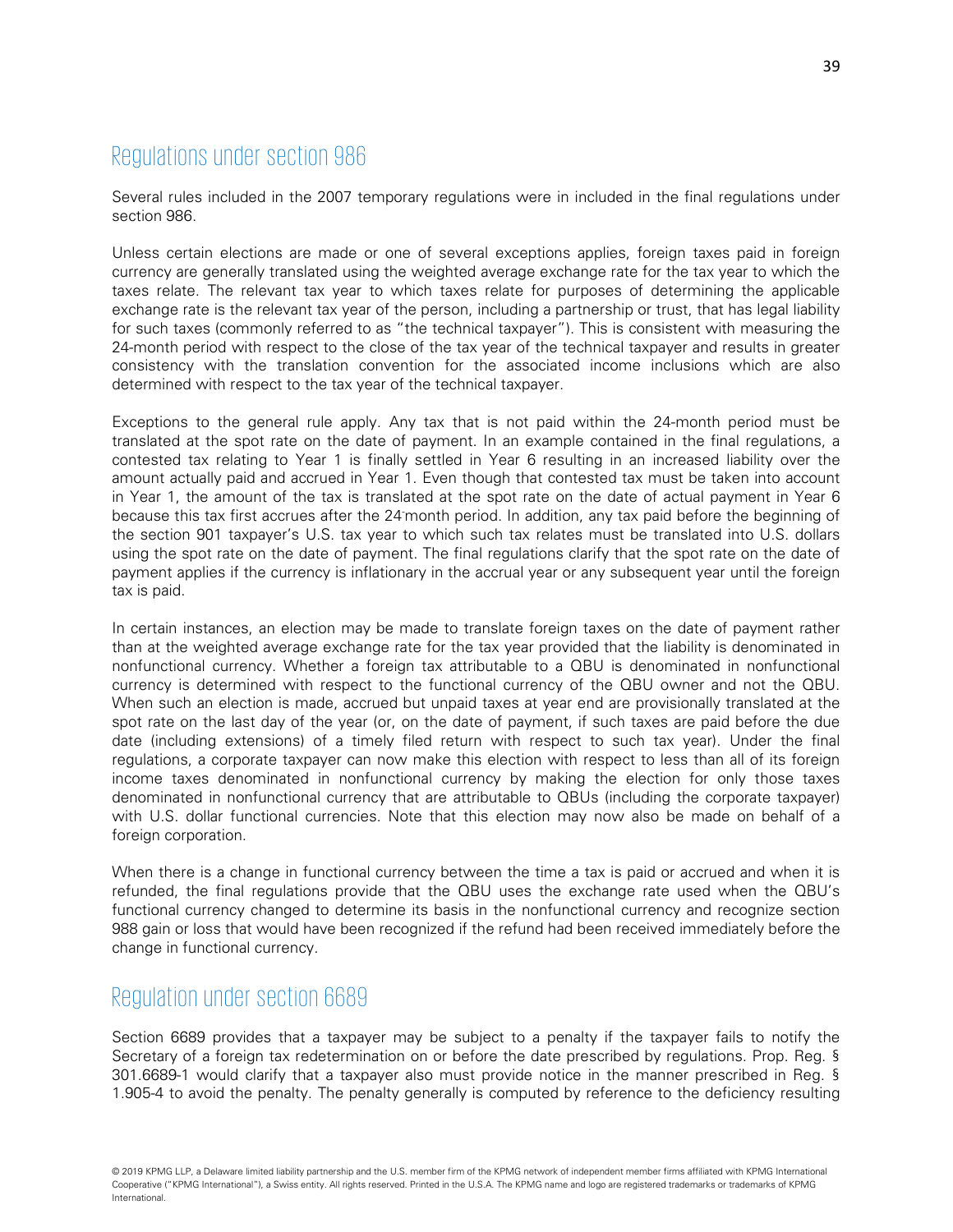## Regulations under section 986

Several rules included in the 2007 temporary regulations were in included in the final regulations under section 986.

Unless certain elections are made or one of several exceptions applies, foreign taxes paid in foreign currency are generally translated using the weighted average exchange rate for the tax year to which the taxes relate. The relevant tax year to which taxes relate for purposes of determining the applicable exchange rate is the relevant tax year of the person, including a partnership or trust, that has legal liability for such taxes (commonly referred to as "the technical taxpayer"). This is consistent with measuring the 24-month period with respect to the close of the tax year of the technical taxpayer and results in greater consistency with the translation convention for the associated income inclusions which are also determined with respect to the tax year of the technical taxpayer.

Exceptions to the general rule apply. Any tax that is not paid within the 24-month period must be translated at the spot rate on the date of payment. In an example contained in the final regulations, a contested tax relating to Year 1 is finally settled in Year 6 resulting in an increased liability over the amount actually paid and accrued in Year 1. Even though that contested tax must be taken into account in Year 1, the amount of the tax is translated at the spot rate on the date of actual payment in Year 6 because this tax first accrues after the 24-month period. In addition, any tax paid before the beginning of the section 901 taxpayer's U.S. tax year to which such tax relates must be translated into U.S. dollars using the spot rate on the date of payment. The final regulations clarify that the spot rate on the date of payment applies if the currency is inflationary in the accrual year or any subsequent year until the foreign tax is paid.

In certain instances, an election may be made to translate foreign taxes on the date of payment rather than at the weighted average exchange rate for the tax year provided that the liability is denominated in nonfunctional currency. Whether a foreign tax attributable to a QBU is denominated in nonfunctional currency is determined with respect to the functional currency of the QBU owner and not the QBU. When such an election is made, accrued but unpaid taxes at year end are provisionally translated at the spot rate on the last day of the year (or, on the date of payment, if such taxes are paid before the due date (including extensions) of a timely filed return with respect to such tax year). Under the final regulations, a corporate taxpayer can now make this election with respect to less than all of its foreign income taxes denominated in nonfunctional currency by making the election for only those taxes denominated in nonfunctional currency that are attributable to QBUs (including the corporate taxpayer) with U.S. dollar functional currencies. Note that this election may now also be made on behalf of a foreign corporation.

When there is a change in functional currency between the time a tax is paid or accrued and when it is refunded, the final regulations provide that the QBU uses the exchange rate used when the QBU's functional currency changed to determine its basis in the nonfunctional currency and recognize section 988 gain or loss that would have been recognized if the refund had been received immediately before the change in functional currency.

## Regulation under section 6689

Section 6689 provides that a taxpayer may be subject to a penalty if the taxpayer fails to notify the Secretary of a foreign tax redetermination on or before the date prescribed by regulations. Prop. Reg. § 301.6689-1 would clarify that a taxpayer also must provide notice in the manner prescribed in Reg. § 1.905-4 to avoid the penalty. The penalty generally is computed by reference to the deficiency resulting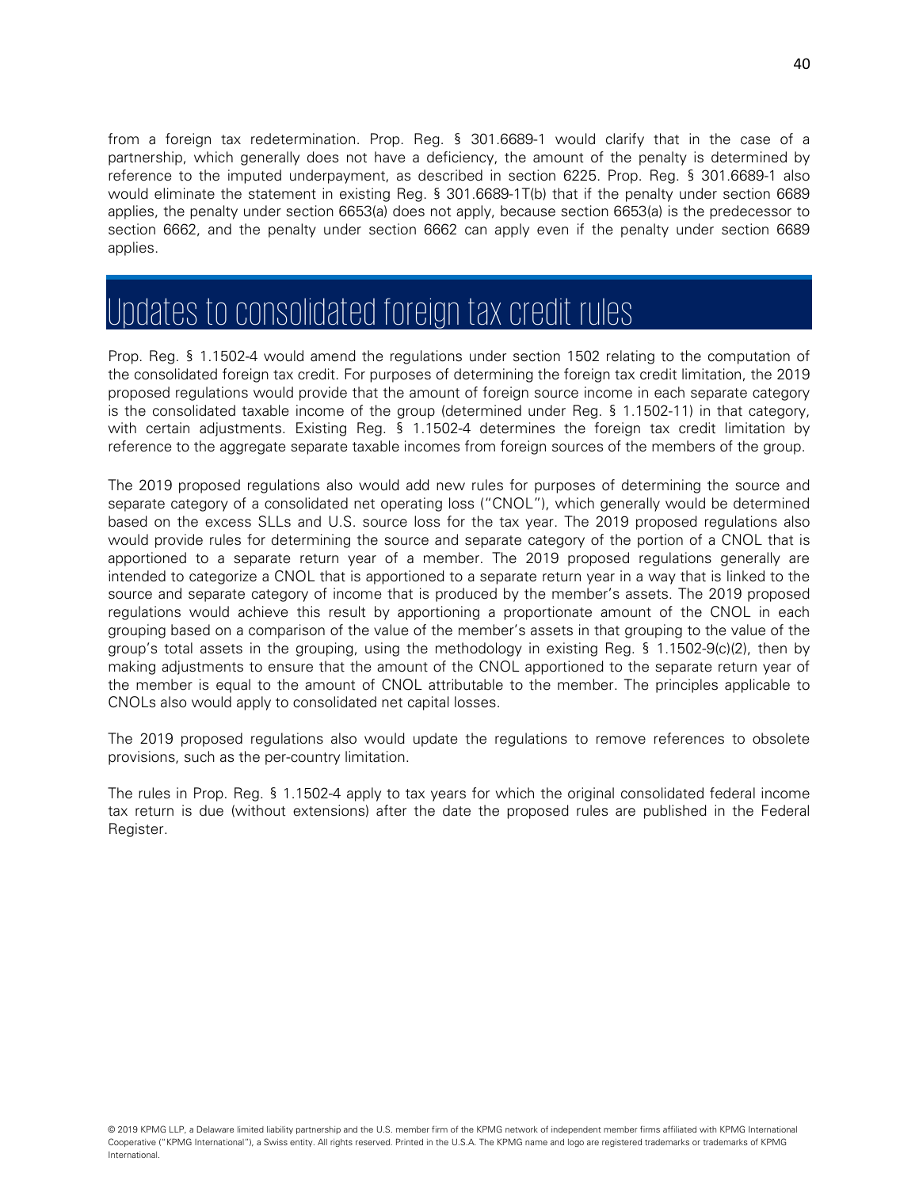from a foreign tax redetermination. Prop. Reg. § 301.6689-1 would clarify that in the case of a partnership, which generally does not have a deficiency, the amount of the penalty is determined by reference to the imputed underpayment, as described in section 6225. Prop. Reg. § 301.6689-1 also would eliminate the statement in existing Reg. § 301.6689-1T(b) that if the penalty under section 6689 applies, the penalty under section 6653(a) does not apply, because section 6653(a) is the predecessor to section 6662, and the penalty under section 6662 can apply even if the penalty under section 6689 applies.

# Updates to consolidated foreign tax credit rules

Prop. Reg. § 1.1502-4 would amend the regulations under section 1502 relating to the computation of the consolidated foreign tax credit. For purposes of determining the foreign tax credit limitation, the 2019 proposed regulations would provide that the amount of foreign source income in each separate category is the consolidated taxable income of the group (determined under Reg. § 1.1502-11) in that category, with certain adjustments. Existing Reg. § 1.1502-4 determines the foreign tax credit limitation by reference to the aggregate separate taxable incomes from foreign sources of the members of the group.

The 2019 proposed regulations also would add new rules for purposes of determining the source and separate category of a consolidated net operating loss ("CNOL"), which generally would be determined based on the excess SLLs and U.S. source loss for the tax year. The 2019 proposed regulations also would provide rules for determining the source and separate category of the portion of a CNOL that is apportioned to a separate return year of a member. The 2019 proposed regulations generally are intended to categorize a CNOL that is apportioned to a separate return year in a way that is linked to the source and separate category of income that is produced by the member's assets. The 2019 proposed regulations would achieve this result by apportioning a proportionate amount of the CNOL in each grouping based on a comparison of the value of the member's assets in that grouping to the value of the group's total assets in the grouping, using the methodology in existing Reg. § 1.1502-9(c)(2), then by making adjustments to ensure that the amount of the CNOL apportioned to the separate return year of the member is equal to the amount of CNOL attributable to the member. The principles applicable to CNOLs also would apply to consolidated net capital losses.

The 2019 proposed regulations also would update the regulations to remove references to obsolete provisions, such as the per-country limitation.

The rules in Prop. Reg. § 1.1502-4 apply to tax years for which the original consolidated federal income tax return is due (without extensions) after the date the proposed rules are published in the Federal Register.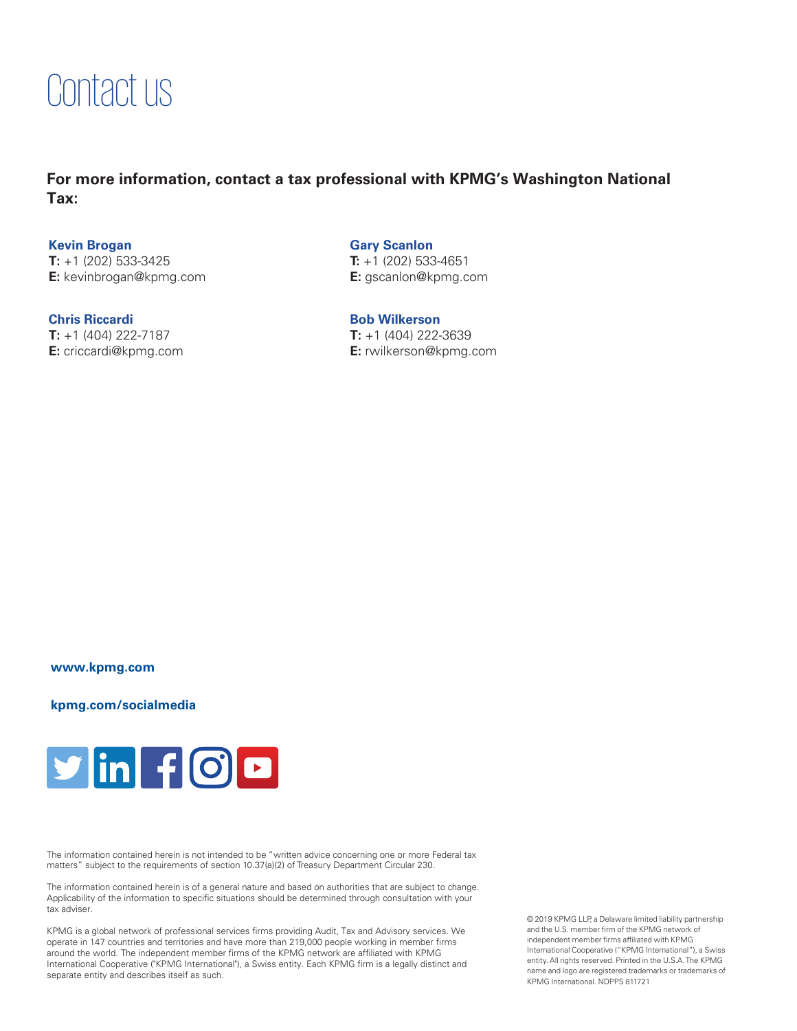# Contact us

**For more information, contact a tax professional with KPMG's Washington National Tax:**

**Kevin Brogan**
**T:** +1 (202) 533-3425
**E:** kevinbrogan@kpmg.com

**Chris Riccardi**
**T:** +1 (404) 222-7187
**E:** criccardi@kpmg.com

**Gary Scanlon**
**T:** +1 (202) 533-4651
**E:** gscanlon@kpmg.com

**Bob Wilkerson**
**T:** +1 (404) 222-3639
**E:** rwilkerson@kpmg.com

**www.kpmg.com**

**kpmg.com/socialmedia**

The information contained herein is not intended to be "written advice concerning one or more Federal tax matters" subject to the requirements of section 10.37(a)(2) of Treasury Department Circular 230.

The information contained herein is of a general nature and based on authorities that are subject to change. Applicability of the information to specific situations should be determined through consultation with your tax adviser.

KPMG is a global network of professional services firms providing Audit, Tax and Advisory services. We operate in 147 countries and territories and have more than 219,000 people working in member firms around the world. The independent member firms of the KPMG network are affiliated with KPMG International Cooperative ("KPMG International"), a Swiss entity. Each KPMG firm is a legally distinct and separate entity and describes itself as such.

© 2019 KPMG LLP, a Delaware limited liability partnership and the U.S. member firm of the KPMG network of independent member firms affiliated with KPMG International Cooperative ("KPMG International"), a Swiss entity. All rights reserved. Printed in the U.S.A. The KPMG name and logo are registered trademarks or trademarks of KPMG International. NDPPS 811721